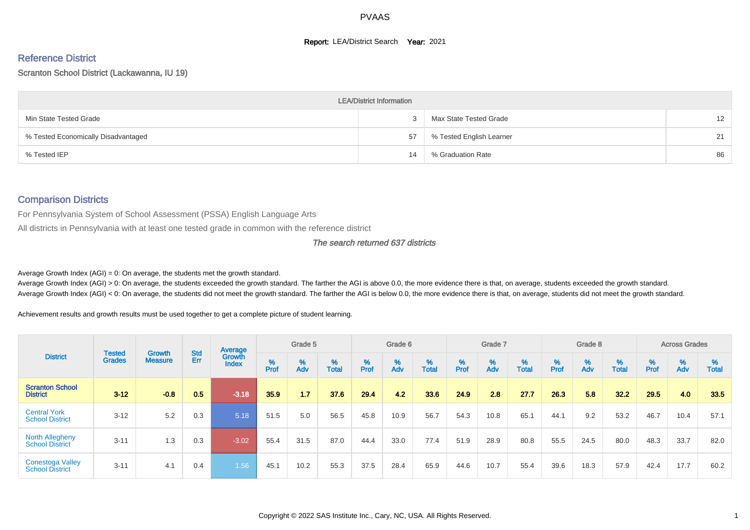# PVAAS

**Report:** LEA/District Search **Year:** 2021

## Reference District

Scranton School District (Lackawanna, IU 19)

| LEA/District Information | | | |
|---|---|---|---|
| Min State Tested Grade | 3 | Max State Tested Grade | 12 |
| % Tested Economically Disadvantaged | 57 | % Tested English Learner | 21 |
| % Tested IEP | 14 | % Graduation Rate | 86 |

## Comparison Districts

For Pennsylvania System of School Assessment (PSSA) English Language Arts

All districts in Pennsylvania with at least one tested grade in common with the reference district

*The search returned 637 districts*

Average Growth Index (AGI) = 0: On average, the students met the growth standard.

Average Growth Index (AGI) > 0: On average, the students exceeded the growth standard. The farther the AGI is above 0.0, the more evidence there is that, on average, students exceeded the growth standard.

Average Growth Index (AGI) < 0: On average, the students did not meet the growth standard. The farther the AGI is below 0.0, the more evidence there is that, on average, students did not meet the growth standard.

Achievement results and growth results must be used together to get a complete picture of student learning.

| District | Tested Grades | Growth Measure | Std Err | Average Growth Index | Grade 5 | | | Grade 6 | | | Grade 7 | | | Grade 8 | | | Across Grades | | |
|---|---|---|---|---|---|---|---|---|---|---|---|---|---|---|---|---|---|---|---|
| | | | | | % Prof | % Adv | % Total | % Prof | % Adv | % Total | % Prof | % Adv | % Total | % Prof | % Adv | % Total | % Prof | % Adv | % Total |
| **Scranton School District** | **3-12** | **-0.8** | **0.5** | **-3.18** | **35.9** | **1.7** | **37.6** | **29.4** | **4.2** | **33.6** | **24.9** | **2.8** | **27.7** | **26.3** | **5.8** | **32.2** | **29.5** | **4.0** | **33.5** |
| Central York School District | 3-12 | 5.2 | 0.3 | 5.18 | 51.5 | 5.0 | 56.5 | 45.8 | 10.9 | 56.7 | 54.3 | 10.8 | 65.1 | 44.1 | 9.2 | 53.2 | 46.7 | 10.4 | 57.1 |
| North Allegheny School District | 3-11 | 1.3 | 0.3 | -3.02 | 55.4 | 31.5 | 87.0 | 44.4 | 33.0 | 77.4 | 51.9 | 28.9 | 80.8 | 55.5 | 24.5 | 80.0 | 48.3 | 33.7 | 82.0 |
| Conestoga Valley School District | 3-11 | 4.1 | 0.4 | 1.56 | 45.1 | 10.2 | 55.3 | 37.5 | 28.4 | 65.9 | 44.6 | 10.7 | 55.4 | 39.6 | 18.3 | 57.9 | 42.4 | 17.7 | 60.2 |

Copyright © 2022 SAS Institute Inc., Cary, NC, USA. All Rights Reserved.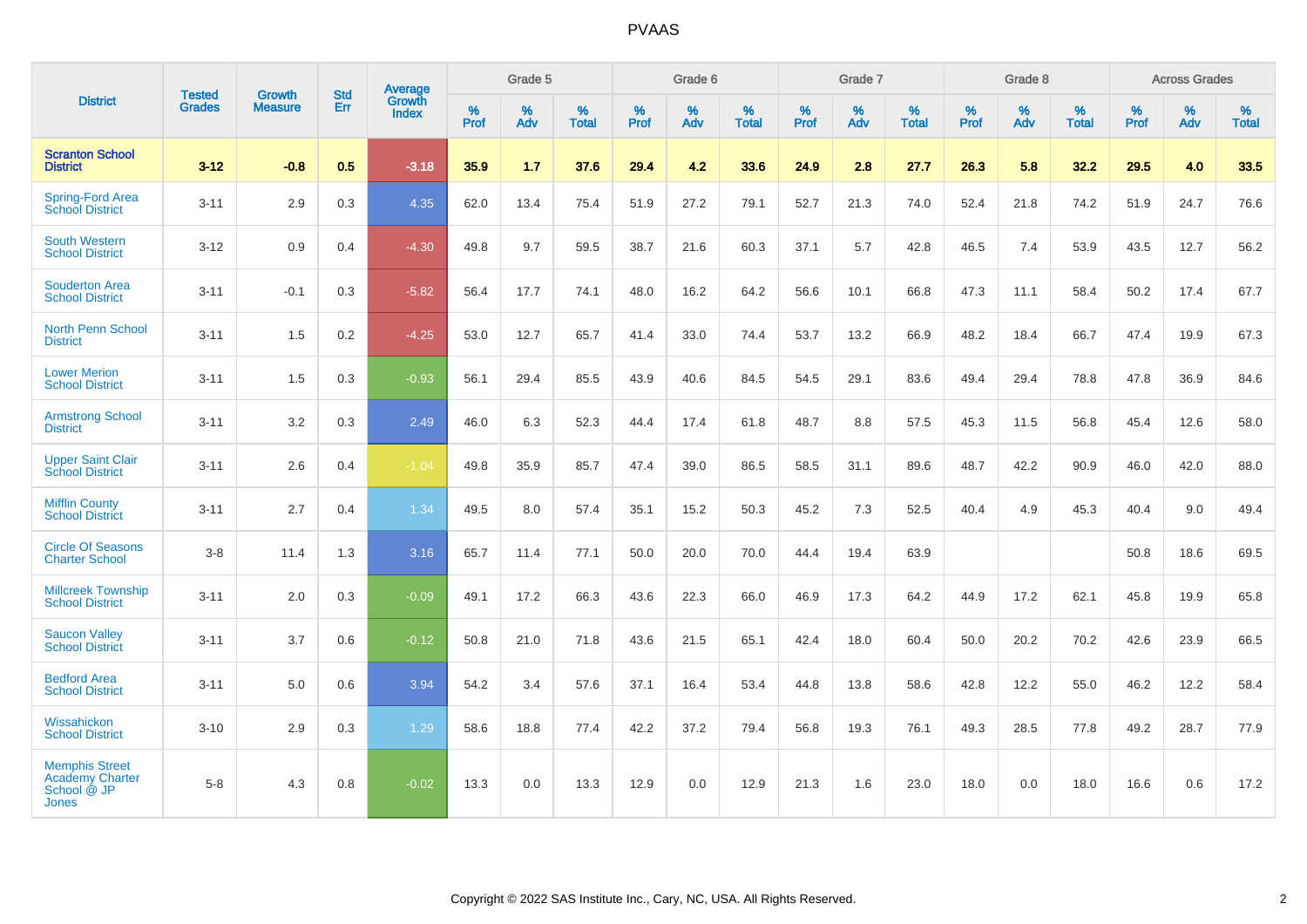| District | Tested Grades | Growth Measure | Std Err | Average Growth Index | Grade 5 | | | Grade 6 | | | Grade 7 | | | Grade 8 | | | Across Grades | | |
|---|---|---|---|---|---|---|---|---|---|---|---|---|---|---|---|---|---|---|---|
| | | | | | % Prof | % Adv | % Total | % Prof | % Adv | % Total | % Prof | % Adv | % Total | % Prof | % Adv | % Total | % Prof | % Adv | % Total |
| **Scranton School District** | **3-12** | **-0.8** | **0.5** | **-3.18** | **35.9** | **1.7** | **37.6** | **29.4** | **4.2** | **33.6** | **24.9** | **2.8** | **27.7** | **26.3** | **5.8** | **32.2** | **29.5** | **4.0** | **33.5** |
| Spring-Ford Area School District | 3-11 | 2.9 | 0.3 | 4.35 | 62.0 | 13.4 | 75.4 | 51.9 | 27.2 | 79.1 | 52.7 | 21.3 | 74.0 | 52.4 | 21.8 | 74.2 | 51.9 | 24.7 | 76.6 |
| South Western School District | 3-12 | 0.9 | 0.4 | -4.30 | 49.8 | 9.7 | 59.5 | 38.7 | 21.6 | 60.3 | 37.1 | 5.7 | 42.8 | 46.5 | 7.4 | 53.9 | 43.5 | 12.7 | 56.2 |
| Souderton Area School District | 3-11 | -0.1 | 0.3 | -5.82 | 56.4 | 17.7 | 74.1 | 48.0 | 16.2 | 64.2 | 56.6 | 10.1 | 66.8 | 47.3 | 11.1 | 58.4 | 50.2 | 17.4 | 67.7 |
| North Penn School District | 3-11 | 1.5 | 0.2 | -4.25 | 53.0 | 12.7 | 65.7 | 41.4 | 33.0 | 74.4 | 53.7 | 13.2 | 66.9 | 48.2 | 18.4 | 66.7 | 47.4 | 19.9 | 67.3 |
| Lower Merion School District | 3-11 | 1.5 | 0.3 | -0.93 | 56.1 | 29.4 | 85.5 | 43.9 | 40.6 | 84.5 | 54.5 | 29.1 | 83.6 | 49.4 | 29.4 | 78.8 | 47.8 | 36.9 | 84.6 |
| Armstrong School District | 3-11 | 3.2 | 0.3 | 2.49 | 46.0 | 6.3 | 52.3 | 44.4 | 17.4 | 61.8 | 48.7 | 8.8 | 57.5 | 45.3 | 11.5 | 56.8 | 45.4 | 12.6 | 58.0 |
| Upper Saint Clair School District | 3-11 | 2.6 | 0.4 | -1.04 | 49.8 | 35.9 | 85.7 | 47.4 | 39.0 | 86.5 | 58.5 | 31.1 | 89.6 | 48.7 | 42.2 | 90.9 | 46.0 | 42.0 | 88.0 |
| Mifflin County School District | 3-11 | 2.7 | 0.4 | 1.34 | 49.5 | 8.0 | 57.4 | 35.1 | 15.2 | 50.3 | 45.2 | 7.3 | 52.5 | 40.4 | 4.9 | 45.3 | 40.4 | 9.0 | 49.4 |
| Circle Of Seasons Charter School | 3-8 | 11.4 | 1.3 | 3.16 | 65.7 | 11.4 | 77.1 | 50.0 | 20.0 | 70.0 | 44.4 | 19.4 | 63.9 | | | | 50.8 | 18.6 | 69.5 |
| Millcreek Township School District | 3-11 | 2.0 | 0.3 | -0.09 | 49.1 | 17.2 | 66.3 | 43.6 | 22.3 | 66.0 | 46.9 | 17.3 | 64.2 | 44.9 | 17.2 | 62.1 | 45.8 | 19.9 | 65.8 |
| Saucon Valley School District | 3-11 | 3.7 | 0.6 | -0.12 | 50.8 | 21.0 | 71.8 | 43.6 | 21.5 | 65.1 | 42.4 | 18.0 | 60.4 | 50.0 | 20.2 | 70.2 | 42.6 | 23.9 | 66.5 |
| Bedford Area School District | 3-11 | 5.0 | 0.6 | 3.94 | 54.2 | 3.4 | 57.6 | 37.1 | 16.4 | 53.4 | 44.8 | 13.8 | 58.6 | 42.8 | 12.2 | 55.0 | 46.2 | 12.2 | 58.4 |
| Wissahickon School District | 3-10 | 2.9 | 0.3 | 1.29 | 58.6 | 18.8 | 77.4 | 42.2 | 37.2 | 79.4 | 56.8 | 19.3 | 76.1 | 49.3 | 28.5 | 77.8 | 49.2 | 28.7 | 77.9 |
| Memphis Street Academy Charter School @ JP Jones | 5-8 | 4.3 | 0.8 | -0.02 | 13.3 | 0.0 | 13.3 | 12.9 | 0.0 | 12.9 | 21.3 | 1.6 | 23.0 | 18.0 | 0.0 | 18.0 | 16.6 | 0.6 | 17.2 |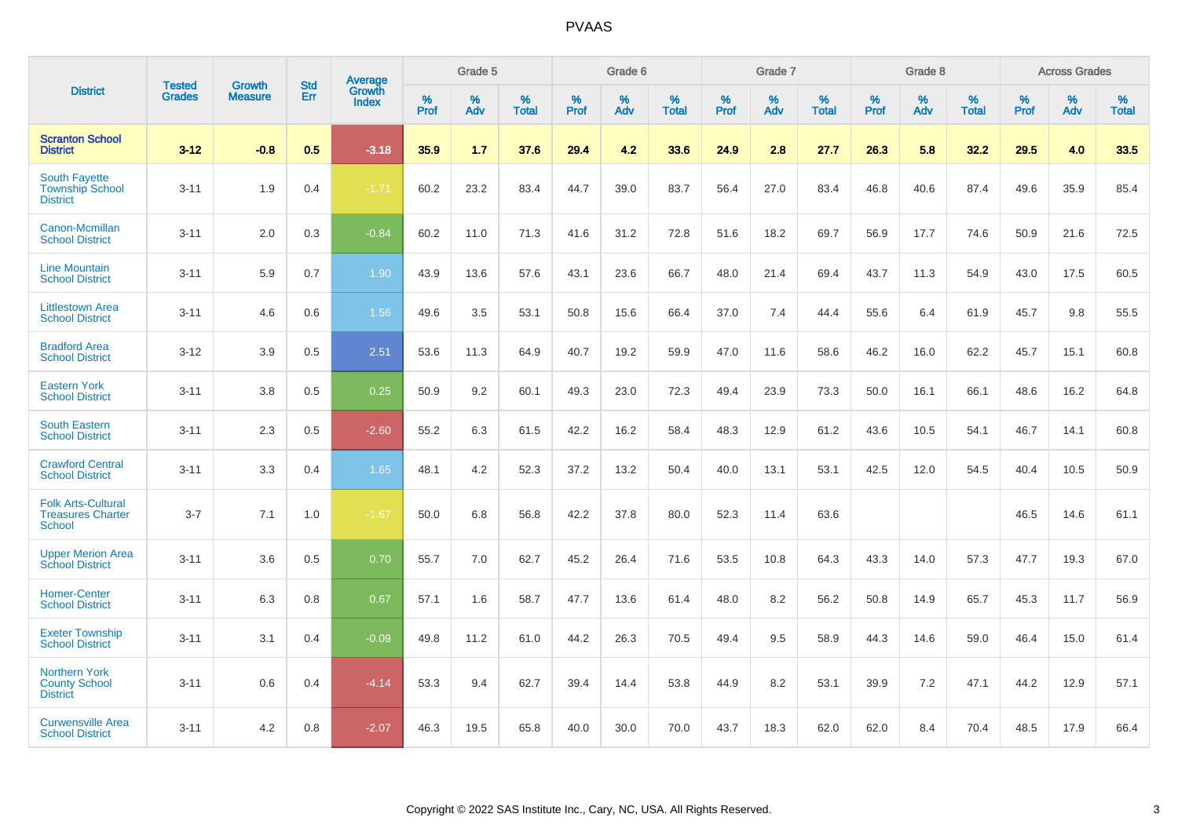# PVAAS

| District | Tested Grades | Growth Measure | Std Err | Average Growth Index | Grade 5 | | | Grade 6 | | | Grade 7 | | | Grade 8 | | | Across Grades | | |
|---|---|---|---|---|---|---|---|---|---|---|---|---|---|---|---|---|---|---|---|
| | | | | | % Prof | % Adv | % Total | % Prof | % Adv | % Total | % Prof | % Adv | % Total | % Prof | % Adv | % Total | % Prof | % Adv | % Total |
| **Scranton School District** | **3-12** | **-0.8** | **0.5** | **-3.18** | **35.9** | **1.7** | **37.6** | **29.4** | **4.2** | **33.6** | **24.9** | **2.8** | **27.7** | **26.3** | **5.8** | **32.2** | **29.5** | **4.0** | **33.5** |
| South Fayette Township School District | 3-11 | 1.9 | 0.4 | -1.71 | 60.2 | 23.2 | 83.4 | 44.7 | 39.0 | 83.7 | 56.4 | 27.0 | 83.4 | 46.8 | 40.6 | 87.4 | 49.6 | 35.9 | 85.4 |
| Canon-Mcmillan School District | 3-11 | 2.0 | 0.3 | -0.84 | 60.2 | 11.0 | 71.3 | 41.6 | 31.2 | 72.8 | 51.6 | 18.2 | 69.7 | 56.9 | 17.7 | 74.6 | 50.9 | 21.6 | 72.5 |
| Line Mountain School District | 3-11 | 5.9 | 0.7 | 1.90 | 43.9 | 13.6 | 57.6 | 43.1 | 23.6 | 66.7 | 48.0 | 21.4 | 69.4 | 43.7 | 11.3 | 54.9 | 43.0 | 17.5 | 60.5 |
| Littlestown Area School District | 3-11 | 4.6 | 0.6 | 1.56 | 49.6 | 3.5 | 53.1 | 50.8 | 15.6 | 66.4 | 37.0 | 7.4 | 44.4 | 55.6 | 6.4 | 61.9 | 45.7 | 9.8 | 55.5 |
| Bradford Area School District | 3-12 | 3.9 | 0.5 | 2.51 | 53.6 | 11.3 | 64.9 | 40.7 | 19.2 | 59.9 | 47.0 | 11.6 | 58.6 | 46.2 | 16.0 | 62.2 | 45.7 | 15.1 | 60.8 |
| Eastern York School District | 3-11 | 3.8 | 0.5 | 0.25 | 50.9 | 9.2 | 60.1 | 49.3 | 23.0 | 72.3 | 49.4 | 23.9 | 73.3 | 50.0 | 16.1 | 66.1 | 48.6 | 16.2 | 64.8 |
| South Eastern School District | 3-11 | 2.3 | 0.5 | -2.60 | 55.2 | 6.3 | 61.5 | 42.2 | 16.2 | 58.4 | 48.3 | 12.9 | 61.2 | 43.6 | 10.5 | 54.1 | 46.7 | 14.1 | 60.8 |
| Crawford Central School District | 3-11 | 3.3 | 0.4 | 1.65 | 48.1 | 4.2 | 52.3 | 37.2 | 13.2 | 50.4 | 40.0 | 13.1 | 53.1 | 42.5 | 12.0 | 54.5 | 40.4 | 10.5 | 50.9 |
| Folk Arts-Cultural Treasures Charter School | 3-7 | 7.1 | 1.0 | -1.67 | 50.0 | 6.8 | 56.8 | 42.2 | 37.8 | 80.0 | 52.3 | 11.4 | 63.6 | | | | 46.5 | 14.6 | 61.1 |
| Upper Merion Area School District | 3-11 | 3.6 | 0.5 | 0.70 | 55.7 | 7.0 | 62.7 | 45.2 | 26.4 | 71.6 | 53.5 | 10.8 | 64.3 | 43.3 | 14.0 | 57.3 | 47.7 | 19.3 | 67.0 |
| Homer-Center School District | 3-11 | 6.3 | 0.8 | 0.67 | 57.1 | 1.6 | 58.7 | 47.7 | 13.6 | 61.4 | 48.0 | 8.2 | 56.2 | 50.8 | 14.9 | 65.7 | 45.3 | 11.7 | 56.9 |
| Exeter Township School District | 3-11 | 3.1 | 0.4 | -0.09 | 49.8 | 11.2 | 61.0 | 44.2 | 26.3 | 70.5 | 49.4 | 9.5 | 58.9 | 44.3 | 14.6 | 59.0 | 46.4 | 15.0 | 61.4 |
| Northern York County School District | 3-11 | 0.6 | 0.4 | -4.14 | 53.3 | 9.4 | 62.7 | 39.4 | 14.4 | 53.8 | 44.9 | 8.2 | 53.1 | 39.9 | 7.2 | 47.1 | 44.2 | 12.9 | 57.1 |
| Curwensville Area School District | 3-11 | 4.2 | 0.8 | -2.07 | 46.3 | 19.5 | 65.8 | 40.0 | 30.0 | 70.0 | 43.7 | 18.3 | 62.0 | 62.0 | 8.4 | 70.4 | 48.5 | 17.9 | 66.4 |

Copyright © 2022 SAS Institute Inc., Cary, NC, USA. All Rights Reserved.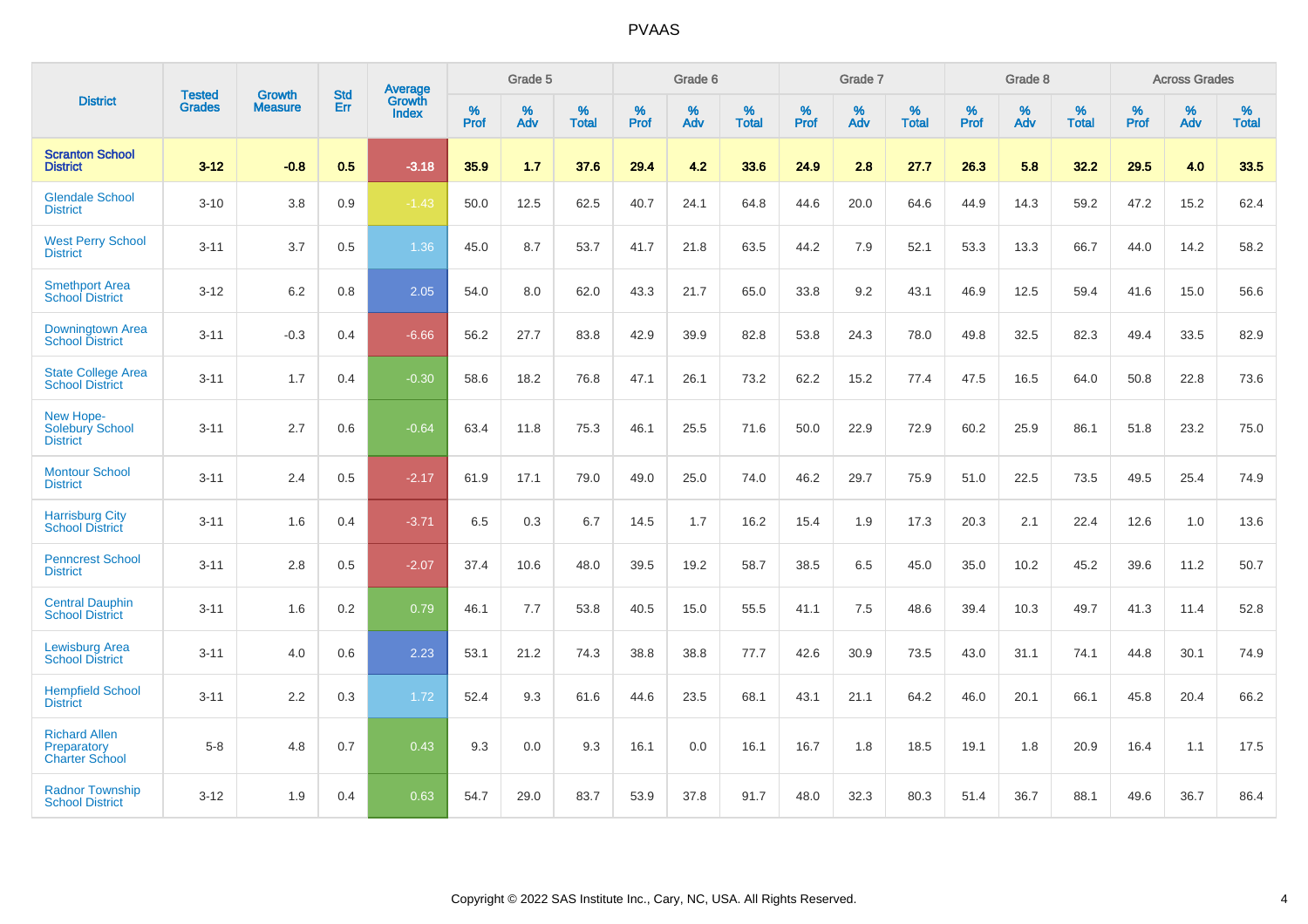# PVAAS

| District | Tested Grades | Growth Measure | Std Err | Average Growth Index | Grade 5 | | | Grade 6 | | | Grade 7 | | | Grade 8 | | | Across Grades | | |
|---|---|---|---|---|---|---|---|---|---|---|---|---|---|---|---|---|---|---|---|
| | | | | | % Prof | % Adv | % Total | % Prof | % Adv | % Total | % Prof | % Adv | % Total | % Prof | % Adv | % Total | % Prof | % Adv | % Total |
| **Scranton School District** | **3-12** | **-0.8** | **0.5** | **-3.18** | **35.9** | **1.7** | **37.6** | **29.4** | **4.2** | **33.6** | **24.9** | **2.8** | **27.7** | **26.3** | **5.8** | **32.2** | **29.5** | **4.0** | **33.5** |
| Glendale School District | 3-10 | 3.8 | 0.9 | -1.43 | 50.0 | 12.5 | 62.5 | 40.7 | 24.1 | 64.8 | 44.6 | 20.0 | 64.6 | 44.9 | 14.3 | 59.2 | 47.2 | 15.2 | 62.4 |
| West Perry School District | 3-11 | 3.7 | 0.5 | 1.36 | 45.0 | 8.7 | 53.7 | 41.7 | 21.8 | 63.5 | 44.2 | 7.9 | 52.1 | 53.3 | 13.3 | 66.7 | 44.0 | 14.2 | 58.2 |
| Smethport Area School District | 3-12 | 6.2 | 0.8 | 2.05 | 54.0 | 8.0 | 62.0 | 43.3 | 21.7 | 65.0 | 33.8 | 9.2 | 43.1 | 46.9 | 12.5 | 59.4 | 41.6 | 15.0 | 56.6 |
| Downingtown Area School District | 3-11 | -0.3 | 0.4 | -6.66 | 56.2 | 27.7 | 83.8 | 42.9 | 39.9 | 82.8 | 53.8 | 24.3 | 78.0 | 49.8 | 32.5 | 82.3 | 49.4 | 33.5 | 82.9 |
| State College Area School District | 3-11 | 1.7 | 0.4 | -0.30 | 58.6 | 18.2 | 76.8 | 47.1 | 26.1 | 73.2 | 62.2 | 15.2 | 77.4 | 47.5 | 16.5 | 64.0 | 50.8 | 22.8 | 73.6 |
| New Hope-Solebury School District | 3-11 | 2.7 | 0.6 | -0.64 | 63.4 | 11.8 | 75.3 | 46.1 | 25.5 | 71.6 | 50.0 | 22.9 | 72.9 | 60.2 | 25.9 | 86.1 | 51.8 | 23.2 | 75.0 |
| Montour School District | 3-11 | 2.4 | 0.5 | -2.17 | 61.9 | 17.1 | 79.0 | 49.0 | 25.0 | 74.0 | 46.2 | 29.7 | 75.9 | 51.0 | 22.5 | 73.5 | 49.5 | 25.4 | 74.9 |
| Harrisburg City School District | 3-11 | 1.6 | 0.4 | -3.71 | 6.5 | 0.3 | 6.7 | 14.5 | 1.7 | 16.2 | 15.4 | 1.9 | 17.3 | 20.3 | 2.1 | 22.4 | 12.6 | 1.0 | 13.6 |
| Penncrest School District | 3-11 | 2.8 | 0.5 | -2.07 | 37.4 | 10.6 | 48.0 | 39.5 | 19.2 | 58.7 | 38.5 | 6.5 | 45.0 | 35.0 | 10.2 | 45.2 | 39.6 | 11.2 | 50.7 |
| Central Dauphin School District | 3-11 | 1.6 | 0.2 | 0.79 | 46.1 | 7.7 | 53.8 | 40.5 | 15.0 | 55.5 | 41.1 | 7.5 | 48.6 | 39.4 | 10.3 | 49.7 | 41.3 | 11.4 | 52.8 |
| Lewisburg Area School District | 3-11 | 4.0 | 0.6 | 2.23 | 53.1 | 21.2 | 74.3 | 38.8 | 38.8 | 77.7 | 42.6 | 30.9 | 73.5 | 43.0 | 31.1 | 74.1 | 44.8 | 30.1 | 74.9 |
| Hempfield School District | 3-11 | 2.2 | 0.3 | 1.72 | 52.4 | 9.3 | 61.6 | 44.6 | 23.5 | 68.1 | 43.1 | 21.1 | 64.2 | 46.0 | 20.1 | 66.1 | 45.8 | 20.4 | 66.2 |
| Richard Allen Preparatory Charter School | 5-8 | 4.8 | 0.7 | 0.43 | 9.3 | 0.0 | 9.3 | 16.1 | 0.0 | 16.1 | 16.7 | 1.8 | 18.5 | 19.1 | 1.8 | 20.9 | 16.4 | 1.1 | 17.5 |
| Radnor Township School District | 3-12 | 1.9 | 0.4 | 0.63 | 54.7 | 29.0 | 83.7 | 53.9 | 37.8 | 91.7 | 48.0 | 32.3 | 80.3 | 51.4 | 36.7 | 88.1 | 49.6 | 36.7 | 86.4 |

Copyright © 2022 SAS Institute Inc., Cary, NC, USA. All Rights Reserved.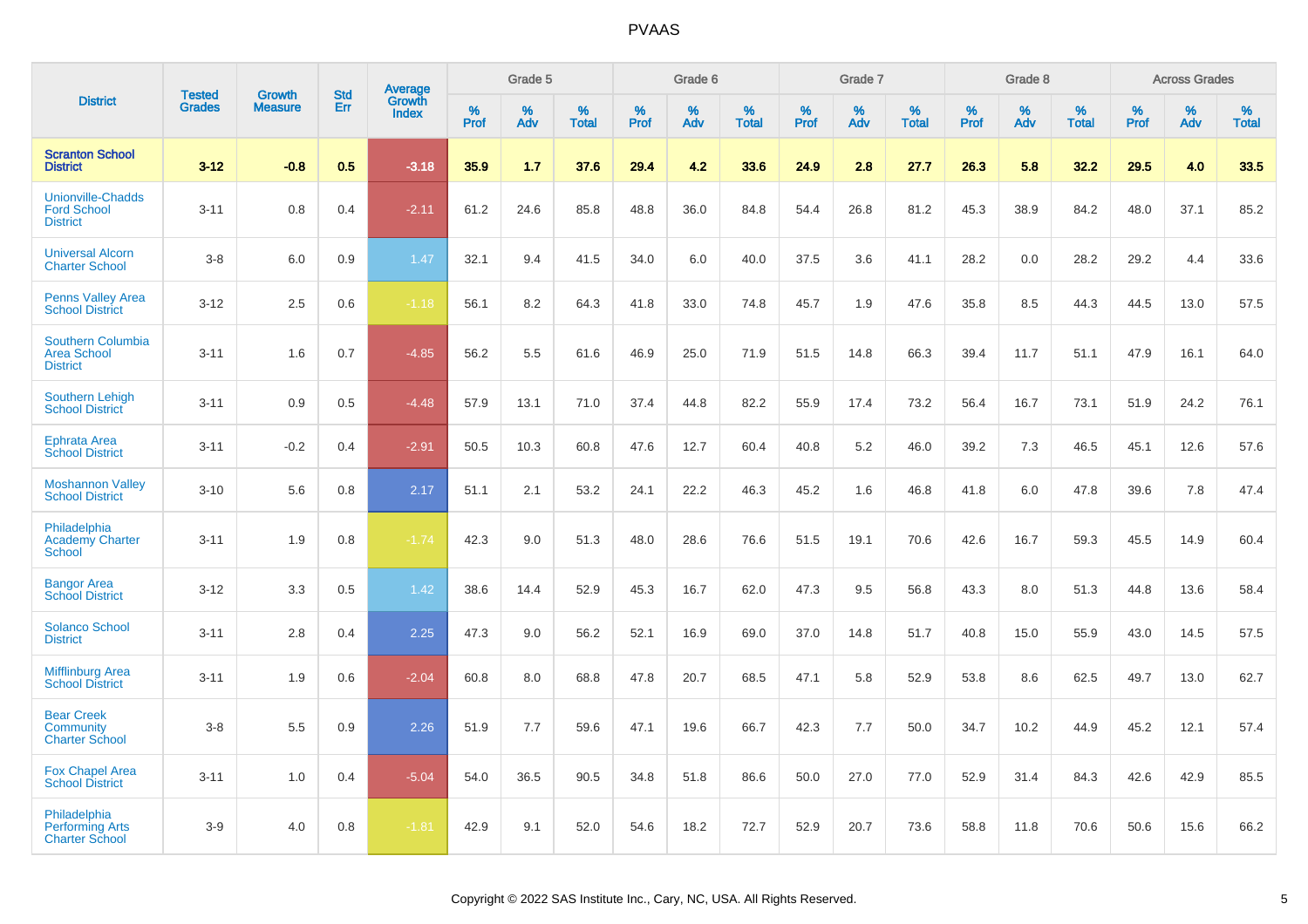# PVAAS

| District | Tested Grades | Growth Measure | Std Err | Average Growth Index | Grade 5 | | | Grade 6 | | | Grade 7 | | | Grade 8 | | | Across Grades | | |
|---|---|---|---|---|---|---|---|---|---|---|---|---|---|---|---|---|---|---|---|
| | | | | | % Prof | % Adv | % Total | % Prof | % Adv | % Total | % Prof | % Adv | % Total | % Prof | % Adv | % Total | % Prof | % Adv | % Total |
| **Scranton School District** | **3-12** | **-0.8** | **0.5** | **-3.18** | **35.9** | **1.7** | **37.6** | **29.4** | **4.2** | **33.6** | **24.9** | **2.8** | **27.7** | **26.3** | **5.8** | **32.2** | **29.5** | **4.0** | **33.5** |
| Unionville-Chadds Ford School District | 3-11 | 0.8 | 0.4 | -2.11 | 61.2 | 24.6 | 85.8 | 48.8 | 36.0 | 84.8 | 54.4 | 26.8 | 81.2 | 45.3 | 38.9 | 84.2 | 48.0 | 37.1 | 85.2 |
| Universal Alcorn Charter School | 3-8 | 6.0 | 0.9 | 1.47 | 32.1 | 9.4 | 41.5 | 34.0 | 6.0 | 40.0 | 37.5 | 3.6 | 41.1 | 28.2 | 0.0 | 28.2 | 29.2 | 4.4 | 33.6 |
| Penns Valley Area School District | 3-12 | 2.5 | 0.6 | -1.18 | 56.1 | 8.2 | 64.3 | 41.8 | 33.0 | 74.8 | 45.7 | 1.9 | 47.6 | 35.8 | 8.5 | 44.3 | 44.5 | 13.0 | 57.5 |
| Southern Columbia Area School District | 3-11 | 1.6 | 0.7 | -4.85 | 56.2 | 5.5 | 61.6 | 46.9 | 25.0 | 71.9 | 51.5 | 14.8 | 66.3 | 39.4 | 11.7 | 51.1 | 47.9 | 16.1 | 64.0 |
| Southern Lehigh School District | 3-11 | 0.9 | 0.5 | -4.48 | 57.9 | 13.1 | 71.0 | 37.4 | 44.8 | 82.2 | 55.9 | 17.4 | 73.2 | 56.4 | 16.7 | 73.1 | 51.9 | 24.2 | 76.1 |
| Ephrata Area School District | 3-11 | -0.2 | 0.4 | -2.91 | 50.5 | 10.3 | 60.8 | 47.6 | 12.7 | 60.4 | 40.8 | 5.2 | 46.0 | 39.2 | 7.3 | 46.5 | 45.1 | 12.6 | 57.6 |
| Moshannon Valley School District | 3-10 | 5.6 | 0.8 | 2.17 | 51.1 | 2.1 | 53.2 | 24.1 | 22.2 | 46.3 | 45.2 | 1.6 | 46.8 | 41.8 | 6.0 | 47.8 | 39.6 | 7.8 | 47.4 |
| Philadelphia Academy Charter School | 3-11 | 1.9 | 0.8 | -1.74 | 42.3 | 9.0 | 51.3 | 48.0 | 28.6 | 76.6 | 51.5 | 19.1 | 70.6 | 42.6 | 16.7 | 59.3 | 45.5 | 14.9 | 60.4 |
| Bangor Area School District | 3-12 | 3.3 | 0.5 | 1.42 | 38.6 | 14.4 | 52.9 | 45.3 | 16.7 | 62.0 | 47.3 | 9.5 | 56.8 | 43.3 | 8.0 | 51.3 | 44.8 | 13.6 | 58.4 |
| Solanco School District | 3-11 | 2.8 | 0.4 | 2.25 | 47.3 | 9.0 | 56.2 | 52.1 | 16.9 | 69.0 | 37.0 | 14.8 | 51.7 | 40.8 | 15.0 | 55.9 | 43.0 | 14.5 | 57.5 |
| Mifflinburg Area School District | 3-11 | 1.9 | 0.6 | -2.04 | 60.8 | 8.0 | 68.8 | 47.8 | 20.7 | 68.5 | 47.1 | 5.8 | 52.9 | 53.8 | 8.6 | 62.5 | 49.7 | 13.0 | 62.7 |
| Bear Creek Community Charter School | 3-8 | 5.5 | 0.9 | 2.26 | 51.9 | 7.7 | 59.6 | 47.1 | 19.6 | 66.7 | 42.3 | 7.7 | 50.0 | 34.7 | 10.2 | 44.9 | 45.2 | 12.1 | 57.4 |
| Fox Chapel Area School District | 3-11 | 1.0 | 0.4 | -5.04 | 54.0 | 36.5 | 90.5 | 34.8 | 51.8 | 86.6 | 50.0 | 27.0 | 77.0 | 52.9 | 31.4 | 84.3 | 42.6 | 42.9 | 85.5 |
| Philadelphia Performing Arts Charter School | 3-9 | 4.0 | 0.8 | -1.81 | 42.9 | 9.1 | 52.0 | 54.6 | 18.2 | 72.7 | 52.9 | 20.7 | 73.6 | 58.8 | 11.8 | 70.6 | 50.6 | 15.6 | 66.2 |

Copyright © 2022 SAS Institute Inc., Cary, NC, USA. All Rights Reserved.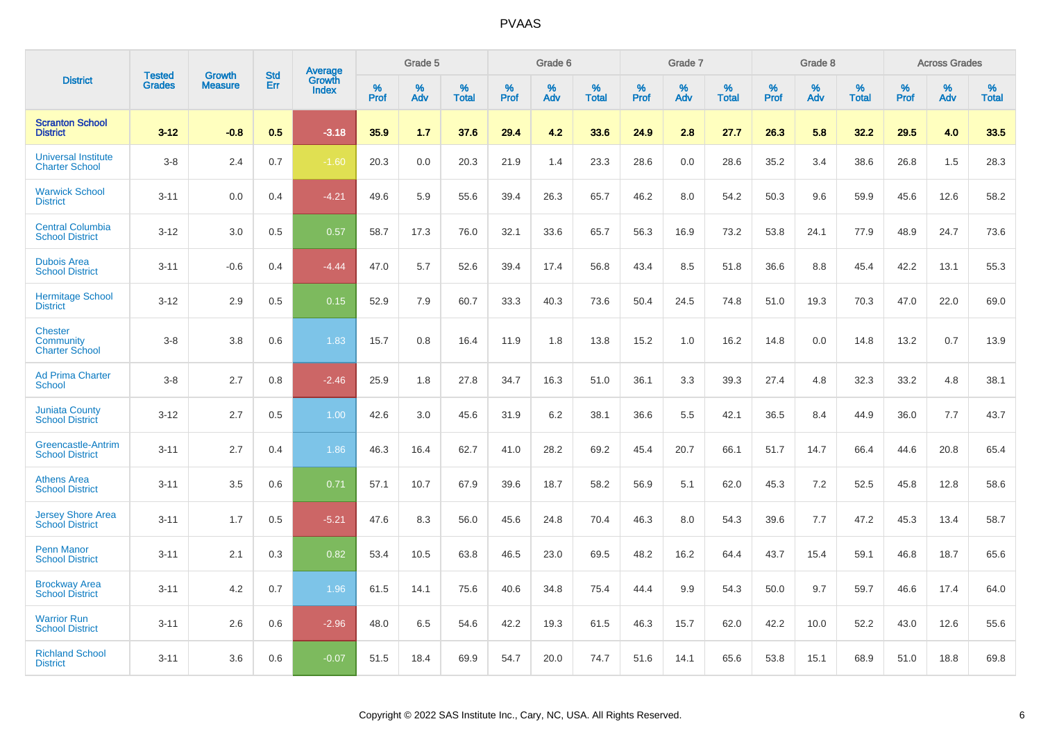# PVAAS

| District | Tested Grades | Growth Measure | Std Err | Average Growth Index | Grade 5 | | | Grade 6 | | | Grade 7 | | | Grade 8 | | | Across Grades | | |
|---|---|---|---|---|---|---|---|---|---|---|---|---|---|---|---|---|---|---|---|
| | | | | | % Prof | % Adv | % Total | % Prof | % Adv | % Total | % Prof | % Adv | % Total | % Prof | % Adv | % Total | % Prof | % Adv | % Total |
| **Scranton School District** | **3-12** | **-0.8** | **0.5** | **-3.18** | **35.9** | **1.7** | **37.6** | **29.4** | **4.2** | **33.6** | **24.9** | **2.8** | **27.7** | **26.3** | **5.8** | **32.2** | **29.5** | **4.0** | **33.5** |
| Universal Institute Charter School | 3-8 | 2.4 | 0.7 | -1.60 | 20.3 | 0.0 | 20.3 | 21.9 | 1.4 | 23.3 | 28.6 | 0.0 | 28.6 | 35.2 | 3.4 | 38.6 | 26.8 | 1.5 | 28.3 |
| Warwick School District | 3-11 | 0.0 | 0.4 | -4.21 | 49.6 | 5.9 | 55.6 | 39.4 | 26.3 | 65.7 | 46.2 | 8.0 | 54.2 | 50.3 | 9.6 | 59.9 | 45.6 | 12.6 | 58.2 |
| Central Columbia School District | 3-12 | 3.0 | 0.5 | 0.57 | 58.7 | 17.3 | 76.0 | 32.1 | 33.6 | 65.7 | 56.3 | 16.9 | 73.2 | 53.8 | 24.1 | 77.9 | 48.9 | 24.7 | 73.6 |
| Dubois Area School District | 3-11 | -0.6 | 0.4 | -4.44 | 47.0 | 5.7 | 52.6 | 39.4 | 17.4 | 56.8 | 43.4 | 8.5 | 51.8 | 36.6 | 8.8 | 45.4 | 42.2 | 13.1 | 55.3 |
| Hermitage School District | 3-12 | 2.9 | 0.5 | 0.15 | 52.9 | 7.9 | 60.7 | 33.3 | 40.3 | 73.6 | 50.4 | 24.5 | 74.8 | 51.0 | 19.3 | 70.3 | 47.0 | 22.0 | 69.0 |
| Chester Community Charter School | 3-8 | 3.8 | 0.6 | 1.83 | 15.7 | 0.8 | 16.4 | 11.9 | 1.8 | 13.8 | 15.2 | 1.0 | 16.2 | 14.8 | 0.0 | 14.8 | 13.2 | 0.7 | 13.9 |
| Ad Prima Charter School | 3-8 | 2.7 | 0.8 | -2.46 | 25.9 | 1.8 | 27.8 | 34.7 | 16.3 | 51.0 | 36.1 | 3.3 | 39.3 | 27.4 | 4.8 | 32.3 | 33.2 | 4.8 | 38.1 |
| Juniata County School District | 3-12 | 2.7 | 0.5 | 1.00 | 42.6 | 3.0 | 45.6 | 31.9 | 6.2 | 38.1 | 36.6 | 5.5 | 42.1 | 36.5 | 8.4 | 44.9 | 36.0 | 7.7 | 43.7 |
| Greencastle-Antrim School District | 3-11 | 2.7 | 0.4 | 1.86 | 46.3 | 16.4 | 62.7 | 41.0 | 28.2 | 69.2 | 45.4 | 20.7 | 66.1 | 51.7 | 14.7 | 66.4 | 44.6 | 20.8 | 65.4 |
| Athens Area School District | 3-11 | 3.5 | 0.6 | 0.71 | 57.1 | 10.7 | 67.9 | 39.6 | 18.7 | 58.2 | 56.9 | 5.1 | 62.0 | 45.3 | 7.2 | 52.5 | 45.8 | 12.8 | 58.6 |
| Jersey Shore Area School District | 3-11 | 1.7 | 0.5 | -5.21 | 47.6 | 8.3 | 56.0 | 45.6 | 24.8 | 70.4 | 46.3 | 8.0 | 54.3 | 39.6 | 7.7 | 47.2 | 45.3 | 13.4 | 58.7 |
| Penn Manor School District | 3-11 | 2.1 | 0.3 | 0.82 | 53.4 | 10.5 | 63.8 | 46.5 | 23.0 | 69.5 | 48.2 | 16.2 | 64.4 | 43.7 | 15.4 | 59.1 | 46.8 | 18.7 | 65.6 |
| Brockway Area School District | 3-11 | 4.2 | 0.7 | 1.96 | 61.5 | 14.1 | 75.6 | 40.6 | 34.8 | 75.4 | 44.4 | 9.9 | 54.3 | 50.0 | 9.7 | 59.7 | 46.6 | 17.4 | 64.0 |
| Warrior Run School District | 3-11 | 2.6 | 0.6 | -2.96 | 48.0 | 6.5 | 54.6 | 42.2 | 19.3 | 61.5 | 46.3 | 15.7 | 62.0 | 42.2 | 10.0 | 52.2 | 43.0 | 12.6 | 55.6 |
| Richland School District | 3-11 | 3.6 | 0.6 | -0.07 | 51.5 | 18.4 | 69.9 | 54.7 | 20.0 | 74.7 | 51.6 | 14.1 | 65.6 | 53.8 | 15.1 | 68.9 | 51.0 | 18.8 | 69.8 |

Copyright © 2022 SAS Institute Inc., Cary, NC, USA. All Rights Reserved.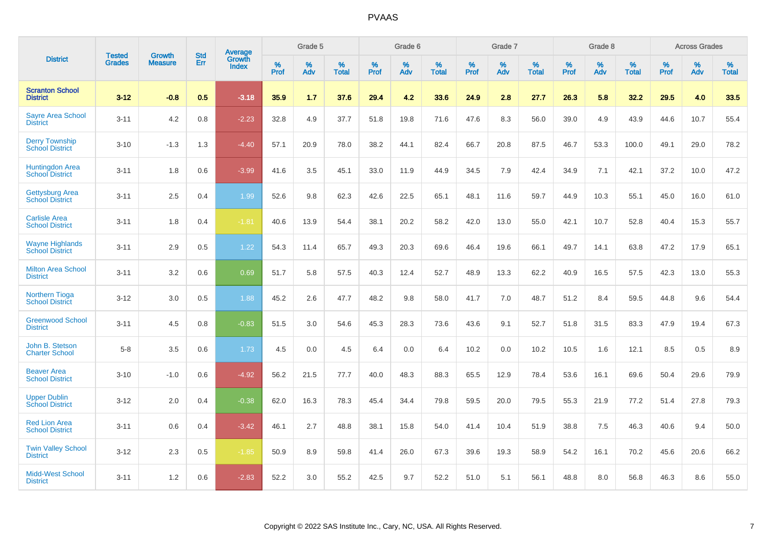# PVAAS

| District | Tested Grades | Growth Measure | Std Err | Average Growth Index | Grade 5 | | | Grade 6 | | | Grade 7 | | | Grade 8 | | | Across Grades | | |
|---|---|---|---|---|---|---|---|---|---|---|---|---|---|---|---|---|---|---|---|
| | | | | | % Prof | % Adv | % Total | % Prof | % Adv | % Total | % Prof | % Adv | % Total | % Prof | % Adv | % Total | % Prof | % Adv | % Total |
| **Scranton School District** | **3-12** | **-0.8** | **0.5** | **-3.18** | **35.9** | **1.7** | **37.6** | **29.4** | **4.2** | **33.6** | **24.9** | **2.8** | **27.7** | **26.3** | **5.8** | **32.2** | **29.5** | **4.0** | **33.5** |
| Sayre Area School District | 3-11 | 4.2 | 0.8 | -2.23 | 32.8 | 4.9 | 37.7 | 51.8 | 19.8 | 71.6 | 47.6 | 8.3 | 56.0 | 39.0 | 4.9 | 43.9 | 44.6 | 10.7 | 55.4 |
| Derry Township School District | 3-10 | -1.3 | 1.3 | -4.40 | 57.1 | 20.9 | 78.0 | 38.2 | 44.1 | 82.4 | 66.7 | 20.8 | 87.5 | 46.7 | 53.3 | 100.0 | 49.1 | 29.0 | 78.2 |
| Huntingdon Area School District | 3-11 | 1.8 | 0.6 | -3.99 | 41.6 | 3.5 | 45.1 | 33.0 | 11.9 | 44.9 | 34.5 | 7.9 | 42.4 | 34.9 | 7.1 | 42.1 | 37.2 | 10.0 | 47.2 |
| Gettysburg Area School District | 3-11 | 2.5 | 0.4 | 1.99 | 52.6 | 9.8 | 62.3 | 42.6 | 22.5 | 65.1 | 48.1 | 11.6 | 59.7 | 44.9 | 10.3 | 55.1 | 45.0 | 16.0 | 61.0 |
| Carlisle Area School District | 3-11 | 1.8 | 0.4 | -1.81 | 40.6 | 13.9 | 54.4 | 38.1 | 20.2 | 58.2 | 42.0 | 13.0 | 55.0 | 42.1 | 10.7 | 52.8 | 40.4 | 15.3 | 55.7 |
| Wayne Highlands School District | 3-11 | 2.9 | 0.5 | 1.22 | 54.3 | 11.4 | 65.7 | 49.3 | 20.3 | 69.6 | 46.4 | 19.6 | 66.1 | 49.7 | 14.1 | 63.8 | 47.2 | 17.9 | 65.1 |
| Milton Area School District | 3-11 | 3.2 | 0.6 | 0.69 | 51.7 | 5.8 | 57.5 | 40.3 | 12.4 | 52.7 | 48.9 | 13.3 | 62.2 | 40.9 | 16.5 | 57.5 | 42.3 | 13.0 | 55.3 |
| Northern Tioga School District | 3-12 | 3.0 | 0.5 | 1.88 | 45.2 | 2.6 | 47.7 | 48.2 | 9.8 | 58.0 | 41.7 | 7.0 | 48.7 | 51.2 | 8.4 | 59.5 | 44.8 | 9.6 | 54.4 |
| Greenwood School District | 3-11 | 4.5 | 0.8 | -0.83 | 51.5 | 3.0 | 54.6 | 45.3 | 28.3 | 73.6 | 43.6 | 9.1 | 52.7 | 51.8 | 31.5 | 83.3 | 47.9 | 19.4 | 67.3 |
| John B. Stetson Charter School | 5-8 | 3.5 | 0.6 | 1.73 | 4.5 | 0.0 | 4.5 | 6.4 | 0.0 | 6.4 | 10.2 | 0.0 | 10.2 | 10.5 | 1.6 | 12.1 | 8.5 | 0.5 | 8.9 |
| Beaver Area School District | 3-10 | -1.0 | 0.6 | -4.92 | 56.2 | 21.5 | 77.7 | 40.0 | 48.3 | 88.3 | 65.5 | 12.9 | 78.4 | 53.6 | 16.1 | 69.6 | 50.4 | 29.6 | 79.9 |
| Upper Dublin School District | 3-12 | 2.0 | 0.4 | -0.38 | 62.0 | 16.3 | 78.3 | 45.4 | 34.4 | 79.8 | 59.5 | 20.0 | 79.5 | 55.3 | 21.9 | 77.2 | 51.4 | 27.8 | 79.3 |
| Red Lion Area School District | 3-11 | 0.6 | 0.4 | -3.42 | 46.1 | 2.7 | 48.8 | 38.1 | 15.8 | 54.0 | 41.4 | 10.4 | 51.9 | 38.8 | 7.5 | 46.3 | 40.6 | 9.4 | 50.0 |
| Twin Valley School District | 3-12 | 2.3 | 0.5 | -1.85 | 50.9 | 8.9 | 59.8 | 41.4 | 26.0 | 67.3 | 39.6 | 19.3 | 58.9 | 54.2 | 16.1 | 70.2 | 45.6 | 20.6 | 66.2 |
| Midd-West School District | 3-11 | 1.2 | 0.6 | -2.83 | 52.2 | 3.0 | 55.2 | 42.5 | 9.7 | 52.2 | 51.0 | 5.1 | 56.1 | 48.8 | 8.0 | 56.8 | 46.3 | 8.6 | 55.0 |

Copyright © 2022 SAS Institute Inc., Cary, NC, USA. All Rights Reserved.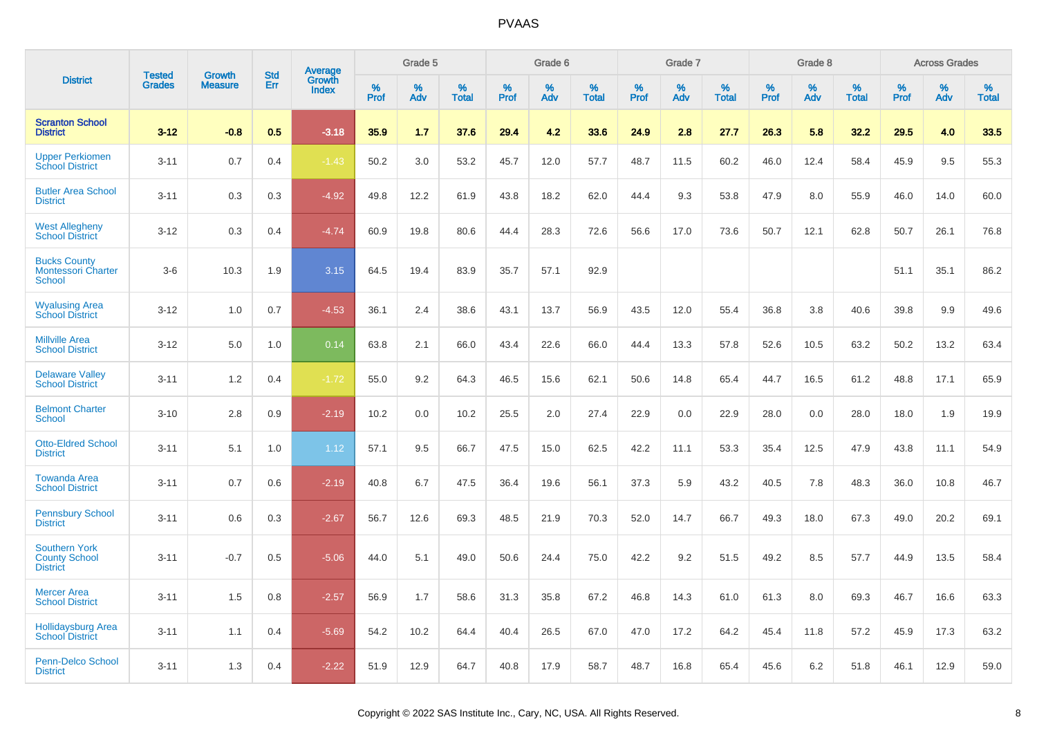# PVAAS

| District | Tested Grades | Growth Measure | Std Err | Average Growth Index | Grade 5 | | | Grade 6 | | | Grade 7 | | | Grade 8 | | | Across Grades | | |
|---|---|---|---|---|---|---|---|---|---|---|---|---|---|---|---|---|---|---|---|
| | | | | | % Prof | % Adv | % Total | % Prof | % Adv | % Total | % Prof | % Adv | % Total | % Prof | % Adv | % Total | % Prof | % Adv | % Total |
| **Scranton School District** | **3-12** | **-0.8** | **0.5** | **-3.18** | **35.9** | **1.7** | **37.6** | **29.4** | **4.2** | **33.6** | **24.9** | **2.8** | **27.7** | **26.3** | **5.8** | **32.2** | **29.5** | **4.0** | **33.5** |
| Upper Perkiomen School District | 3-11 | 0.7 | 0.4 | -1.43 | 50.2 | 3.0 | 53.2 | 45.7 | 12.0 | 57.7 | 48.7 | 11.5 | 60.2 | 46.0 | 12.4 | 58.4 | 45.9 | 9.5 | 55.3 |
| Butler Area School District | 3-11 | 0.3 | 0.3 | -4.92 | 49.8 | 12.2 | 61.9 | 43.8 | 18.2 | 62.0 | 44.4 | 9.3 | 53.8 | 47.9 | 8.0 | 55.9 | 46.0 | 14.0 | 60.0 |
| West Allegheny School District | 3-12 | 0.3 | 0.4 | -4.74 | 60.9 | 19.8 | 80.6 | 44.4 | 28.3 | 72.6 | 56.6 | 17.0 | 73.6 | 50.7 | 12.1 | 62.8 | 50.7 | 26.1 | 76.8 |
| Bucks County Montessori Charter School | 3-6 | 10.3 | 1.9 | 3.15 | 64.5 | 19.4 | 83.9 | 35.7 | 57.1 | 92.9 | | | | | | | 51.1 | 35.1 | 86.2 |
| Wyalusing Area School District | 3-12 | 1.0 | 0.7 | -4.53 | 36.1 | 2.4 | 38.6 | 43.1 | 13.7 | 56.9 | 43.5 | 12.0 | 55.4 | 36.8 | 3.8 | 40.6 | 39.8 | 9.9 | 49.6 |
| Millville Area School District | 3-12 | 5.0 | 1.0 | 0.14 | 63.8 | 2.1 | 66.0 | 43.4 | 22.6 | 66.0 | 44.4 | 13.3 | 57.8 | 52.6 | 10.5 | 63.2 | 50.2 | 13.2 | 63.4 |
| Delaware Valley School District | 3-11 | 1.2 | 0.4 | -1.72 | 55.0 | 9.2 | 64.3 | 46.5 | 15.6 | 62.1 | 50.6 | 14.8 | 65.4 | 44.7 | 16.5 | 61.2 | 48.8 | 17.1 | 65.9 |
| Belmont Charter School | 3-10 | 2.8 | 0.9 | -2.19 | 10.2 | 0.0 | 10.2 | 25.5 | 2.0 | 27.4 | 22.9 | 0.0 | 22.9 | 28.0 | 0.0 | 28.0 | 18.0 | 1.9 | 19.9 |
| Otto-Eldred School District | 3-11 | 5.1 | 1.0 | 1.12 | 57.1 | 9.5 | 66.7 | 47.5 | 15.0 | 62.5 | 42.2 | 11.1 | 53.3 | 35.4 | 12.5 | 47.9 | 43.8 | 11.1 | 54.9 |
| Towanda Area School District | 3-11 | 0.7 | 0.6 | -2.19 | 40.8 | 6.7 | 47.5 | 36.4 | 19.6 | 56.1 | 37.3 | 5.9 | 43.2 | 40.5 | 7.8 | 48.3 | 36.0 | 10.8 | 46.7 |
| Pennsbury School District | 3-11 | 0.6 | 0.3 | -2.67 | 56.7 | 12.6 | 69.3 | 48.5 | 21.9 | 70.3 | 52.0 | 14.7 | 66.7 | 49.3 | 18.0 | 67.3 | 49.0 | 20.2 | 69.1 |
| Southern York County School District | 3-11 | -0.7 | 0.5 | -5.06 | 44.0 | 5.1 | 49.0 | 50.6 | 24.4 | 75.0 | 42.2 | 9.2 | 51.5 | 49.2 | 8.5 | 57.7 | 44.9 | 13.5 | 58.4 |
| Mercer Area School District | 3-11 | 1.5 | 0.8 | -2.57 | 56.9 | 1.7 | 58.6 | 31.3 | 35.8 | 67.2 | 46.8 | 14.3 | 61.0 | 61.3 | 8.0 | 69.3 | 46.7 | 16.6 | 63.3 |
| Hollidaysburg Area School District | 3-11 | 1.1 | 0.4 | -5.69 | 54.2 | 10.2 | 64.4 | 40.4 | 26.5 | 67.0 | 47.0 | 17.2 | 64.2 | 45.4 | 11.8 | 57.2 | 45.9 | 17.3 | 63.2 |
| Penn-Delco School District | 3-11 | 1.3 | 0.4 | -2.22 | 51.9 | 12.9 | 64.7 | 40.8 | 17.9 | 58.7 | 48.7 | 16.8 | 65.4 | 45.6 | 6.2 | 51.8 | 46.1 | 12.9 | 59.0 |

Copyright © 2022 SAS Institute Inc., Cary, NC, USA. All Rights Reserved.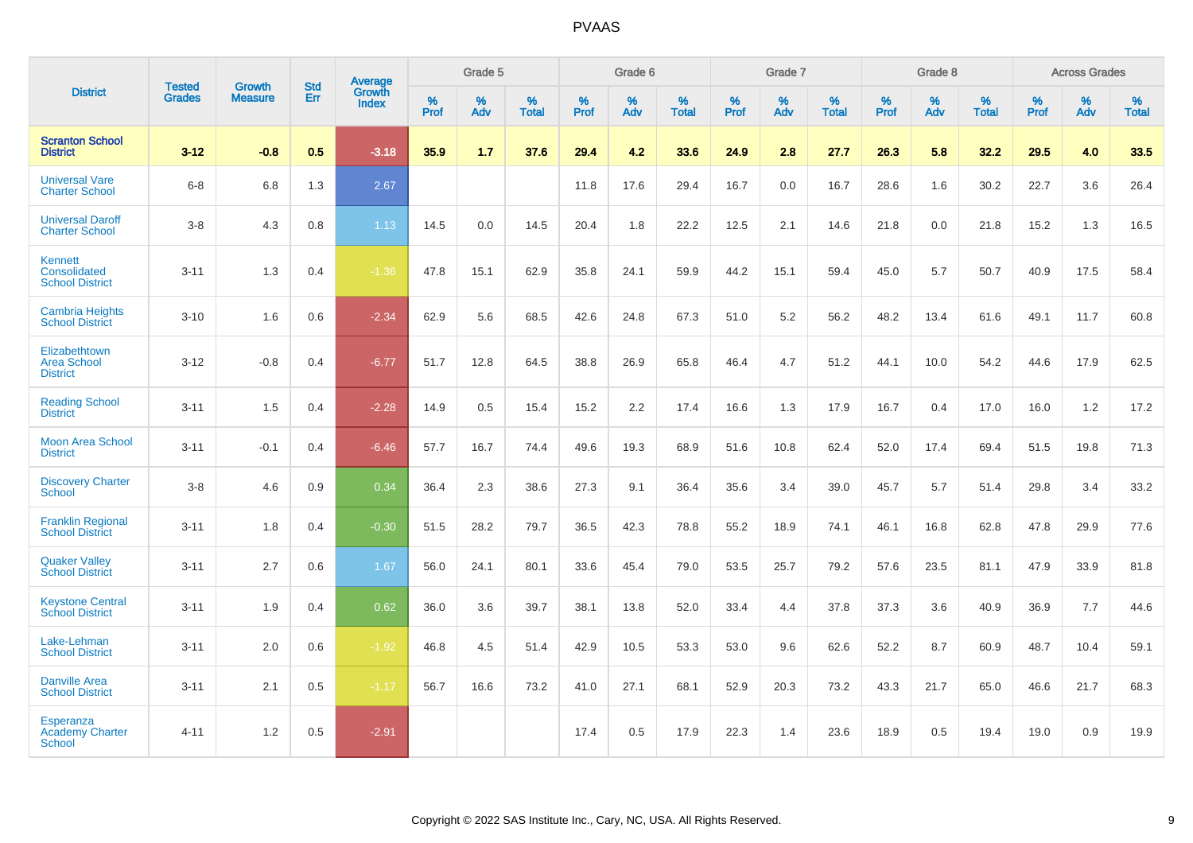# PVAAS

| District | Tested Grades | Growth Measure | Std Err | Average Growth Index | Grade 5 | | | Grade 6 | | | Grade 7 | | | Grade 8 | | | Across Grades | | |
|---|---|---|---|---|---|---|---|---|---|---|---|---|---|---|---|---|---|---|---|
| | | | | | % Prof | % Adv | % Total | % Prof | % Adv | % Total | % Prof | % Adv | % Total | % Prof | % Adv | % Total | % Prof | % Adv | % Total |
| **Scranton School District** | **3-12** | **-0.8** | **0.5** | **-3.18** | **35.9** | **1.7** | **37.6** | **29.4** | **4.2** | **33.6** | **24.9** | **2.8** | **27.7** | **26.3** | **5.8** | **32.2** | **29.5** | **4.0** | **33.5** |
| Universal Vare Charter School | 6-8 | 6.8 | 1.3 | 2.67 | | | | 11.8 | 17.6 | 29.4 | 16.7 | 0.0 | 16.7 | 28.6 | 1.6 | 30.2 | 22.7 | 3.6 | 26.4 |
| Universal Daroff Charter School | 3-8 | 4.3 | 0.8 | 1.13 | 14.5 | 0.0 | 14.5 | 20.4 | 1.8 | 22.2 | 12.5 | 2.1 | 14.6 | 21.8 | 0.0 | 21.8 | 15.2 | 1.3 | 16.5 |
| Kennett Consolidated School District | 3-11 | 1.3 | 0.4 | -1.36 | 47.8 | 15.1 | 62.9 | 35.8 | 24.1 | 59.9 | 44.2 | 15.1 | 59.4 | 45.0 | 5.7 | 50.7 | 40.9 | 17.5 | 58.4 |
| Cambria Heights School District | 3-10 | 1.6 | 0.6 | -2.34 | 62.9 | 5.6 | 68.5 | 42.6 | 24.8 | 67.3 | 51.0 | 5.2 | 56.2 | 48.2 | 13.4 | 61.6 | 49.1 | 11.7 | 60.8 |
| Elizabethtown Area School District | 3-12 | -0.8 | 0.4 | -6.77 | 51.7 | 12.8 | 64.5 | 38.8 | 26.9 | 65.8 | 46.4 | 4.7 | 51.2 | 44.1 | 10.0 | 54.2 | 44.6 | 17.9 | 62.5 |
| Reading School District | 3-11 | 1.5 | 0.4 | -2.28 | 14.9 | 0.5 | 15.4 | 15.2 | 2.2 | 17.4 | 16.6 | 1.3 | 17.9 | 16.7 | 0.4 | 17.0 | 16.0 | 1.2 | 17.2 |
| Moon Area School District | 3-11 | -0.1 | 0.4 | -6.46 | 57.7 | 16.7 | 74.4 | 49.6 | 19.3 | 68.9 | 51.6 | 10.8 | 62.4 | 52.0 | 17.4 | 69.4 | 51.5 | 19.8 | 71.3 |
| Discovery Charter School | 3-8 | 4.6 | 0.9 | 0.34 | 36.4 | 2.3 | 38.6 | 27.3 | 9.1 | 36.4 | 35.6 | 3.4 | 39.0 | 45.7 | 5.7 | 51.4 | 29.8 | 3.4 | 33.2 |
| Franklin Regional School District | 3-11 | 1.8 | 0.4 | -0.30 | 51.5 | 28.2 | 79.7 | 36.5 | 42.3 | 78.8 | 55.2 | 18.9 | 74.1 | 46.1 | 16.8 | 62.8 | 47.8 | 29.9 | 77.6 |
| Quaker Valley School District | 3-11 | 2.7 | 0.6 | 1.67 | 56.0 | 24.1 | 80.1 | 33.6 | 45.4 | 79.0 | 53.5 | 25.7 | 79.2 | 57.6 | 23.5 | 81.1 | 47.9 | 33.9 | 81.8 |
| Keystone Central School District | 3-11 | 1.9 | 0.4 | 0.62 | 36.0 | 3.6 | 39.7 | 38.1 | 13.8 | 52.0 | 33.4 | 4.4 | 37.8 | 37.3 | 3.6 | 40.9 | 36.9 | 7.7 | 44.6 |
| Lake-Lehman School District | 3-11 | 2.0 | 0.6 | -1.92 | 46.8 | 4.5 | 51.4 | 42.9 | 10.5 | 53.3 | 53.0 | 9.6 | 62.6 | 52.2 | 8.7 | 60.9 | 48.7 | 10.4 | 59.1 |
| Danville Area School District | 3-11 | 2.1 | 0.5 | -1.17 | 56.7 | 16.6 | 73.2 | 41.0 | 27.1 | 68.1 | 52.9 | 20.3 | 73.2 | 43.3 | 21.7 | 65.0 | 46.6 | 21.7 | 68.3 |
| Esperanza Academy Charter School | 4-11 | 1.2 | 0.5 | -2.91 | | | | 17.4 | 0.5 | 17.9 | 22.3 | 1.4 | 23.6 | 18.9 | 0.5 | 19.4 | 19.0 | 0.9 | 19.9 |

Copyright © 2022 SAS Institute Inc., Cary, NC, USA. All Rights Reserved.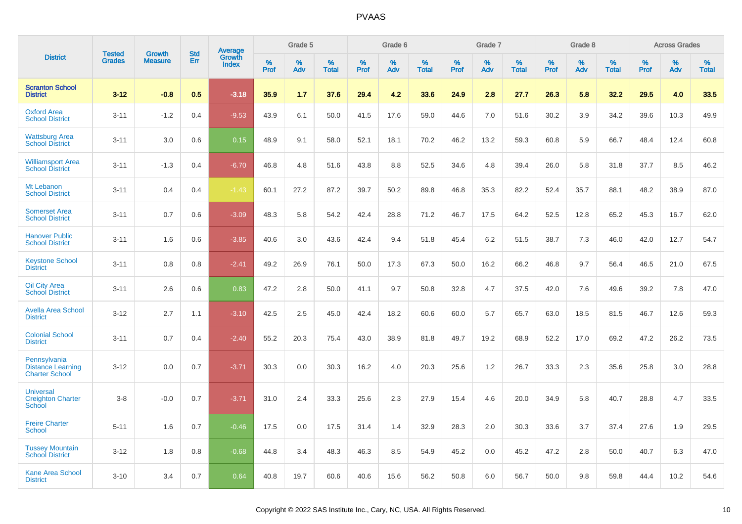| District | Tested Grades | Growth Measure | Std Err | Average Growth Index | Grade 5 | | | Grade 6 | | | Grade 7 | | | Grade 8 | | | Across Grades | | |
|---|---|---|---|---|---|---|---|---|---|---|---|---|---|---|---|---|---|---|---|
| | | | | | % Prof | % Adv | % Total | % Prof | % Adv | % Total | % Prof | % Adv | % Total | % Prof | % Adv | % Total | % Prof | % Adv | % Total |
| **Scranton School District** | **3-12** | **-0.8** | **0.5** | **-3.18** | **35.9** | **1.7** | **37.6** | **29.4** | **4.2** | **33.6** | **24.9** | **2.8** | **27.7** | **26.3** | **5.8** | **32.2** | **29.5** | **4.0** | **33.5** |
| Oxford Area School District | 3-11 | -1.2 | 0.4 | -9.53 | 43.9 | 6.1 | 50.0 | 41.5 | 17.6 | 59.0 | 44.6 | 7.0 | 51.6 | 30.2 | 3.9 | 34.2 | 39.6 | 10.3 | 49.9 |
| Wattsburg Area School District | 3-11 | 3.0 | 0.6 | 0.15 | 48.9 | 9.1 | 58.0 | 52.1 | 18.1 | 70.2 | 46.2 | 13.2 | 59.3 | 60.8 | 5.9 | 66.7 | 48.4 | 12.4 | 60.8 |
| Williamsport Area School District | 3-11 | -1.3 | 0.4 | -6.70 | 46.8 | 4.8 | 51.6 | 43.8 | 8.8 | 52.5 | 34.6 | 4.8 | 39.4 | 26.0 | 5.8 | 31.8 | 37.7 | 8.5 | 46.2 |
| Mt Lebanon School District | 3-11 | 0.4 | 0.4 | -1.43 | 60.1 | 27.2 | 87.2 | 39.7 | 50.2 | 89.8 | 46.8 | 35.3 | 82.2 | 52.4 | 35.7 | 88.1 | 48.2 | 38.9 | 87.0 |
| Somerset Area School District | 3-11 | 0.7 | 0.6 | -3.09 | 48.3 | 5.8 | 54.2 | 42.4 | 28.8 | 71.2 | 46.7 | 17.5 | 64.2 | 52.5 | 12.8 | 65.2 | 45.3 | 16.7 | 62.0 |
| Hanover Public School District | 3-11 | 1.6 | 0.6 | -3.85 | 40.6 | 3.0 | 43.6 | 42.4 | 9.4 | 51.8 | 45.4 | 6.2 | 51.5 | 38.7 | 7.3 | 46.0 | 42.0 | 12.7 | 54.7 |
| Keystone School District | 3-11 | 0.8 | 0.8 | -2.41 | 49.2 | 26.9 | 76.1 | 50.0 | 17.3 | 67.3 | 50.0 | 16.2 | 66.2 | 46.8 | 9.7 | 56.4 | 46.5 | 21.0 | 67.5 |
| Oil City Area School District | 3-11 | 2.6 | 0.6 | 0.83 | 47.2 | 2.8 | 50.0 | 41.1 | 9.7 | 50.8 | 32.8 | 4.7 | 37.5 | 42.0 | 7.6 | 49.6 | 39.2 | 7.8 | 47.0 |
| Avella Area School District | 3-12 | 2.7 | 1.1 | -3.10 | 42.5 | 2.5 | 45.0 | 42.4 | 18.2 | 60.6 | 60.0 | 5.7 | 65.7 | 63.0 | 18.5 | 81.5 | 46.7 | 12.6 | 59.3 |
| Colonial School District | 3-11 | 0.7 | 0.4 | -2.40 | 55.2 | 20.3 | 75.4 | 43.0 | 38.9 | 81.8 | 49.7 | 19.2 | 68.9 | 52.2 | 17.0 | 69.2 | 47.2 | 26.2 | 73.5 |
| Pennsylvania Distance Learning Charter School | 3-12 | 0.0 | 0.7 | -3.71 | 30.3 | 0.0 | 30.3 | 16.2 | 4.0 | 20.3 | 25.6 | 1.2 | 26.7 | 33.3 | 2.3 | 35.6 | 25.8 | 3.0 | 28.8 |
| Universal Creighton Charter School | 3-8 | -0.0 | 0.7 | -3.71 | 31.0 | 2.4 | 33.3 | 25.6 | 2.3 | 27.9 | 15.4 | 4.6 | 20.0 | 34.9 | 5.8 | 40.7 | 28.8 | 4.7 | 33.5 |
| Freire Charter School | 5-11 | 1.6 | 0.7 | -0.46 | 17.5 | 0.0 | 17.5 | 31.4 | 1.4 | 32.9 | 28.3 | 2.0 | 30.3 | 33.6 | 3.7 | 37.4 | 27.6 | 1.9 | 29.5 |
| Tussey Mountain School District | 3-12 | 1.8 | 0.8 | -0.68 | 44.8 | 3.4 | 48.3 | 46.3 | 8.5 | 54.9 | 45.2 | 0.0 | 45.2 | 47.2 | 2.8 | 50.0 | 40.7 | 6.3 | 47.0 |
| Kane Area School District | 3-10 | 3.4 | 0.7 | 0.64 | 40.8 | 19.7 | 60.6 | 40.6 | 15.6 | 56.2 | 50.8 | 6.0 | 56.7 | 50.0 | 9.8 | 59.8 | 44.4 | 10.2 | 54.6 |

Copyright © 2022 SAS Institute Inc., Cary, NC, USA. All Rights Reserved.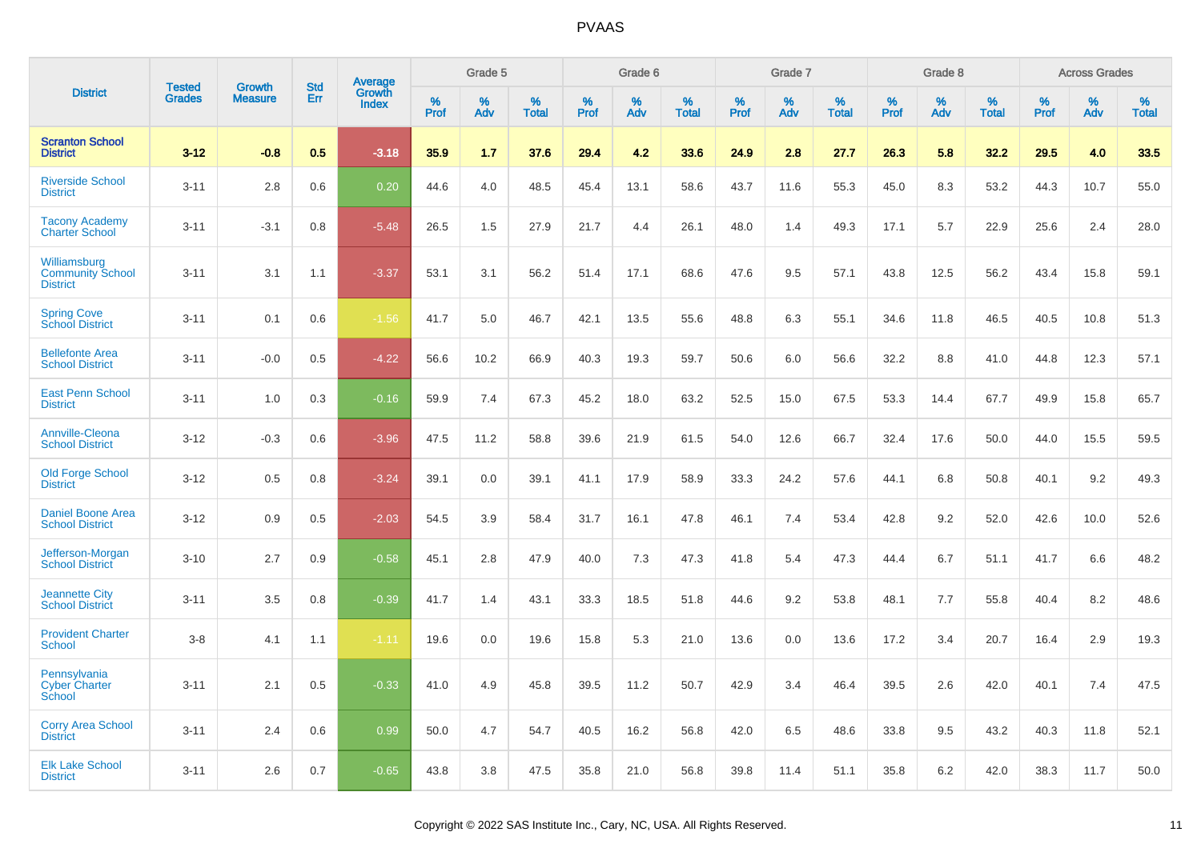| District | Tested Grades | Growth Measure | Std Err | Average Growth Index | Grade 5 | | | Grade 6 | | | Grade 7 | | | Grade 8 | | | Across Grades | | |
|---|---|---|---|---|---|---|---|---|---|---|---|---|---|---|---|---|---|---|---|
| | | | | | % Prof | % Adv | % Total | % Prof | % Adv | % Total | % Prof | % Adv | % Total | % Prof | % Adv | % Total | % Prof | % Adv | % Total |
| **Scranton School District** | **3-12** | **-0.8** | **0.5** | **-3.18** | **35.9** | **1.7** | **37.6** | **29.4** | **4.2** | **33.6** | **24.9** | **2.8** | **27.7** | **26.3** | **5.8** | **32.2** | **29.5** | **4.0** | **33.5** |
| Riverside School District | 3-11 | 2.8 | 0.6 | 0.20 | 44.6 | 4.0 | 48.5 | 45.4 | 13.1 | 58.6 | 43.7 | 11.6 | 55.3 | 45.0 | 8.3 | 53.2 | 44.3 | 10.7 | 55.0 |
| Tacony Academy Charter School | 3-11 | -3.1 | 0.8 | -5.48 | 26.5 | 1.5 | 27.9 | 21.7 | 4.4 | 26.1 | 48.0 | 1.4 | 49.3 | 17.1 | 5.7 | 22.9 | 25.6 | 2.4 | 28.0 |
| Williamsburg Community School District | 3-11 | 3.1 | 1.1 | -3.37 | 53.1 | 3.1 | 56.2 | 51.4 | 17.1 | 68.6 | 47.6 | 9.5 | 57.1 | 43.8 | 12.5 | 56.2 | 43.4 | 15.8 | 59.1 |
| Spring Cove School District | 3-11 | 0.1 | 0.6 | -1.56 | 41.7 | 5.0 | 46.7 | 42.1 | 13.5 | 55.6 | 48.8 | 6.3 | 55.1 | 34.6 | 11.8 | 46.5 | 40.5 | 10.8 | 51.3 |
| Bellefonte Area School District | 3-11 | -0.0 | 0.5 | -4.22 | 56.6 | 10.2 | 66.9 | 40.3 | 19.3 | 59.7 | 50.6 | 6.0 | 56.6 | 32.2 | 8.8 | 41.0 | 44.8 | 12.3 | 57.1 |
| East Penn School District | 3-11 | 1.0 | 0.3 | -0.16 | 59.9 | 7.4 | 67.3 | 45.2 | 18.0 | 63.2 | 52.5 | 15.0 | 67.5 | 53.3 | 14.4 | 67.7 | 49.9 | 15.8 | 65.7 |
| Annville-Cleona School District | 3-12 | -0.3 | 0.6 | -3.96 | 47.5 | 11.2 | 58.8 | 39.6 | 21.9 | 61.5 | 54.0 | 12.6 | 66.7 | 32.4 | 17.6 | 50.0 | 44.0 | 15.5 | 59.5 |
| Old Forge School District | 3-12 | 0.5 | 0.8 | -3.24 | 39.1 | 0.0 | 39.1 | 41.1 | 17.9 | 58.9 | 33.3 | 24.2 | 57.6 | 44.1 | 6.8 | 50.8 | 40.1 | 9.2 | 49.3 |
| Daniel Boone Area School District | 3-12 | 0.9 | 0.5 | -2.03 | 54.5 | 3.9 | 58.4 | 31.7 | 16.1 | 47.8 | 46.1 | 7.4 | 53.4 | 42.8 | 9.2 | 52.0 | 42.6 | 10.0 | 52.6 |
| Jefferson-Morgan School District | 3-10 | 2.7 | 0.9 | -0.58 | 45.1 | 2.8 | 47.9 | 40.0 | 7.3 | 47.3 | 41.8 | 5.4 | 47.3 | 44.4 | 6.7 | 51.1 | 41.7 | 6.6 | 48.2 |
| Jeannette City School District | 3-11 | 3.5 | 0.8 | -0.39 | 41.7 | 1.4 | 43.1 | 33.3 | 18.5 | 51.8 | 44.6 | 9.2 | 53.8 | 48.1 | 7.7 | 55.8 | 40.4 | 8.2 | 48.6 |
| Provident Charter School | 3-8 | 4.1 | 1.1 | -1.11 | 19.6 | 0.0 | 19.6 | 15.8 | 5.3 | 21.0 | 13.6 | 0.0 | 13.6 | 17.2 | 3.4 | 20.7 | 16.4 | 2.9 | 19.3 |
| Pennsylvania Cyber Charter School | 3-11 | 2.1 | 0.5 | -0.33 | 41.0 | 4.9 | 45.8 | 39.5 | 11.2 | 50.7 | 42.9 | 3.4 | 46.4 | 39.5 | 2.6 | 42.0 | 40.1 | 7.4 | 47.5 |
| Corry Area School District | 3-11 | 2.4 | 0.6 | 0.99 | 50.0 | 4.7 | 54.7 | 40.5 | 16.2 | 56.8 | 42.0 | 6.5 | 48.6 | 33.8 | 9.5 | 43.2 | 40.3 | 11.8 | 52.1 |
| Elk Lake School District | 3-11 | 2.6 | 0.7 | -0.65 | 43.8 | 3.8 | 47.5 | 35.8 | 21.0 | 56.8 | 39.8 | 11.4 | 51.1 | 35.8 | 6.2 | 42.0 | 38.3 | 11.7 | 50.0 |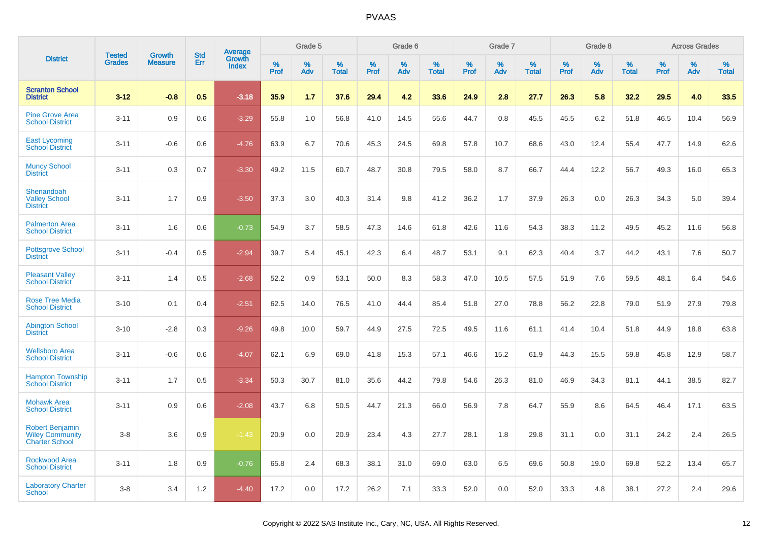| District | Tested Grades | Growth Measure | Std Err | Average Growth Index | Grade 5 | | | Grade 6 | | | Grade 7 | | | Grade 8 | | | Across Grades | | |
|---|---|---|---|---|---|---|---|---|---|---|---|---|---|---|---|---|---|---|---|
| | | | | | % Prof | % Adv | % Total | % Prof | % Adv | % Total | % Prof | % Adv | % Total | % Prof | % Adv | % Total | % Prof | % Adv | % Total |
| **Scranton School District** | **3-12** | **-0.8** | **0.5** | **-3.18** | **35.9** | **1.7** | **37.6** | **29.4** | **4.2** | **33.6** | **24.9** | **2.8** | **27.7** | **26.3** | **5.8** | **32.2** | **29.5** | **4.0** | **33.5** |
| Pine Grove Area School District | 3-11 | 0.9 | 0.6 | -3.29 | 55.8 | 1.0 | 56.8 | 41.0 | 14.5 | 55.6 | 44.7 | 0.8 | 45.5 | 45.5 | 6.2 | 51.8 | 46.5 | 10.4 | 56.9 |
| East Lycoming School District | 3-11 | -0.6 | 0.6 | -4.76 | 63.9 | 6.7 | 70.6 | 45.3 | 24.5 | 69.8 | 57.8 | 10.7 | 68.6 | 43.0 | 12.4 | 55.4 | 47.7 | 14.9 | 62.6 |
| Muncy School District | 3-11 | 0.3 | 0.7 | -3.30 | 49.2 | 11.5 | 60.7 | 48.7 | 30.8 | 79.5 | 58.0 | 8.7 | 66.7 | 44.4 | 12.2 | 56.7 | 49.3 | 16.0 | 65.3 |
| Shenandoah Valley School District | 3-11 | 1.7 | 0.9 | -3.50 | 37.3 | 3.0 | 40.3 | 31.4 | 9.8 | 41.2 | 36.2 | 1.7 | 37.9 | 26.3 | 0.0 | 26.3 | 34.3 | 5.0 | 39.4 |
| Palmerton Area School District | 3-11 | 1.6 | 0.6 | -0.73 | 54.9 | 3.7 | 58.5 | 47.3 | 14.6 | 61.8 | 42.6 | 11.6 | 54.3 | 38.3 | 11.2 | 49.5 | 45.2 | 11.6 | 56.8 |
| Pottsgrove School District | 3-11 | -0.4 | 0.5 | -2.94 | 39.7 | 5.4 | 45.1 | 42.3 | 6.4 | 48.7 | 53.1 | 9.1 | 62.3 | 40.4 | 3.7 | 44.2 | 43.1 | 7.6 | 50.7 |
| Pleasant Valley School District | 3-11 | 1.4 | 0.5 | -2.68 | 52.2 | 0.9 | 53.1 | 50.0 | 8.3 | 58.3 | 47.0 | 10.5 | 57.5 | 51.9 | 7.6 | 59.5 | 48.1 | 6.4 | 54.6 |
| Rose Tree Media School District | 3-10 | 0.1 | 0.4 | -2.51 | 62.5 | 14.0 | 76.5 | 41.0 | 44.4 | 85.4 | 51.8 | 27.0 | 78.8 | 56.2 | 22.8 | 79.0 | 51.9 | 27.9 | 79.8 |
| Abington School District | 3-10 | -2.8 | 0.3 | -9.26 | 49.8 | 10.0 | 59.7 | 44.9 | 27.5 | 72.5 | 49.5 | 11.6 | 61.1 | 41.4 | 10.4 | 51.8 | 44.9 | 18.8 | 63.8 |
| Wellsboro Area School District | 3-11 | -0.6 | 0.6 | -4.07 | 62.1 | 6.9 | 69.0 | 41.8 | 15.3 | 57.1 | 46.6 | 15.2 | 61.9 | 44.3 | 15.5 | 59.8 | 45.8 | 12.9 | 58.7 |
| Hampton Township School District | 3-11 | 1.7 | 0.5 | -3.34 | 50.3 | 30.7 | 81.0 | 35.6 | 44.2 | 79.8 | 54.6 | 26.3 | 81.0 | 46.9 | 34.3 | 81.1 | 44.1 | 38.5 | 82.7 |
| Mohawk Area School District | 3-11 | 0.9 | 0.6 | -2.08 | 43.7 | 6.8 | 50.5 | 44.7 | 21.3 | 66.0 | 56.9 | 7.8 | 64.7 | 55.9 | 8.6 | 64.5 | 46.4 | 17.1 | 63.5 |
| Robert Benjamin Wiley Community Charter School | 3-8 | 3.6 | 0.9 | -1.43 | 20.9 | 0.0 | 20.9 | 23.4 | 4.3 | 27.7 | 28.1 | 1.8 | 29.8 | 31.1 | 0.0 | 31.1 | 24.2 | 2.4 | 26.5 |
| Rockwood Area School District | 3-11 | 1.8 | 0.9 | -0.76 | 65.8 | 2.4 | 68.3 | 38.1 | 31.0 | 69.0 | 63.0 | 6.5 | 69.6 | 50.8 | 19.0 | 69.8 | 52.2 | 13.4 | 65.7 |
| Laboratory Charter School | 3-8 | 3.4 | 1.2 | -4.40 | 17.2 | 0.0 | 17.2 | 26.2 | 7.1 | 33.3 | 52.0 | 0.0 | 52.0 | 33.3 | 4.8 | 38.1 | 27.2 | 2.4 | 29.6 |

Copyright © 2022 SAS Institute Inc., Cary, NC, USA. All Rights Reserved.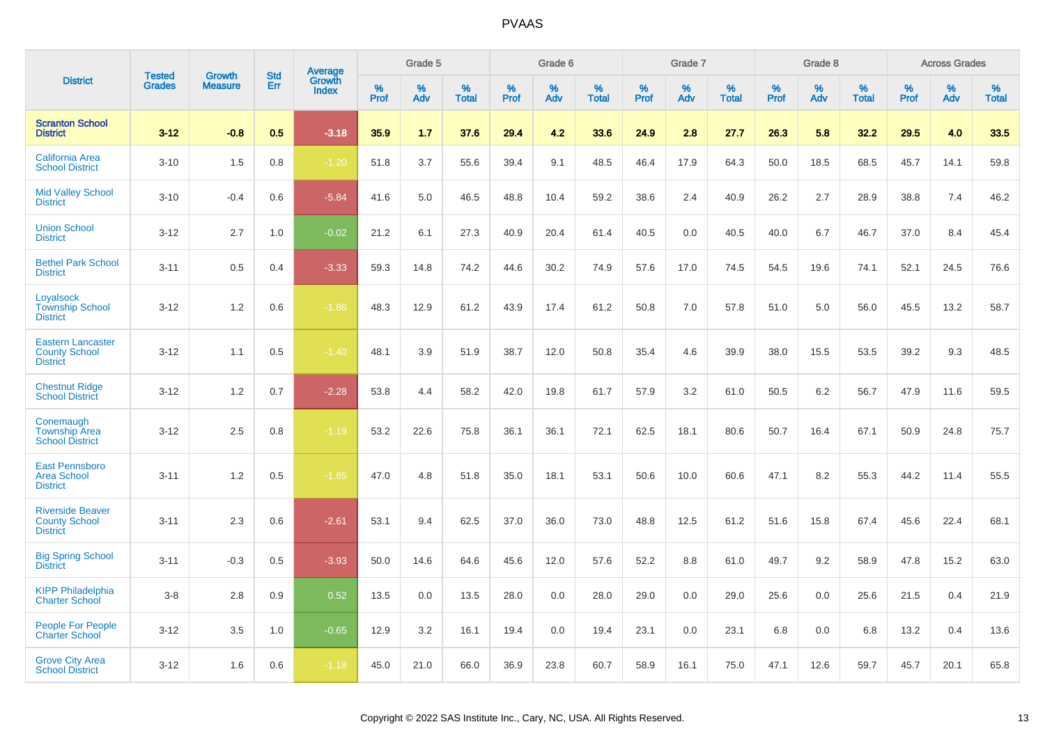# PVAAS

| District | Tested Grades | Growth Measure | Std Err | Average Growth Index | Grade 5 | | | Grade 6 | | | Grade 7 | | | Grade 8 | | | Across Grades | | |
|---|---|---|---|---|---|---|---|---|---|---|---|---|---|---|---|---|---|---|---|
| | | | | | % Prof | % Adv | % Total | % Prof | % Adv | % Total | % Prof | % Adv | % Total | % Prof | % Adv | % Total | % Prof | % Adv | % Total |
| **Scranton School District** | **3-12** | **-0.8** | **0.5** | **-3.18** | **35.9** | **1.7** | **37.6** | **29.4** | **4.2** | **33.6** | **24.9** | **2.8** | **27.7** | **26.3** | **5.8** | **32.2** | **29.5** | **4.0** | **33.5** |
| California Area School District | 3-10 | 1.5 | 0.8 | -1.20 | 51.8 | 3.7 | 55.6 | 39.4 | 9.1 | 48.5 | 46.4 | 17.9 | 64.3 | 50.0 | 18.5 | 68.5 | 45.7 | 14.1 | 59.8 |
| Mid Valley School District | 3-10 | -0.4 | 0.6 | -5.84 | 41.6 | 5.0 | 46.5 | 48.8 | 10.4 | 59.2 | 38.6 | 2.4 | 40.9 | 26.2 | 2.7 | 28.9 | 38.8 | 7.4 | 46.2 |
| Union School District | 3-12 | 2.7 | 1.0 | -0.02 | 21.2 | 6.1 | 27.3 | 40.9 | 20.4 | 61.4 | 40.5 | 0.0 | 40.5 | 40.0 | 6.7 | 46.7 | 37.0 | 8.4 | 45.4 |
| Bethel Park School District | 3-11 | 0.5 | 0.4 | -3.33 | 59.3 | 14.8 | 74.2 | 44.6 | 30.2 | 74.9 | 57.6 | 17.0 | 74.5 | 54.5 | 19.6 | 74.1 | 52.1 | 24.5 | 76.6 |
| Loyalsock Township School District | 3-12 | 1.2 | 0.6 | -1.86 | 48.3 | 12.9 | 61.2 | 43.9 | 17.4 | 61.2 | 50.8 | 7.0 | 57.8 | 51.0 | 5.0 | 56.0 | 45.5 | 13.2 | 58.7 |
| Eastern Lancaster County School District | 3-12 | 1.1 | 0.5 | -1.40 | 48.1 | 3.9 | 51.9 | 38.7 | 12.0 | 50.8 | 35.4 | 4.6 | 39.9 | 38.0 | 15.5 | 53.5 | 39.2 | 9.3 | 48.5 |
| Chestnut Ridge School District | 3-12 | 1.2 | 0.7 | -2.28 | 53.8 | 4.4 | 58.2 | 42.0 | 19.8 | 61.7 | 57.9 | 3.2 | 61.0 | 50.5 | 6.2 | 56.7 | 47.9 | 11.6 | 59.5 |
| Conemaugh Township Area School District | 3-12 | 2.5 | 0.8 | -1.19 | 53.2 | 22.6 | 75.8 | 36.1 | 36.1 | 72.1 | 62.5 | 18.1 | 80.6 | 50.7 | 16.4 | 67.1 | 50.9 | 24.8 | 75.7 |
| East Pennsboro Area School District | 3-11 | 1.2 | 0.5 | -1.85 | 47.0 | 4.8 | 51.8 | 35.0 | 18.1 | 53.1 | 50.6 | 10.0 | 60.6 | 47.1 | 8.2 | 55.3 | 44.2 | 11.4 | 55.5 |
| Riverside Beaver County School District | 3-11 | 2.3 | 0.6 | -2.61 | 53.1 | 9.4 | 62.5 | 37.0 | 36.0 | 73.0 | 48.8 | 12.5 | 61.2 | 51.6 | 15.8 | 67.4 | 45.6 | 22.4 | 68.1 |
| Big Spring School District | 3-11 | -0.3 | 0.5 | -3.93 | 50.0 | 14.6 | 64.6 | 45.6 | 12.0 | 57.6 | 52.2 | 8.8 | 61.0 | 49.7 | 9.2 | 58.9 | 47.8 | 15.2 | 63.0 |
| KIPP Philadelphia Charter School | 3-8 | 2.8 | 0.9 | 0.52 | 13.5 | 0.0 | 13.5 | 28.0 | 0.0 | 28.0 | 29.0 | 0.0 | 29.0 | 25.6 | 0.0 | 25.6 | 21.5 | 0.4 | 21.9 |
| People For People Charter School | 3-12 | 3.5 | 1.0 | -0.65 | 12.9 | 3.2 | 16.1 | 19.4 | 0.0 | 19.4 | 23.1 | 0.0 | 23.1 | 6.8 | 0.0 | 6.8 | 13.2 | 0.4 | 13.6 |
| Grove City Area School District | 3-12 | 1.6 | 0.6 | -1.18 | 45.0 | 21.0 | 66.0 | 36.9 | 23.8 | 60.7 | 58.9 | 16.1 | 75.0 | 47.1 | 12.6 | 59.7 | 45.7 | 20.1 | 65.8 |

Copyright © 2022 SAS Institute Inc., Cary, NC, USA. All Rights Reserved.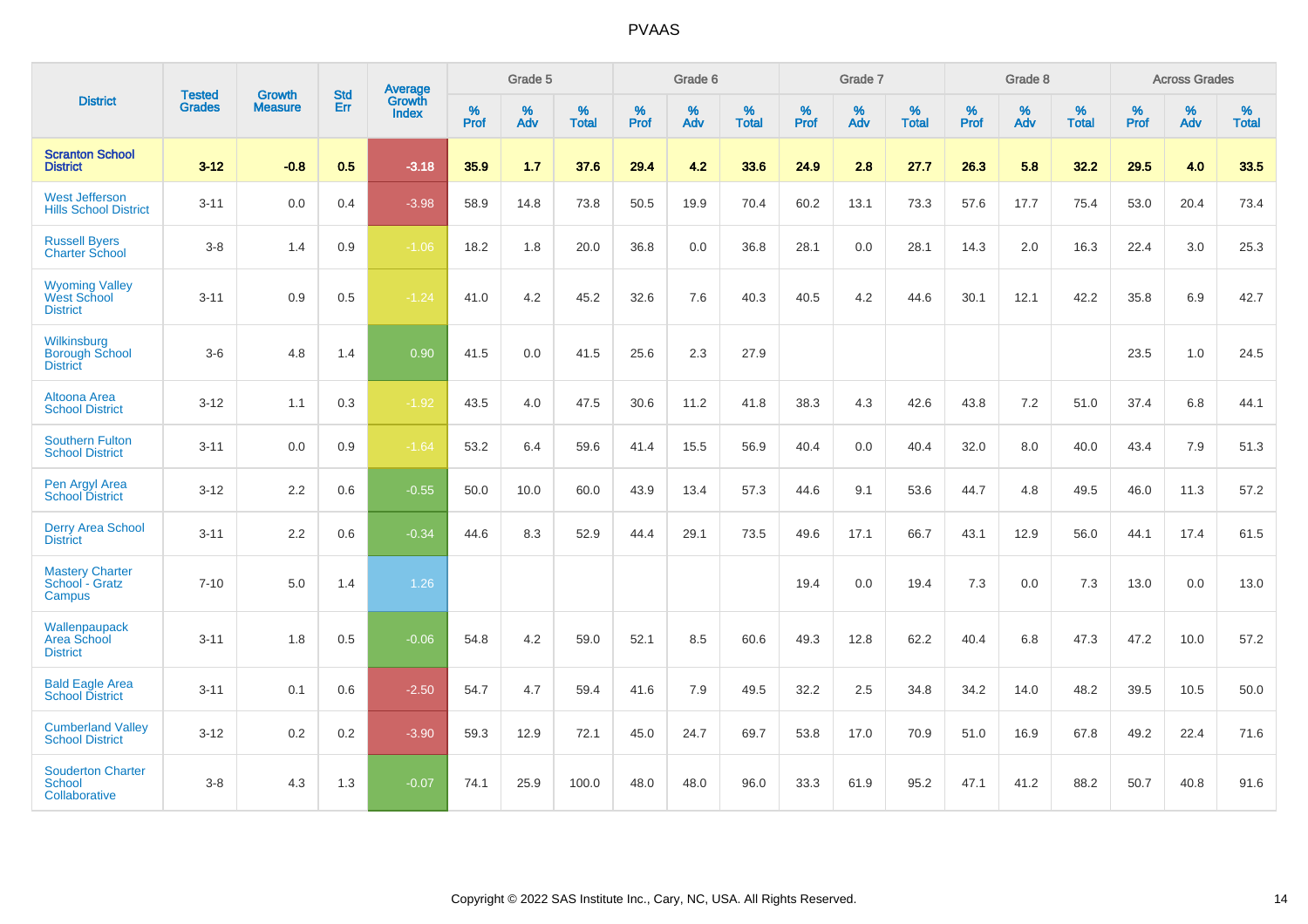# PVAAS

| District | Tested Grades | Growth Measure | Std Err | Average Growth Index | Grade 5 | | | Grade 6 | | | Grade 7 | | | Grade 8 | | | Across Grades | | |
|---|---|---|---|---|---|---|---|---|---|---|---|---|---|---|---|---|---|---|---|
| | | | | | % Prof | % Adv | % Total | % Prof | % Adv | % Total | % Prof | % Adv | % Total | % Prof | % Adv | % Total | % Prof | % Adv | % Total |
| **Scranton School District** | **3-12** | **-0.8** | **0.5** | **-3.18** | **35.9** | **1.7** | **37.6** | **29.4** | **4.2** | **33.6** | **24.9** | **2.8** | **27.7** | **26.3** | **5.8** | **32.2** | **29.5** | **4.0** | **33.5** |
| West Jefferson Hills School District | 3-11 | 0.0 | 0.4 | -3.98 | 58.9 | 14.8 | 73.8 | 50.5 | 19.9 | 70.4 | 60.2 | 13.1 | 73.3 | 57.6 | 17.7 | 75.4 | 53.0 | 20.4 | 73.4 |
| Russell Byers Charter School | 3-8 | 1.4 | 0.9 | -1.06 | 18.2 | 1.8 | 20.0 | 36.8 | 0.0 | 36.8 | 28.1 | 0.0 | 28.1 | 14.3 | 2.0 | 16.3 | 22.4 | 3.0 | 25.3 |
| Wyoming Valley West School District | 3-11 | 0.9 | 0.5 | -1.24 | 41.0 | 4.2 | 45.2 | 32.6 | 7.6 | 40.3 | 40.5 | 4.2 | 44.6 | 30.1 | 12.1 | 42.2 | 35.8 | 6.9 | 42.7 |
| Wilkinsburg Borough School District | 3-6 | 4.8 | 1.4 | 0.90 | 41.5 | 0.0 | 41.5 | 25.6 | 2.3 | 27.9 | | | | | | | 23.5 | 1.0 | 24.5 |
| Altoona Area School District | 3-12 | 1.1 | 0.3 | -1.92 | 43.5 | 4.0 | 47.5 | 30.6 | 11.2 | 41.8 | 38.3 | 4.3 | 42.6 | 43.8 | 7.2 | 51.0 | 37.4 | 6.8 | 44.1 |
| Southern Fulton School District | 3-11 | 0.0 | 0.9 | -1.64 | 53.2 | 6.4 | 59.6 | 41.4 | 15.5 | 56.9 | 40.4 | 0.0 | 40.4 | 32.0 | 8.0 | 40.0 | 43.4 | 7.9 | 51.3 |
| Pen Argyl Area School District | 3-12 | 2.2 | 0.6 | -0.55 | 50.0 | 10.0 | 60.0 | 43.9 | 13.4 | 57.3 | 44.6 | 9.1 | 53.6 | 44.7 | 4.8 | 49.5 | 46.0 | 11.3 | 57.2 |
| Derry Area School District | 3-11 | 2.2 | 0.6 | -0.34 | 44.6 | 8.3 | 52.9 | 44.4 | 29.1 | 73.5 | 49.6 | 17.1 | 66.7 | 43.1 | 12.9 | 56.0 | 44.1 | 17.4 | 61.5 |
| Mastery Charter School - Gratz Campus | 7-10 | 5.0 | 1.4 | 1.26 | | | | | | | 19.4 | 0.0 | 19.4 | 7.3 | 0.0 | 7.3 | 13.0 | 0.0 | 13.0 |
| Wallenpaupack Area School District | 3-11 | 1.8 | 0.5 | -0.06 | 54.8 | 4.2 | 59.0 | 52.1 | 8.5 | 60.6 | 49.3 | 12.8 | 62.2 | 40.4 | 6.8 | 47.3 | 47.2 | 10.0 | 57.2 |
| Bald Eagle Area School District | 3-11 | 0.1 | 0.6 | -2.50 | 54.7 | 4.7 | 59.4 | 41.6 | 7.9 | 49.5 | 32.2 | 2.5 | 34.8 | 34.2 | 14.0 | 48.2 | 39.5 | 10.5 | 50.0 |
| Cumberland Valley School District | 3-12 | 0.2 | 0.2 | -3.90 | 59.3 | 12.9 | 72.1 | 45.0 | 24.7 | 69.7 | 53.8 | 17.0 | 70.9 | 51.0 | 16.9 | 67.8 | 49.2 | 22.4 | 71.6 |
| Souderton Charter School Collaborative | 3-8 | 4.3 | 1.3 | -0.07 | 74.1 | 25.9 | 100.0 | 48.0 | 48.0 | 96.0 | 33.3 | 61.9 | 95.2 | 47.1 | 41.2 | 88.2 | 50.7 | 40.8 | 91.6 |

Copyright © 2022 SAS Institute Inc., Cary, NC, USA. All Rights Reserved.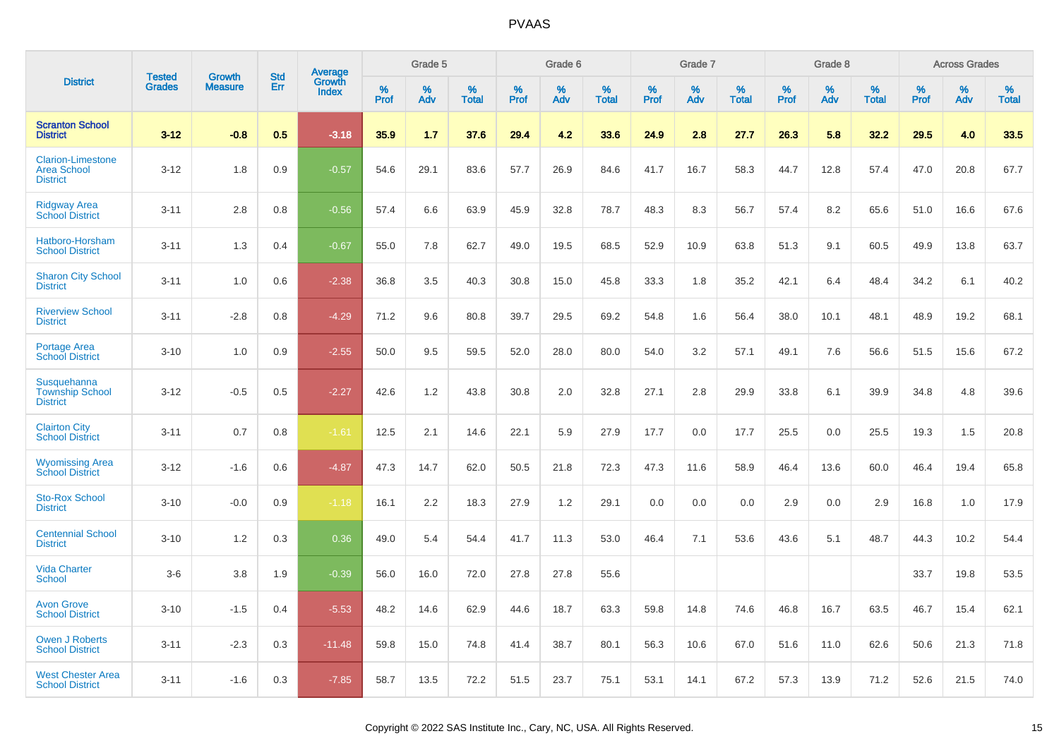# PVAAS

| District | Tested Grades | Growth Measure | Std Err | Average Growth Index | Grade 5 | | | Grade 6 | | | Grade 7 | | | Grade 8 | | | Across Grades | | |
|---|---|---|---|---|---|---|---|---|---|---|---|---|---|---|---|---|---|---|---|
| | | | | | % Prof | % Adv | % Total | % Prof | % Adv | % Total | % Prof | % Adv | % Total | % Prof | % Adv | % Total | % Prof | % Adv | % Total |
| **Scranton School District** | **3-12** | **-0.8** | **0.5** | **-3.18** | **35.9** | **1.7** | **37.6** | **29.4** | **4.2** | **33.6** | **24.9** | **2.8** | **27.7** | **26.3** | **5.8** | **32.2** | **29.5** | **4.0** | **33.5** |
| Clarion-Limestone Area School District | 3-12 | 1.8 | 0.9 | -0.57 | 54.6 | 29.1 | 83.6 | 57.7 | 26.9 | 84.6 | 41.7 | 16.7 | 58.3 | 44.7 | 12.8 | 57.4 | 47.0 | 20.8 | 67.7 |
| Ridgway Area School District | 3-11 | 2.8 | 0.8 | -0.56 | 57.4 | 6.6 | 63.9 | 45.9 | 32.8 | 78.7 | 48.3 | 8.3 | 56.7 | 57.4 | 8.2 | 65.6 | 51.0 | 16.6 | 67.6 |
| Hatboro-Horsham School District | 3-11 | 1.3 | 0.4 | -0.67 | 55.0 | 7.8 | 62.7 | 49.0 | 19.5 | 68.5 | 52.9 | 10.9 | 63.8 | 51.3 | 9.1 | 60.5 | 49.9 | 13.8 | 63.7 |
| Sharon City School District | 3-11 | 1.0 | 0.6 | -2.38 | 36.8 | 3.5 | 40.3 | 30.8 | 15.0 | 45.8 | 33.3 | 1.8 | 35.2 | 42.1 | 6.4 | 48.4 | 34.2 | 6.1 | 40.2 |
| Riverview School District | 3-11 | -2.8 | 0.8 | -4.29 | 71.2 | 9.6 | 80.8 | 39.7 | 29.5 | 69.2 | 54.8 | 1.6 | 56.4 | 38.0 | 10.1 | 48.1 | 48.9 | 19.2 | 68.1 |
| Portage Area School District | 3-10 | 1.0 | 0.9 | -2.55 | 50.0 | 9.5 | 59.5 | 52.0 | 28.0 | 80.0 | 54.0 | 3.2 | 57.1 | 49.1 | 7.6 | 56.6 | 51.5 | 15.6 | 67.2 |
| Susquehanna Township School District | 3-12 | -0.5 | 0.5 | -2.27 | 42.6 | 1.2 | 43.8 | 30.8 | 2.0 | 32.8 | 27.1 | 2.8 | 29.9 | 33.8 | 6.1 | 39.9 | 34.8 | 4.8 | 39.6 |
| Clairton City School District | 3-11 | 0.7 | 0.8 | -1.61 | 12.5 | 2.1 | 14.6 | 22.1 | 5.9 | 27.9 | 17.7 | 0.0 | 17.7 | 25.5 | 0.0 | 25.5 | 19.3 | 1.5 | 20.8 |
| Wyomissing Area School District | 3-12 | -1.6 | 0.6 | -4.87 | 47.3 | 14.7 | 62.0 | 50.5 | 21.8 | 72.3 | 47.3 | 11.6 | 58.9 | 46.4 | 13.6 | 60.0 | 46.4 | 19.4 | 65.8 |
| Sto-Rox School District | 3-10 | -0.0 | 0.9 | -1.18 | 16.1 | 2.2 | 18.3 | 27.9 | 1.2 | 29.1 | 0.0 | 0.0 | 0.0 | 2.9 | 0.0 | 2.9 | 16.8 | 1.0 | 17.9 |
| Centennial School District | 3-10 | 1.2 | 0.3 | 0.36 | 49.0 | 5.4 | 54.4 | 41.7 | 11.3 | 53.0 | 46.4 | 7.1 | 53.6 | 43.6 | 5.1 | 48.7 | 44.3 | 10.2 | 54.4 |
| Vida Charter School | 3-6 | 3.8 | 1.9 | -0.39 | 56.0 | 16.0 | 72.0 | 27.8 | 27.8 | 55.6 | | | | | | | 33.7 | 19.8 | 53.5 |
| Avon Grove School District | 3-10 | -1.5 | 0.4 | -5.53 | 48.2 | 14.6 | 62.9 | 44.6 | 18.7 | 63.3 | 59.8 | 14.8 | 74.6 | 46.8 | 16.7 | 63.5 | 46.7 | 15.4 | 62.1 |
| Owen J Roberts School District | 3-11 | -2.3 | 0.3 | -11.48 | 59.8 | 15.0 | 74.8 | 41.4 | 38.7 | 80.1 | 56.3 | 10.6 | 67.0 | 51.6 | 11.0 | 62.6 | 50.6 | 21.3 | 71.8 |
| West Chester Area School District | 3-11 | -1.6 | 0.3 | -7.85 | 58.7 | 13.5 | 72.2 | 51.5 | 23.7 | 75.1 | 53.1 | 14.1 | 67.2 | 57.3 | 13.9 | 71.2 | 52.6 | 21.5 | 74.0 |

Copyright © 2022 SAS Institute Inc., Cary, NC, USA. All Rights Reserved.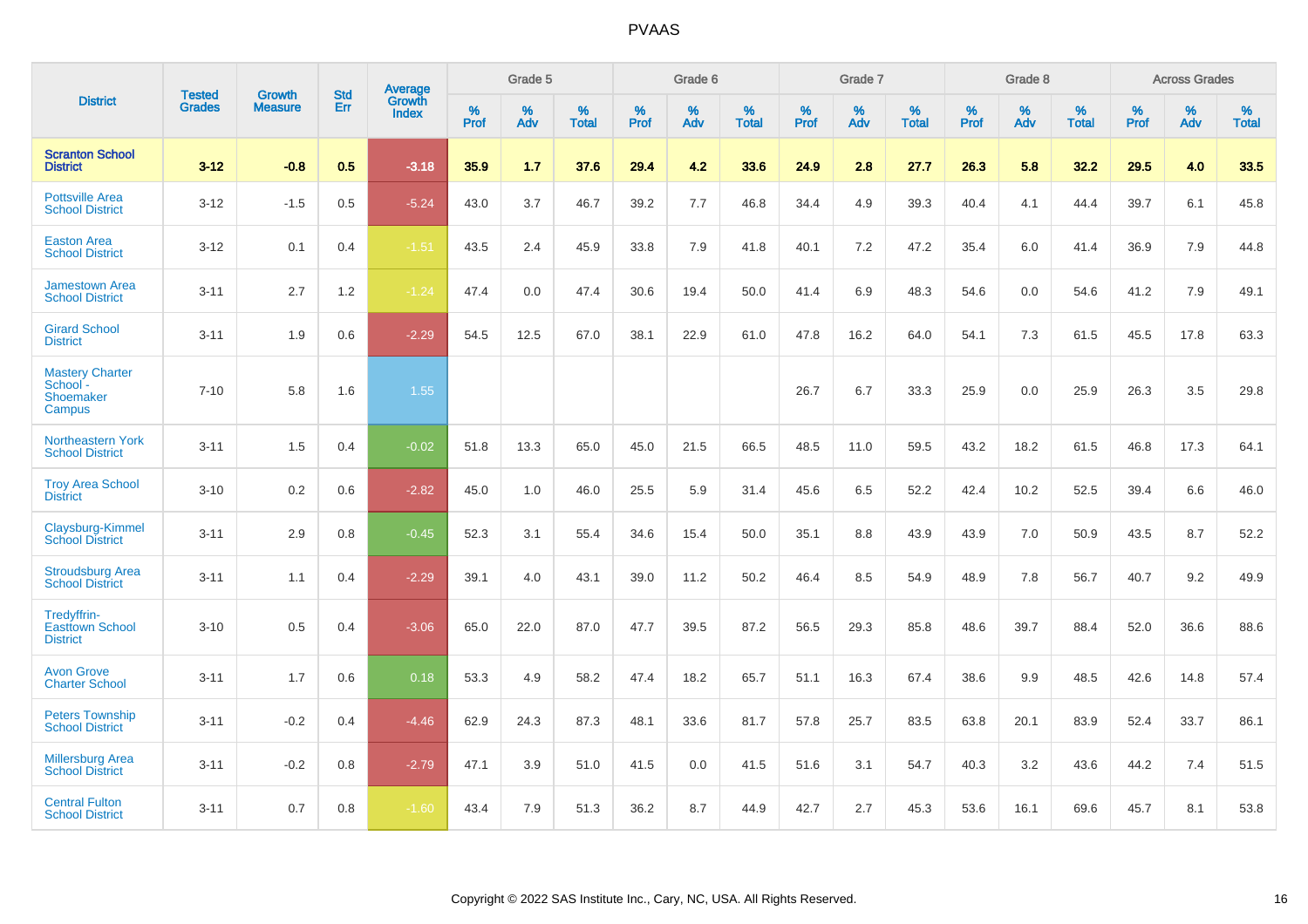# PVAAS

| District | Tested Grades | Growth Measure | Std Err | Average Growth Index | Grade 5 | | | Grade 6 | | | Grade 7 | | | Grade 8 | | | Across Grades | | |
|---|---|---|---|---|---|---|---|---|---|---|---|---|---|---|---|---|---|---|---|
| | | | | | % Prof | % Adv | % Total | % Prof | % Adv | % Total | % Prof | % Adv | % Total | % Prof | % Adv | % Total | % Prof | % Adv | % Total |
| **Scranton School District** | **3-12** | **-0.8** | **0.5** | **-3.18** | **35.9** | **1.7** | **37.6** | **29.4** | **4.2** | **33.6** | **24.9** | **2.8** | **27.7** | **26.3** | **5.8** | **32.2** | **29.5** | **4.0** | **33.5** |
| Pottsville Area School District | 3-12 | -1.5 | 0.5 | -5.24 | 43.0 | 3.7 | 46.7 | 39.2 | 7.7 | 46.8 | 34.4 | 4.9 | 39.3 | 40.4 | 4.1 | 44.4 | 39.7 | 6.1 | 45.8 |
| Easton Area School District | 3-12 | 0.1 | 0.4 | -1.51 | 43.5 | 2.4 | 45.9 | 33.8 | 7.9 | 41.8 | 40.1 | 7.2 | 47.2 | 35.4 | 6.0 | 41.4 | 36.9 | 7.9 | 44.8 |
| Jamestown Area School District | 3-11 | 2.7 | 1.2 | -1.24 | 47.4 | 0.0 | 47.4 | 30.6 | 19.4 | 50.0 | 41.4 | 6.9 | 48.3 | 54.6 | 0.0 | 54.6 | 41.2 | 7.9 | 49.1 |
| Girard School District | 3-11 | 1.9 | 0.6 | -2.29 | 54.5 | 12.5 | 67.0 | 38.1 | 22.9 | 61.0 | 47.8 | 16.2 | 64.0 | 54.1 | 7.3 | 61.5 | 45.5 | 17.8 | 63.3 |
| Mastery Charter School - Shoemaker Campus | 7-10 | 5.8 | 1.6 | 1.55 | | | | | | | 26.7 | 6.7 | 33.3 | 25.9 | 0.0 | 25.9 | 26.3 | 3.5 | 29.8 |
| Northeastern York School District | 3-11 | 1.5 | 0.4 | -0.02 | 51.8 | 13.3 | 65.0 | 45.0 | 21.5 | 66.5 | 48.5 | 11.0 | 59.5 | 43.2 | 18.2 | 61.5 | 46.8 | 17.3 | 64.1 |
| Troy Area School District | 3-10 | 0.2 | 0.6 | -2.82 | 45.0 | 1.0 | 46.0 | 25.5 | 5.9 | 31.4 | 45.6 | 6.5 | 52.2 | 42.4 | 10.2 | 52.5 | 39.4 | 6.6 | 46.0 |
| Claysburg-Kimmel School District | 3-11 | 2.9 | 0.8 | -0.45 | 52.3 | 3.1 | 55.4 | 34.6 | 15.4 | 50.0 | 35.1 | 8.8 | 43.9 | 43.9 | 7.0 | 50.9 | 43.5 | 8.7 | 52.2 |
| Stroudsburg Area School District | 3-11 | 1.1 | 0.4 | -2.29 | 39.1 | 4.0 | 43.1 | 39.0 | 11.2 | 50.2 | 46.4 | 8.5 | 54.9 | 48.9 | 7.8 | 56.7 | 40.7 | 9.2 | 49.9 |
| Tredyffrin-Easttown School District | 3-10 | 0.5 | 0.4 | -3.06 | 65.0 | 22.0 | 87.0 | 47.7 | 39.5 | 87.2 | 56.5 | 29.3 | 85.8 | 48.6 | 39.7 | 88.4 | 52.0 | 36.6 | 88.6 |
| Avon Grove Charter School | 3-11 | 1.7 | 0.6 | 0.18 | 53.3 | 4.9 | 58.2 | 47.4 | 18.2 | 65.7 | 51.1 | 16.3 | 67.4 | 38.6 | 9.9 | 48.5 | 42.6 | 14.8 | 57.4 |
| Peters Township School District | 3-11 | -0.2 | 0.4 | -4.46 | 62.9 | 24.3 | 87.3 | 48.1 | 33.6 | 81.7 | 57.8 | 25.7 | 83.5 | 63.8 | 20.1 | 83.9 | 52.4 | 33.7 | 86.1 |
| Millersburg Area School District | 3-11 | -0.2 | 0.8 | -2.79 | 47.1 | 3.9 | 51.0 | 41.5 | 0.0 | 41.5 | 51.6 | 3.1 | 54.7 | 40.3 | 3.2 | 43.6 | 44.2 | 7.4 | 51.5 |
| Central Fulton School District | 3-11 | 0.7 | 0.8 | -1.60 | 43.4 | 7.9 | 51.3 | 36.2 | 8.7 | 44.9 | 42.7 | 2.7 | 45.3 | 53.6 | 16.1 | 69.6 | 45.7 | 8.1 | 53.8 |

Copyright © 2022 SAS Institute Inc., Cary, NC, USA. All Rights Reserved.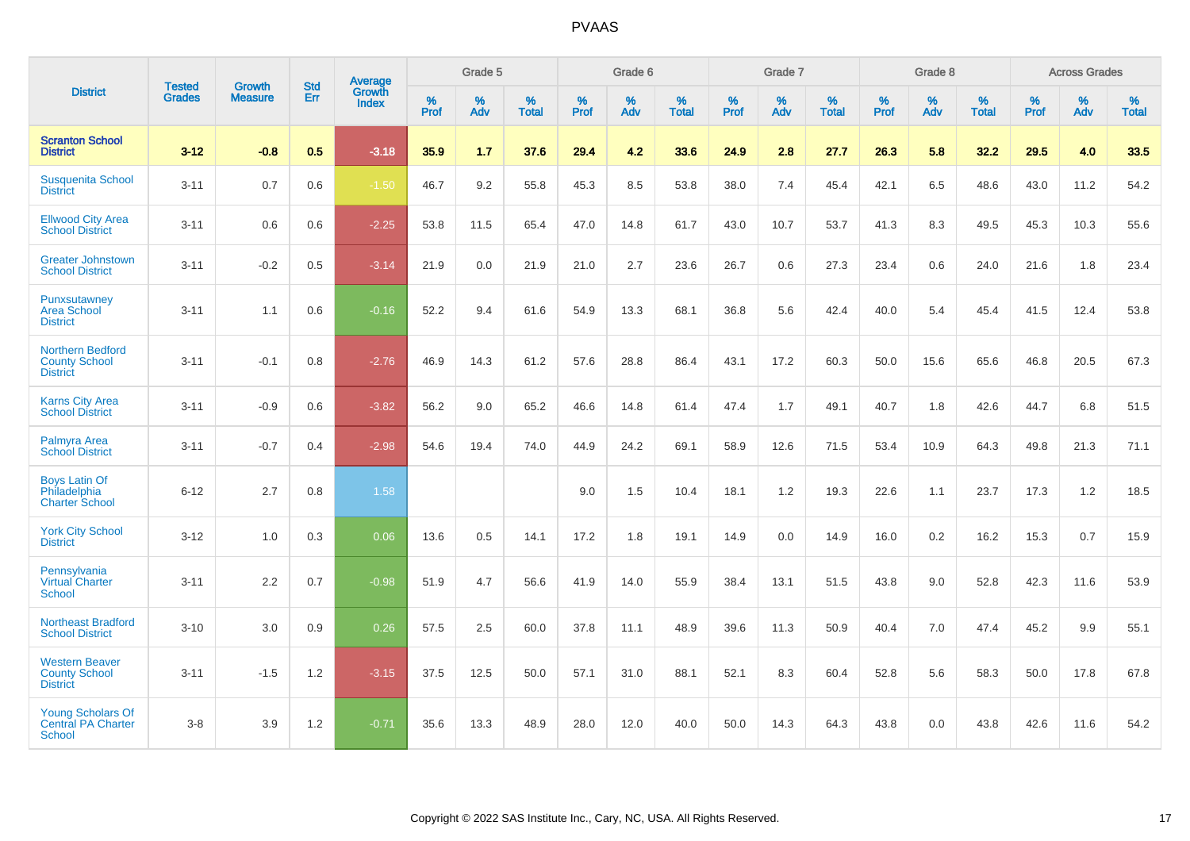# PVAAS

| District | Tested Grades | Growth Measure | Std Err | Average Growth Index | Grade 5 | | | Grade 6 | | | Grade 7 | | | Grade 8 | | | Across Grades | | |
|---|---|---|---|---|---|---|---|---|---|---|---|---|---|---|---|---|---|---|---|
| | | | | | % Prof | % Adv | % Total | % Prof | % Adv | % Total | % Prof | % Adv | % Total | % Prof | % Adv | % Total | % Prof | % Adv | % Total |
| **Scranton School District** | **3-12** | **-0.8** | **0.5** | **-3.18** | **35.9** | **1.7** | **37.6** | **29.4** | **4.2** | **33.6** | **24.9** | **2.8** | **27.7** | **26.3** | **5.8** | **32.2** | **29.5** | **4.0** | **33.5** |
| Susquenita School District | 3-11 | 0.7 | 0.6 | -1.50 | 46.7 | 9.2 | 55.8 | 45.3 | 8.5 | 53.8 | 38.0 | 7.4 | 45.4 | 42.1 | 6.5 | 48.6 | 43.0 | 11.2 | 54.2 |
| Ellwood City Area School District | 3-11 | 0.6 | 0.6 | -2.25 | 53.8 | 11.5 | 65.4 | 47.0 | 14.8 | 61.7 | 43.0 | 10.7 | 53.7 | 41.3 | 8.3 | 49.5 | 45.3 | 10.3 | 55.6 |
| Greater Johnstown School District | 3-11 | -0.2 | 0.5 | -3.14 | 21.9 | 0.0 | 21.9 | 21.0 | 2.7 | 23.6 | 26.7 | 0.6 | 27.3 | 23.4 | 0.6 | 24.0 | 21.6 | 1.8 | 23.4 |
| Punxsutawney Area School District | 3-11 | 1.1 | 0.6 | -0.16 | 52.2 | 9.4 | 61.6 | 54.9 | 13.3 | 68.1 | 36.8 | 5.6 | 42.4 | 40.0 | 5.4 | 45.4 | 41.5 | 12.4 | 53.8 |
| Northern Bedford County School District | 3-11 | -0.1 | 0.8 | -2.76 | 46.9 | 14.3 | 61.2 | 57.6 | 28.8 | 86.4 | 43.1 | 17.2 | 60.3 | 50.0 | 15.6 | 65.6 | 46.8 | 20.5 | 67.3 |
| Karns City Area School District | 3-11 | -0.9 | 0.6 | -3.82 | 56.2 | 9.0 | 65.2 | 46.6 | 14.8 | 61.4 | 47.4 | 1.7 | 49.1 | 40.7 | 1.8 | 42.6 | 44.7 | 6.8 | 51.5 |
| Palmyra Area School District | 3-11 | -0.7 | 0.4 | -2.98 | 54.6 | 19.4 | 74.0 | 44.9 | 24.2 | 69.1 | 58.9 | 12.6 | 71.5 | 53.4 | 10.9 | 64.3 | 49.8 | 21.3 | 71.1 |
| Boys Latin Of Philadelphia Charter School | 6-12 | 2.7 | 0.8 | 1.58 | | | | 9.0 | 1.5 | 10.4 | 18.1 | 1.2 | 19.3 | 22.6 | 1.1 | 23.7 | 17.3 | 1.2 | 18.5 |
| York City School District | 3-12 | 1.0 | 0.3 | 0.06 | 13.6 | 0.5 | 14.1 | 17.2 | 1.8 | 19.1 | 14.9 | 0.0 | 14.9 | 16.0 | 0.2 | 16.2 | 15.3 | 0.7 | 15.9 |
| Pennsylvania Virtual Charter School | 3-11 | 2.2 | 0.7 | -0.98 | 51.9 | 4.7 | 56.6 | 41.9 | 14.0 | 55.9 | 38.4 | 13.1 | 51.5 | 43.8 | 9.0 | 52.8 | 42.3 | 11.6 | 53.9 |
| Northeast Bradford School District | 3-10 | 3.0 | 0.9 | 0.26 | 57.5 | 2.5 | 60.0 | 37.8 | 11.1 | 48.9 | 39.6 | 11.3 | 50.9 | 40.4 | 7.0 | 47.4 | 45.2 | 9.9 | 55.1 |
| Western Beaver County School District | 3-11 | -1.5 | 1.2 | -3.15 | 37.5 | 12.5 | 50.0 | 57.1 | 31.0 | 88.1 | 52.1 | 8.3 | 60.4 | 52.8 | 5.6 | 58.3 | 50.0 | 17.8 | 67.8 |
| Young Scholars Of Central PA Charter School | 3-8 | 3.9 | 1.2 | -0.71 | 35.6 | 13.3 | 48.9 | 28.0 | 12.0 | 40.0 | 50.0 | 14.3 | 64.3 | 43.8 | 0.0 | 43.8 | 42.6 | 11.6 | 54.2 |

Copyright © 2022 SAS Institute Inc., Cary, NC, USA. All Rights Reserved.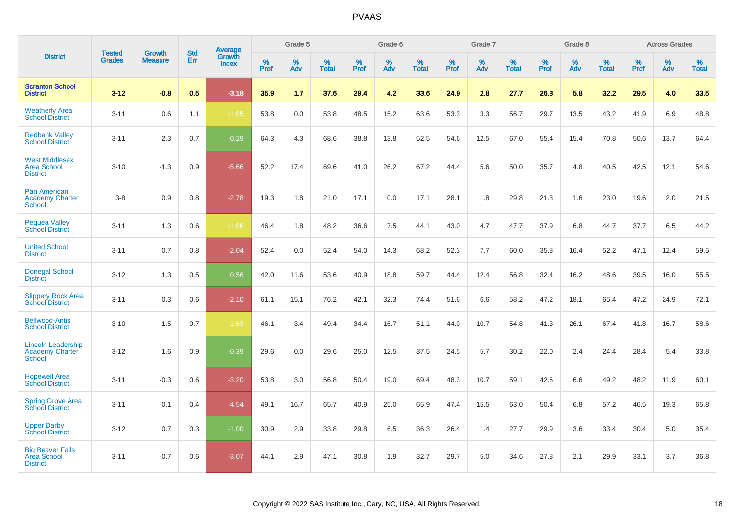# PVAAS

| District | Tested Grades | Growth Measure | Std Err | Average Growth Index | Grade 5 | | | Grade 6 | | | Grade 7 | | | Grade 8 | | | Across Grades | | |
|---|---|---|---|---|---|---|---|---|---|---|---|---|---|---|---|---|---|---|---|
| | | | | | % Prof | % Adv | % Total | % Prof | % Adv | % Total | % Prof | % Adv | % Total | % Prof | % Adv | % Total | % Prof | % Adv | % Total |
| **Scranton School District** | **3-12** | **-0.8** | **0.5** | **-3.18** | **35.9** | **1.7** | **37.6** | **29.4** | **4.2** | **33.6** | **24.9** | **2.8** | **27.7** | **26.3** | **5.8** | **32.2** | **29.5** | **4.0** | **33.5** |
| Weatherly Area School District | 3-11 | 0.6 | 1.1 | -1.95 | 53.8 | 0.0 | 53.8 | 48.5 | 15.2 | 63.6 | 53.3 | 3.3 | 56.7 | 29.7 | 13.5 | 43.2 | 41.9 | 6.9 | 48.8 |
| Redbank Valley School District | 3-11 | 2.3 | 0.7 | -0.29 | 64.3 | 4.3 | 68.6 | 38.8 | 13.8 | 52.5 | 54.6 | 12.5 | 67.0 | 55.4 | 15.4 | 70.8 | 50.6 | 13.7 | 64.4 |
| West Middlesex Area School District | 3-10 | -1.3 | 0.9 | -5.66 | 52.2 | 17.4 | 69.6 | 41.0 | 26.2 | 67.2 | 44.4 | 5.6 | 50.0 | 35.7 | 4.8 | 40.5 | 42.5 | 12.1 | 54.6 |
| Pan American Academy Charter School | 3-8 | 0.9 | 0.8 | -2.78 | 19.3 | 1.8 | 21.0 | 17.1 | 0.0 | 17.1 | 28.1 | 1.8 | 29.8 | 21.3 | 1.6 | 23.0 | 19.6 | 2.0 | 21.5 |
| Pequea Valley School District | 3-11 | 1.3 | 0.6 | -1.96 | 46.4 | 1.8 | 48.2 | 36.6 | 7.5 | 44.1 | 43.0 | 4.7 | 47.7 | 37.9 | 6.8 | 44.7 | 37.7 | 6.5 | 44.2 |
| United School District | 3-11 | 0.7 | 0.8 | -2.04 | 52.4 | 0.0 | 52.4 | 54.0 | 14.3 | 68.2 | 52.3 | 7.7 | 60.0 | 35.8 | 16.4 | 52.2 | 47.1 | 12.4 | 59.5 |
| Donegal School District | 3-12 | 1.3 | 0.5 | 0.56 | 42.0 | 11.6 | 53.6 | 40.9 | 18.8 | 59.7 | 44.4 | 12.4 | 56.8 | 32.4 | 16.2 | 48.6 | 39.5 | 16.0 | 55.5 |
| Slippery Rock Area School District | 3-11 | 0.3 | 0.6 | -2.10 | 61.1 | 15.1 | 76.2 | 42.1 | 32.3 | 74.4 | 51.6 | 6.6 | 58.2 | 47.2 | 18.1 | 65.4 | 47.2 | 24.9 | 72.1 |
| Bellwood-Antis School District | 3-10 | 1.5 | 0.7 | -1.63 | 46.1 | 3.4 | 49.4 | 34.4 | 16.7 | 51.1 | 44.0 | 10.7 | 54.8 | 41.3 | 26.1 | 67.4 | 41.8 | 16.7 | 58.6 |
| Lincoln Leadership Academy Charter School | 3-12 | 1.6 | 0.9 | -0.39 | 29.6 | 0.0 | 29.6 | 25.0 | 12.5 | 37.5 | 24.5 | 5.7 | 30.2 | 22.0 | 2.4 | 24.4 | 28.4 | 5.4 | 33.8 |
| Hopewell Area School District | 3-11 | -0.3 | 0.6 | -3.20 | 53.8 | 3.0 | 56.8 | 50.4 | 19.0 | 69.4 | 48.3 | 10.7 | 59.1 | 42.6 | 6.6 | 49.2 | 48.2 | 11.9 | 60.1 |
| Spring Grove Area School District | 3-11 | -0.1 | 0.4 | -4.54 | 49.1 | 16.7 | 65.7 | 40.9 | 25.0 | 65.9 | 47.4 | 15.5 | 63.0 | 50.4 | 6.8 | 57.2 | 46.5 | 19.3 | 65.8 |
| Upper Darby School District | 3-12 | 0.7 | 0.3 | -1.00 | 30.9 | 2.9 | 33.8 | 29.8 | 6.5 | 36.3 | 26.4 | 1.4 | 27.7 | 29.9 | 3.6 | 33.4 | 30.4 | 5.0 | 35.4 |
| Big Beaver Falls Area School District | 3-11 | -0.7 | 0.6 | -3.07 | 44.1 | 2.9 | 47.1 | 30.8 | 1.9 | 32.7 | 29.7 | 5.0 | 34.6 | 27.8 | 2.1 | 29.9 | 33.1 | 3.7 | 36.8 |

Copyright © 2022 SAS Institute Inc., Cary, NC, USA. All Rights Reserved.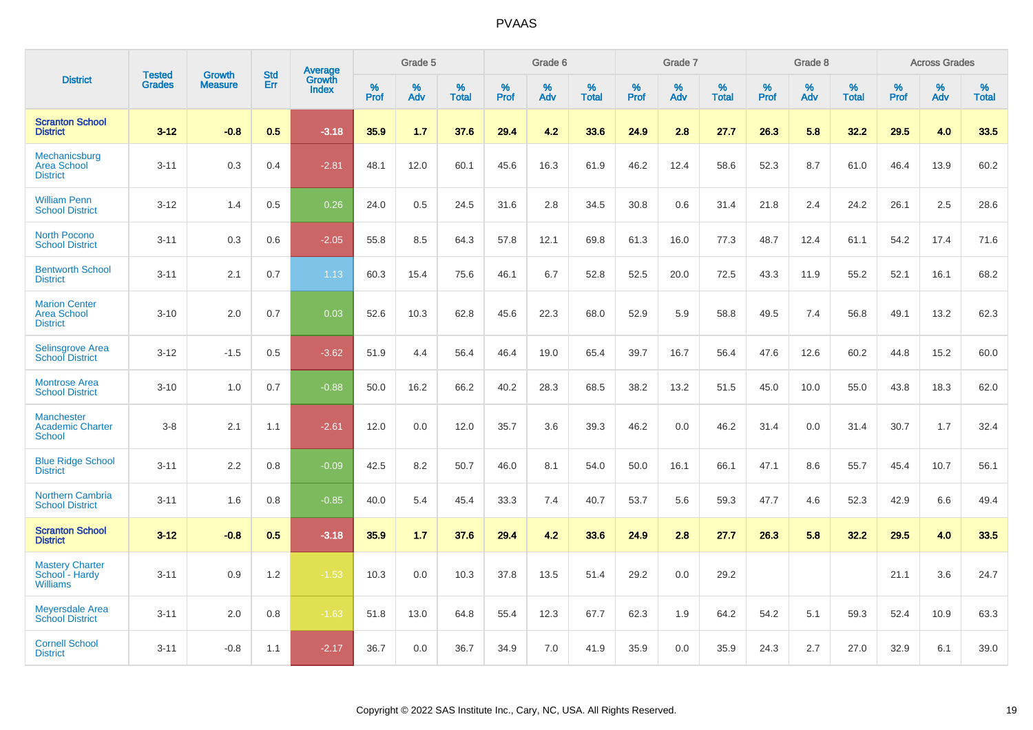# PVAAS

| District | Tested Grades | Growth Measure | Std Err | Average Growth Index | Grade 5 | | | Grade 6 | | | Grade 7 | | | Grade 8 | | | Across Grades | | |
|---|---|---|---|---|---|---|---|---|---|---|---|---|---|---|---|---|---|---|---|
| | | | | | % Prof | % Adv | % Total | % Prof | % Adv | % Total | % Prof | % Adv | % Total | % Prof | % Adv | % Total | % Prof | % Adv | % Total |
| **Scranton School District** | **3-12** | **-0.8** | **0.5** | **-3.18** | **35.9** | **1.7** | **37.6** | **29.4** | **4.2** | **33.6** | **24.9** | **2.8** | **27.7** | **26.3** | **5.8** | **32.2** | **29.5** | **4.0** | **33.5** |
| Mechanicsburg Area School District | 3-11 | 0.3 | 0.4 | -2.81 | 48.1 | 12.0 | 60.1 | 45.6 | 16.3 | 61.9 | 46.2 | 12.4 | 58.6 | 52.3 | 8.7 | 61.0 | 46.4 | 13.9 | 60.2 |
| William Penn School District | 3-12 | 1.4 | 0.5 | 0.26 | 24.0 | 0.5 | 24.5 | 31.6 | 2.8 | 34.5 | 30.8 | 0.6 | 31.4 | 21.8 | 2.4 | 24.2 | 26.1 | 2.5 | 28.6 |
| North Pocono School District | 3-11 | 0.3 | 0.6 | -2.05 | 55.8 | 8.5 | 64.3 | 57.8 | 12.1 | 69.8 | 61.3 | 16.0 | 77.3 | 48.7 | 12.4 | 61.1 | 54.2 | 17.4 | 71.6 |
| Bentworth School District | 3-11 | 2.1 | 0.7 | 1.13 | 60.3 | 15.4 | 75.6 | 46.1 | 6.7 | 52.8 | 52.5 | 20.0 | 72.5 | 43.3 | 11.9 | 55.2 | 52.1 | 16.1 | 68.2 |
| Marion Center Area School District | 3-10 | 2.0 | 0.7 | 0.03 | 52.6 | 10.3 | 62.8 | 45.6 | 22.3 | 68.0 | 52.9 | 5.9 | 58.8 | 49.5 | 7.4 | 56.8 | 49.1 | 13.2 | 62.3 |
| Selinsgrove Area School District | 3-12 | -1.5 | 0.5 | -3.62 | 51.9 | 4.4 | 56.4 | 46.4 | 19.0 | 65.4 | 39.7 | 16.7 | 56.4 | 47.6 | 12.6 | 60.2 | 44.8 | 15.2 | 60.0 |
| Montrose Area School District | 3-10 | 1.0 | 0.7 | -0.88 | 50.0 | 16.2 | 66.2 | 40.2 | 28.3 | 68.5 | 38.2 | 13.2 | 51.5 | 45.0 | 10.0 | 55.0 | 43.8 | 18.3 | 62.0 |
| Manchester Academic Charter School | 3-8 | 2.1 | 1.1 | -2.61 | 12.0 | 0.0 | 12.0 | 35.7 | 3.6 | 39.3 | 46.2 | 0.0 | 46.2 | 31.4 | 0.0 | 31.4 | 30.7 | 1.7 | 32.4 |
| Blue Ridge School District | 3-11 | 2.2 | 0.8 | -0.09 | 42.5 | 8.2 | 50.7 | 46.0 | 8.1 | 54.0 | 50.0 | 16.1 | 66.1 | 47.1 | 8.6 | 55.7 | 45.4 | 10.7 | 56.1 |
| Northern Cambria School District | 3-11 | 1.6 | 0.8 | -0.85 | 40.0 | 5.4 | 45.4 | 33.3 | 7.4 | 40.7 | 53.7 | 5.6 | 59.3 | 47.7 | 4.6 | 52.3 | 42.9 | 6.6 | 49.4 |
| **Scranton School District** | **3-12** | **-0.8** | **0.5** | **-3.18** | **35.9** | **1.7** | **37.6** | **29.4** | **4.2** | **33.6** | **24.9** | **2.8** | **27.7** | **26.3** | **5.8** | **32.2** | **29.5** | **4.0** | **33.5** |
| Mastery Charter School - Hardy Williams | 3-11 | 0.9 | 1.2 | -1.53 | 10.3 | 0.0 | 10.3 | 37.8 | 13.5 | 51.4 | 29.2 | 0.0 | 29.2 | | | | 21.1 | 3.6 | 24.7 |
| Meyersdale Area School District | 3-11 | 2.0 | 0.8 | -1.63 | 51.8 | 13.0 | 64.8 | 55.4 | 12.3 | 67.7 | 62.3 | 1.9 | 64.2 | 54.2 | 5.1 | 59.3 | 52.4 | 10.9 | 63.3 |
| Cornell School District | 3-11 | -0.8 | 1.1 | -2.17 | 36.7 | 0.0 | 36.7 | 34.9 | 7.0 | 41.9 | 35.9 | 0.0 | 35.9 | 24.3 | 2.7 | 27.0 | 32.9 | 6.1 | 39.0 |

Copyright © 2022 SAS Institute Inc., Cary, NC, USA. All Rights Reserved.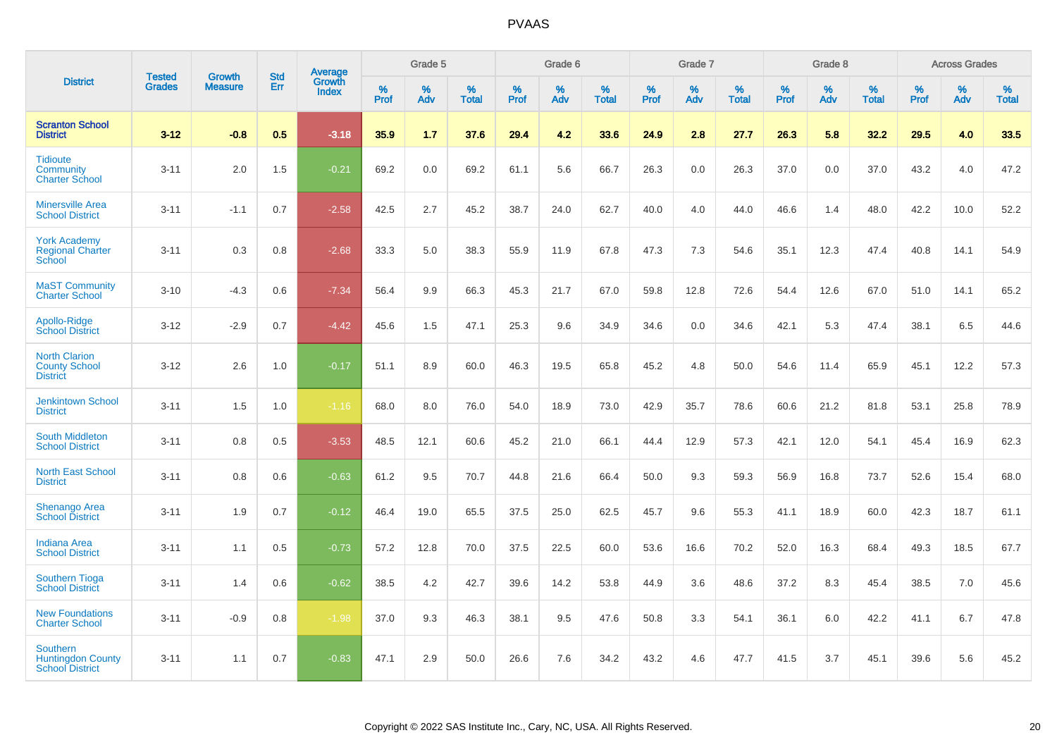| District | Tested Grades | Growth Measure | Std Err | Average Growth Index | Grade 5 | | | Grade 6 | | | Grade 7 | | | Grade 8 | | | Across Grades | | |
|---|---|---|---|---|---|---|---|---|---|---|---|---|---|---|---|---|---|---|---|
| | | | | | % Prof | % Adv | % Total | % Prof | % Adv | % Total | % Prof | % Adv | % Total | % Prof | % Adv | % Total | % Prof | % Adv | % Total |
| **Scranton School District** | **3-12** | **-0.8** | **0.5** | **-3.18** | **35.9** | **1.7** | **37.6** | **29.4** | **4.2** | **33.6** | **24.9** | **2.8** | **27.7** | **26.3** | **5.8** | **32.2** | **29.5** | **4.0** | **33.5** |
| Tidioute Community Charter School | 3-11 | 2.0 | 1.5 | -0.21 | 69.2 | 0.0 | 69.2 | 61.1 | 5.6 | 66.7 | 26.3 | 0.0 | 26.3 | 37.0 | 0.0 | 37.0 | 43.2 | 4.0 | 47.2 |
| Minersville Area School District | 3-11 | -1.1 | 0.7 | -2.58 | 42.5 | 2.7 | 45.2 | 38.7 | 24.0 | 62.7 | 40.0 | 4.0 | 44.0 | 46.6 | 1.4 | 48.0 | 42.2 | 10.0 | 52.2 |
| York Academy Regional Charter School | 3-11 | 0.3 | 0.8 | -2.68 | 33.3 | 5.0 | 38.3 | 55.9 | 11.9 | 67.8 | 47.3 | 7.3 | 54.6 | 35.1 | 12.3 | 47.4 | 40.8 | 14.1 | 54.9 |
| MaST Community Charter School | 3-10 | -4.3 | 0.6 | -7.34 | 56.4 | 9.9 | 66.3 | 45.3 | 21.7 | 67.0 | 59.8 | 12.8 | 72.6 | 54.4 | 12.6 | 67.0 | 51.0 | 14.1 | 65.2 |
| Apollo-Ridge School District | 3-12 | -2.9 | 0.7 | -4.42 | 45.6 | 1.5 | 47.1 | 25.3 | 9.6 | 34.9 | 34.6 | 0.0 | 34.6 | 42.1 | 5.3 | 47.4 | 38.1 | 6.5 | 44.6 |
| North Clarion County School District | 3-12 | 2.6 | 1.0 | -0.17 | 51.1 | 8.9 | 60.0 | 46.3 | 19.5 | 65.8 | 45.2 | 4.8 | 50.0 | 54.6 | 11.4 | 65.9 | 45.1 | 12.2 | 57.3 |
| Jenkintown School District | 3-11 | 1.5 | 1.0 | -1.16 | 68.0 | 8.0 | 76.0 | 54.0 | 18.9 | 73.0 | 42.9 | 35.7 | 78.6 | 60.6 | 21.2 | 81.8 | 53.1 | 25.8 | 78.9 |
| South Middleton School District | 3-11 | 0.8 | 0.5 | -3.53 | 48.5 | 12.1 | 60.6 | 45.2 | 21.0 | 66.1 | 44.4 | 12.9 | 57.3 | 42.1 | 12.0 | 54.1 | 45.4 | 16.9 | 62.3 |
| North East School District | 3-11 | 0.8 | 0.6 | -0.63 | 61.2 | 9.5 | 70.7 | 44.8 | 21.6 | 66.4 | 50.0 | 9.3 | 59.3 | 56.9 | 16.8 | 73.7 | 52.6 | 15.4 | 68.0 |
| Shenango Area School District | 3-11 | 1.9 | 0.7 | -0.12 | 46.4 | 19.0 | 65.5 | 37.5 | 25.0 | 62.5 | 45.7 | 9.6 | 55.3 | 41.1 | 18.9 | 60.0 | 42.3 | 18.7 | 61.1 |
| Indiana Area School District | 3-11 | 1.1 | 0.5 | -0.73 | 57.2 | 12.8 | 70.0 | 37.5 | 22.5 | 60.0 | 53.6 | 16.6 | 70.2 | 52.0 | 16.3 | 68.4 | 49.3 | 18.5 | 67.7 |
| Southern Tioga School District | 3-11 | 1.4 | 0.6 | -0.62 | 38.5 | 4.2 | 42.7 | 39.6 | 14.2 | 53.8 | 44.9 | 3.6 | 48.6 | 37.2 | 8.3 | 45.4 | 38.5 | 7.0 | 45.6 |
| New Foundations Charter School | 3-11 | -0.9 | 0.8 | -1.98 | 37.0 | 9.3 | 46.3 | 38.1 | 9.5 | 47.6 | 50.8 | 3.3 | 54.1 | 36.1 | 6.0 | 42.2 | 41.1 | 6.7 | 47.8 |
| Southern Huntingdon County School District | 3-11 | 1.1 | 0.7 | -0.83 | 47.1 | 2.9 | 50.0 | 26.6 | 7.6 | 34.2 | 43.2 | 4.6 | 47.7 | 41.5 | 3.7 | 45.1 | 39.6 | 5.6 | 45.2 |

Copyright © 2022 SAS Institute Inc., Cary, NC, USA. All Rights Reserved.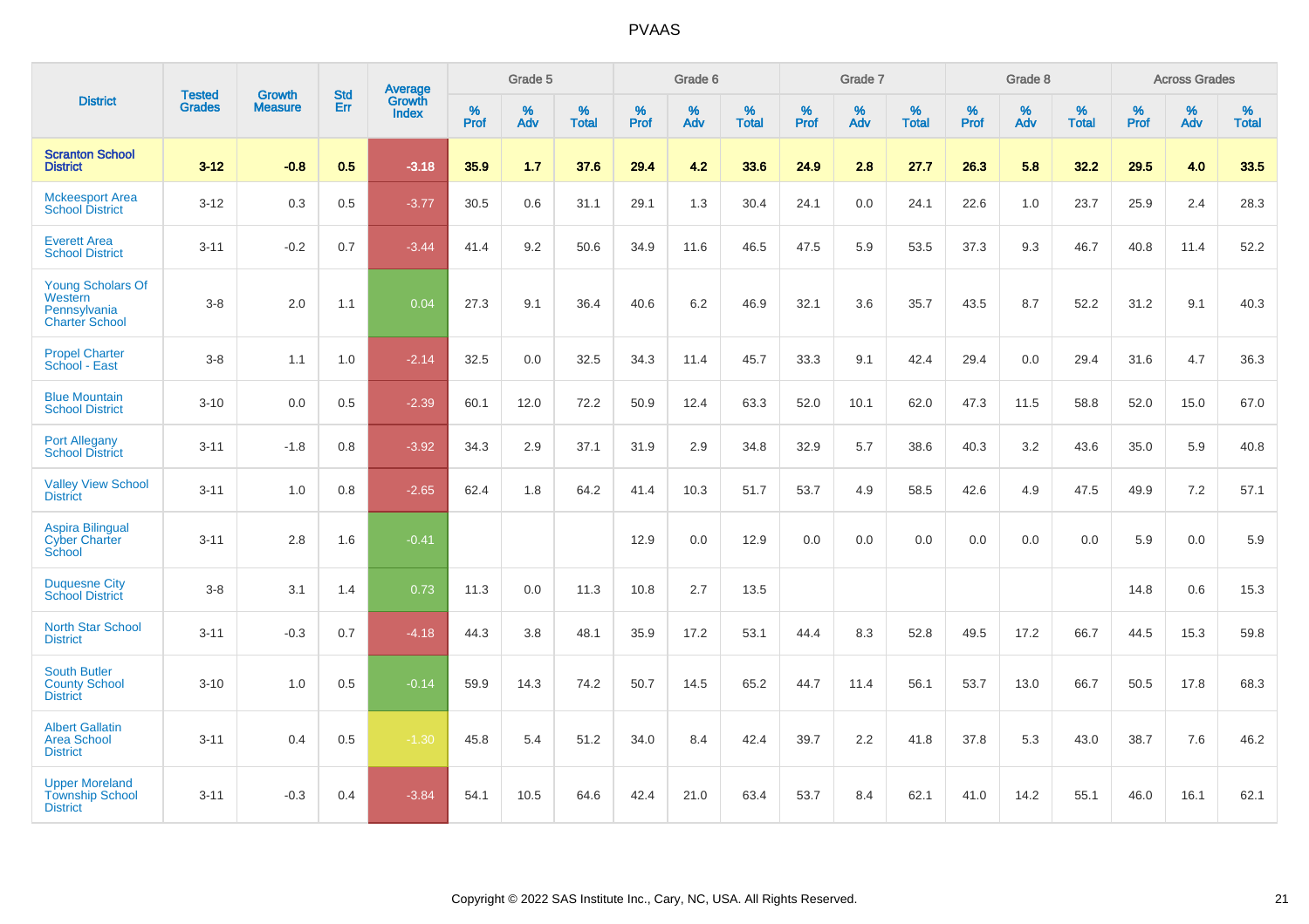| District | Tested Grades | Growth Measure | Std Err | Average Growth Index | Grade 5 | | | Grade 6 | | | Grade 7 | | | Grade 8 | | | Across Grades | | |
|---|---|---|---|---|---|---|---|---|---|---|---|---|---|---|---|---|---|---|---|
| | | | | | % Prof | % Adv | % Total | % Prof | % Adv | % Total | % Prof | % Adv | % Total | % Prof | % Adv | % Total | % Prof | % Adv | % Total |
| **Scranton School District** | **3-12** | **-0.8** | **0.5** | **-3.18** | **35.9** | **1.7** | **37.6** | **29.4** | **4.2** | **33.6** | **24.9** | **2.8** | **27.7** | **26.3** | **5.8** | **32.2** | **29.5** | **4.0** | **33.5** |
| Mckeesport Area School District | 3-12 | 0.3 | 0.5 | -3.77 | 30.5 | 0.6 | 31.1 | 29.1 | 1.3 | 30.4 | 24.1 | 0.0 | 24.1 | 22.6 | 1.0 | 23.7 | 25.9 | 2.4 | 28.3 |
| Everett Area School District | 3-11 | -0.2 | 0.7 | -3.44 | 41.4 | 9.2 | 50.6 | 34.9 | 11.6 | 46.5 | 47.5 | 5.9 | 53.5 | 37.3 | 9.3 | 46.7 | 40.8 | 11.4 | 52.2 |
| Young Scholars Of Western Pennsylvania Charter School | 3-8 | 2.0 | 1.1 | 0.04 | 27.3 | 9.1 | 36.4 | 40.6 | 6.2 | 46.9 | 32.1 | 3.6 | 35.7 | 43.5 | 8.7 | 52.2 | 31.2 | 9.1 | 40.3 |
| Propel Charter School - East | 3-8 | 1.1 | 1.0 | -2.14 | 32.5 | 0.0 | 32.5 | 34.3 | 11.4 | 45.7 | 33.3 | 9.1 | 42.4 | 29.4 | 0.0 | 29.4 | 31.6 | 4.7 | 36.3 |
| Blue Mountain School District | 3-10 | 0.0 | 0.5 | -2.39 | 60.1 | 12.0 | 72.2 | 50.9 | 12.4 | 63.3 | 52.0 | 10.1 | 62.0 | 47.3 | 11.5 | 58.8 | 52.0 | 15.0 | 67.0 |
| Port Allegany School District | 3-11 | -1.8 | 0.8 | -3.92 | 34.3 | 2.9 | 37.1 | 31.9 | 2.9 | 34.8 | 32.9 | 5.7 | 38.6 | 40.3 | 3.2 | 43.6 | 35.0 | 5.9 | 40.8 |
| Valley View School District | 3-11 | 1.0 | 0.8 | -2.65 | 62.4 | 1.8 | 64.2 | 41.4 | 10.3 | 51.7 | 53.7 | 4.9 | 58.5 | 42.6 | 4.9 | 47.5 | 49.9 | 7.2 | 57.1 |
| Aspira Bilingual Cyber Charter School | 3-11 | 2.8 | 1.6 | -0.41 | | | | 12.9 | 0.0 | 12.9 | 0.0 | 0.0 | 0.0 | 0.0 | 0.0 | 0.0 | 5.9 | 0.0 | 5.9 |
| Duquesne City School District | 3-8 | 3.1 | 1.4 | 0.73 | 11.3 | 0.0 | 11.3 | 10.8 | 2.7 | 13.5 | | | | | | | 14.8 | 0.6 | 15.3 |
| North Star School District | 3-11 | -0.3 | 0.7 | -4.18 | 44.3 | 3.8 | 48.1 | 35.9 | 17.2 | 53.1 | 44.4 | 8.3 | 52.8 | 49.5 | 17.2 | 66.7 | 44.5 | 15.3 | 59.8 |
| South Butler County School District | 3-10 | 1.0 | 0.5 | -0.14 | 59.9 | 14.3 | 74.2 | 50.7 | 14.5 | 65.2 | 44.7 | 11.4 | 56.1 | 53.7 | 13.0 | 66.7 | 50.5 | 17.8 | 68.3 |
| Albert Gallatin Area School District | 3-11 | 0.4 | 0.5 | -1.30 | 45.8 | 5.4 | 51.2 | 34.0 | 8.4 | 42.4 | 39.7 | 2.2 | 41.8 | 37.8 | 5.3 | 43.0 | 38.7 | 7.6 | 46.2 |
| Upper Moreland Township School District | 3-11 | -0.3 | 0.4 | -3.84 | 54.1 | 10.5 | 64.6 | 42.4 | 21.0 | 63.4 | 53.7 | 8.4 | 62.1 | 41.0 | 14.2 | 55.1 | 46.0 | 16.1 | 62.1 |

Copyright © 2022 SAS Institute Inc., Cary, NC, USA. All Rights Reserved.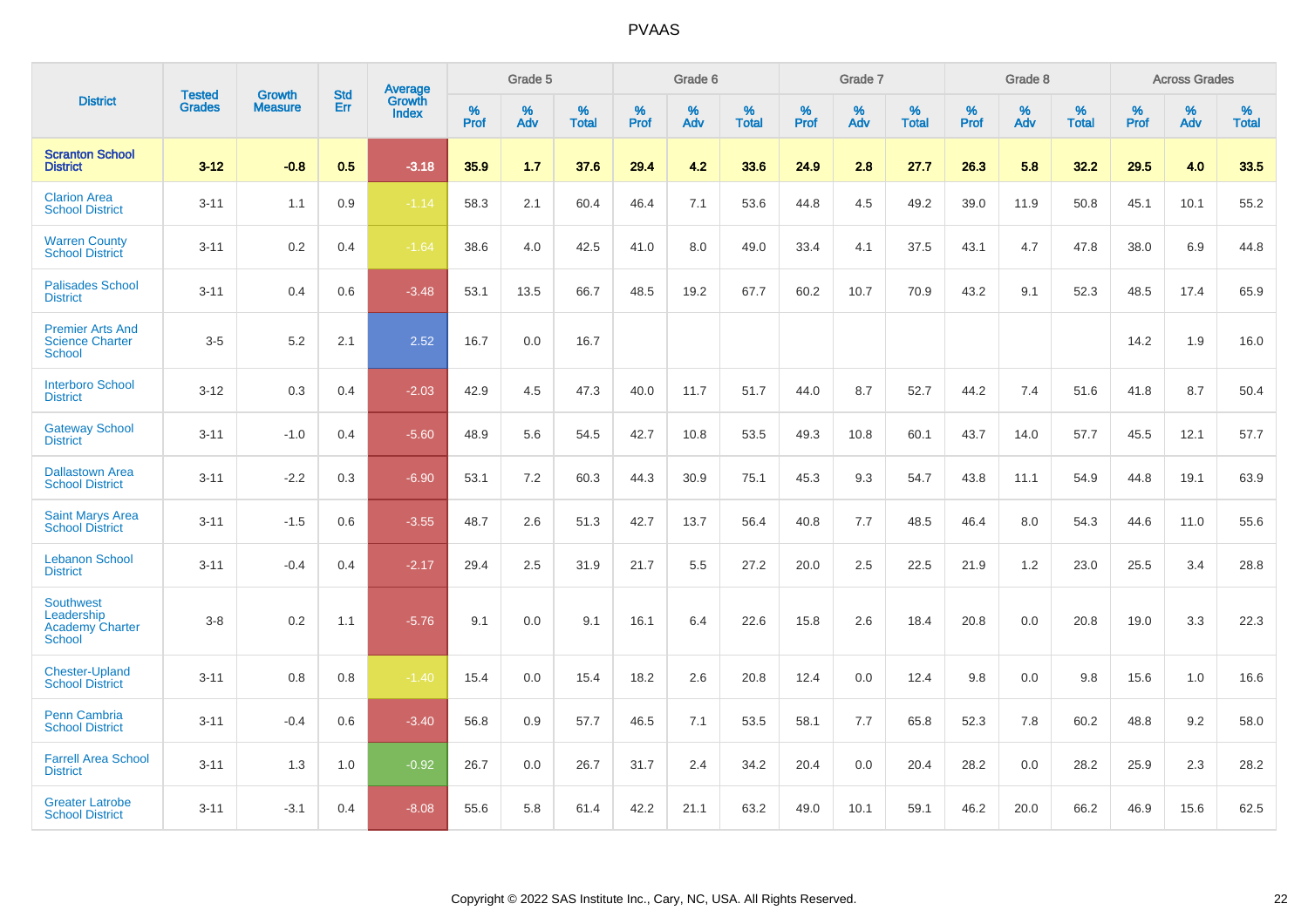# PVAAS

| District | Tested Grades | Growth Measure | Std Err | Average Growth Index | Grade 5 | | | Grade 6 | | | Grade 7 | | | Grade 8 | | | Across Grades | | |
|---|---|---|---|---|---|---|---|---|---|---|---|---|---|---|---|---|---|---|---|
| | | | | | % Prof | % Adv | % Total | % Prof | % Adv | % Total | % Prof | % Adv | % Total | % Prof | % Adv | % Total | % Prof | % Adv | % Total |
| **Scranton School District** | **3-12** | **-0.8** | **0.5** | **-3.18** | **35.9** | **1.7** | **37.6** | **29.4** | **4.2** | **33.6** | **24.9** | **2.8** | **27.7** | **26.3** | **5.8** | **32.2** | **29.5** | **4.0** | **33.5** |
| Clarion Area School District | 3-11 | 1.1 | 0.9 | -1.14 | 58.3 | 2.1 | 60.4 | 46.4 | 7.1 | 53.6 | 44.8 | 4.5 | 49.2 | 39.0 | 11.9 | 50.8 | 45.1 | 10.1 | 55.2 |
| Warren County School District | 3-11 | 0.2 | 0.4 | -1.64 | 38.6 | 4.0 | 42.5 | 41.0 | 8.0 | 49.0 | 33.4 | 4.1 | 37.5 | 43.1 | 4.7 | 47.8 | 38.0 | 6.9 | 44.8 |
| Palisades School District | 3-11 | 0.4 | 0.6 | -3.48 | 53.1 | 13.5 | 66.7 | 48.5 | 19.2 | 67.7 | 60.2 | 10.7 | 70.9 | 43.2 | 9.1 | 52.3 | 48.5 | 17.4 | 65.9 |
| Premier Arts And Science Charter School | 3-5 | 5.2 | 2.1 | 2.52 | 16.7 | 0.0 | 16.7 | | | | | | | | | | 14.2 | 1.9 | 16.0 |
| Interboro School District | 3-12 | 0.3 | 0.4 | -2.03 | 42.9 | 4.5 | 47.3 | 40.0 | 11.7 | 51.7 | 44.0 | 8.7 | 52.7 | 44.2 | 7.4 | 51.6 | 41.8 | 8.7 | 50.4 |
| Gateway School District | 3-11 | -1.0 | 0.4 | -5.60 | 48.9 | 5.6 | 54.5 | 42.7 | 10.8 | 53.5 | 49.3 | 10.8 | 60.1 | 43.7 | 14.0 | 57.7 | 45.5 | 12.1 | 57.7 |
| Dallastown Area School District | 3-11 | -2.2 | 0.3 | -6.90 | 53.1 | 7.2 | 60.3 | 44.3 | 30.9 | 75.1 | 45.3 | 9.3 | 54.7 | 43.8 | 11.1 | 54.9 | 44.8 | 19.1 | 63.9 |
| Saint Marys Area School District | 3-11 | -1.5 | 0.6 | -3.55 | 48.7 | 2.6 | 51.3 | 42.7 | 13.7 | 56.4 | 40.8 | 7.7 | 48.5 | 46.4 | 8.0 | 54.3 | 44.6 | 11.0 | 55.6 |
| Lebanon School District | 3-11 | -0.4 | 0.4 | -2.17 | 29.4 | 2.5 | 31.9 | 21.7 | 5.5 | 27.2 | 20.0 | 2.5 | 22.5 | 21.9 | 1.2 | 23.0 | 25.5 | 3.4 | 28.8 |
| Southwest Leadership Academy Charter School | 3-8 | 0.2 | 1.1 | -5.76 | 9.1 | 0.0 | 9.1 | 16.1 | 6.4 | 22.6 | 15.8 | 2.6 | 18.4 | 20.8 | 0.0 | 20.8 | 19.0 | 3.3 | 22.3 |
| Chester-Upland School District | 3-11 | 0.8 | 0.8 | -1.40 | 15.4 | 0.0 | 15.4 | 18.2 | 2.6 | 20.8 | 12.4 | 0.0 | 12.4 | 9.8 | 0.0 | 9.8 | 15.6 | 1.0 | 16.6 |
| Penn Cambria School District | 3-11 | -0.4 | 0.6 | -3.40 | 56.8 | 0.9 | 57.7 | 46.5 | 7.1 | 53.5 | 58.1 | 7.7 | 65.8 | 52.3 | 7.8 | 60.2 | 48.8 | 9.2 | 58.0 |
| Farrell Area School District | 3-11 | 1.3 | 1.0 | -0.92 | 26.7 | 0.0 | 26.7 | 31.7 | 2.4 | 34.2 | 20.4 | 0.0 | 20.4 | 28.2 | 0.0 | 28.2 | 25.9 | 2.3 | 28.2 |
| Greater Latrobe School District | 3-11 | -3.1 | 0.4 | -8.08 | 55.6 | 5.8 | 61.4 | 42.2 | 21.1 | 63.2 | 49.0 | 10.1 | 59.1 | 46.2 | 20.0 | 66.2 | 46.9 | 15.6 | 62.5 |

Copyright © 2022 SAS Institute Inc., Cary, NC, USA. All Rights Reserved.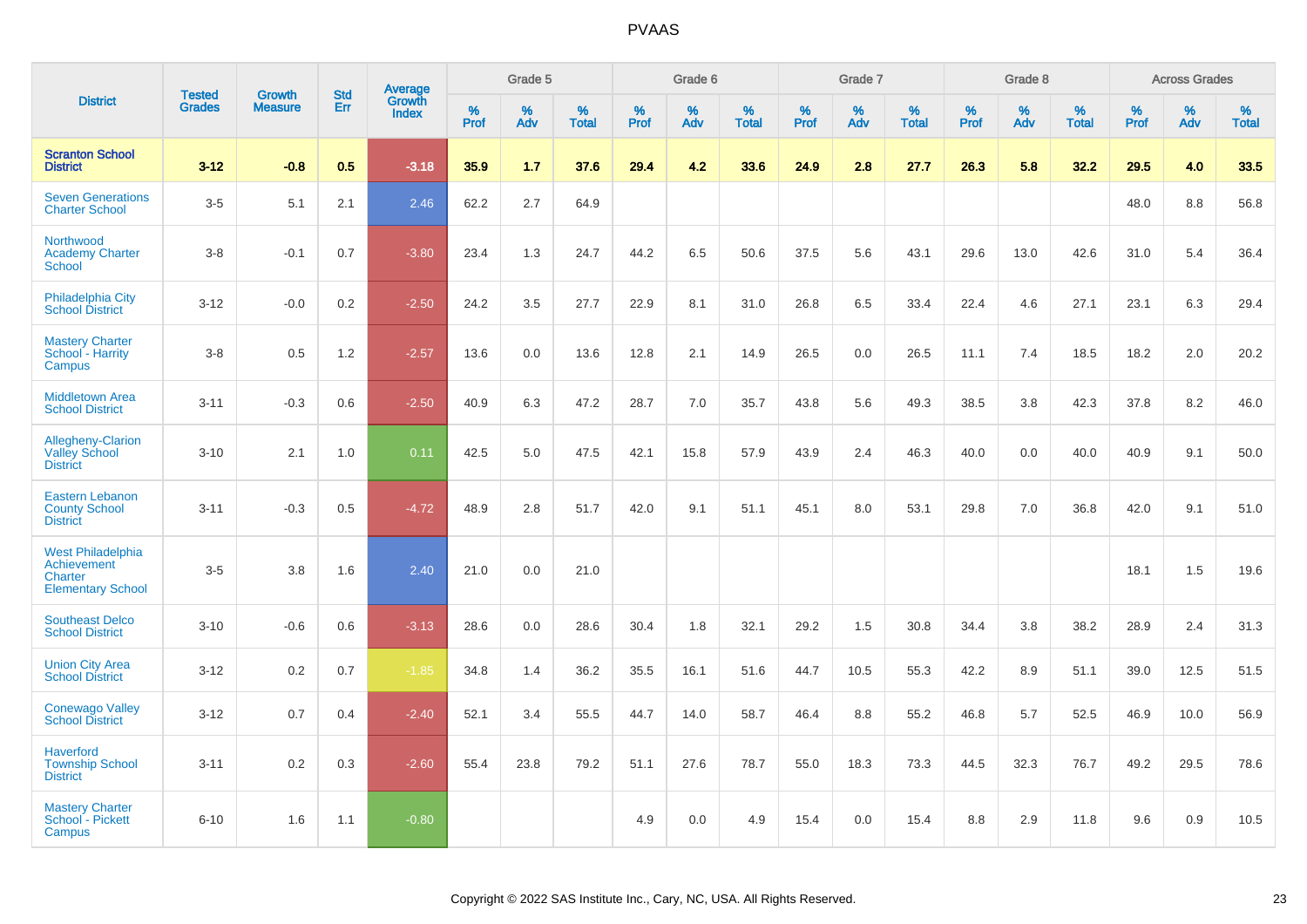# PVAAS

| District | Tested Grades | Growth Measure | Std Err | Average Growth Index | Grade 5 | | | Grade 6 | | | Grade 7 | | | Grade 8 | | | Across Grades | | |
|---|---|---|---|---|---|---|---|---|---|---|---|---|---|---|---|---|---|---|---|
| | | | | | % Prof | % Adv | % Total | % Prof | % Adv | % Total | % Prof | % Adv | % Total | % Prof | % Adv | % Total | % Prof | % Adv | % Total |
| **Scranton School District** | **3-12** | **-0.8** | **0.5** | **-3.18** | **35.9** | **1.7** | **37.6** | **29.4** | **4.2** | **33.6** | **24.9** | **2.8** | **27.7** | **26.3** | **5.8** | **32.2** | **29.5** | **4.0** | **33.5** |
| Seven Generations Charter School | 3-5 | 5.1 | 2.1 | 2.46 | 62.2 | 2.7 | 64.9 | | | | | | | | | | 48.0 | 8.8 | 56.8 |
| Northwood Academy Charter School | 3-8 | -0.1 | 0.7 | -3.80 | 23.4 | 1.3 | 24.7 | 44.2 | 6.5 | 50.6 | 37.5 | 5.6 | 43.1 | 29.6 | 13.0 | 42.6 | 31.0 | 5.4 | 36.4 |
| Philadelphia City School District | 3-12 | -0.0 | 0.2 | -2.50 | 24.2 | 3.5 | 27.7 | 22.9 | 8.1 | 31.0 | 26.8 | 6.5 | 33.4 | 22.4 | 4.6 | 27.1 | 23.1 | 6.3 | 29.4 |
| Mastery Charter School - Harrity Campus | 3-8 | 0.5 | 1.2 | -2.57 | 13.6 | 0.0 | 13.6 | 12.8 | 2.1 | 14.9 | 26.5 | 0.0 | 26.5 | 11.1 | 7.4 | 18.5 | 18.2 | 2.0 | 20.2 |
| Middletown Area School District | 3-11 | -0.3 | 0.6 | -2.50 | 40.9 | 6.3 | 47.2 | 28.7 | 7.0 | 35.7 | 43.8 | 5.6 | 49.3 | 38.5 | 3.8 | 42.3 | 37.8 | 8.2 | 46.0 |
| Allegheny-Clarion Valley School District | 3-10 | 2.1 | 1.0 | 0.11 | 42.5 | 5.0 | 47.5 | 42.1 | 15.8 | 57.9 | 43.9 | 2.4 | 46.3 | 40.0 | 0.0 | 40.0 | 40.9 | 9.1 | 50.0 |
| Eastern Lebanon County School District | 3-11 | -0.3 | 0.5 | -4.72 | 48.9 | 2.8 | 51.7 | 42.0 | 9.1 | 51.1 | 45.1 | 8.0 | 53.1 | 29.8 | 7.0 | 36.8 | 42.0 | 9.1 | 51.0 |
| West Philadelphia Achievement Charter Elementary School | 3-5 | 3.8 | 1.6 | 2.40 | 21.0 | 0.0 | 21.0 | | | | | | | | | | 18.1 | 1.5 | 19.6 |
| Southeast Delco School District | 3-10 | -0.6 | 0.6 | -3.13 | 28.6 | 0.0 | 28.6 | 30.4 | 1.8 | 32.1 | 29.2 | 1.5 | 30.8 | 34.4 | 3.8 | 38.2 | 28.9 | 2.4 | 31.3 |
| Union City Area School District | 3-12 | 0.2 | 0.7 | -1.85 | 34.8 | 1.4 | 36.2 | 35.5 | 16.1 | 51.6 | 44.7 | 10.5 | 55.3 | 42.2 | 8.9 | 51.1 | 39.0 | 12.5 | 51.5 |
| Conewago Valley School District | 3-12 | 0.7 | 0.4 | -2.40 | 52.1 | 3.4 | 55.5 | 44.7 | 14.0 | 58.7 | 46.4 | 8.8 | 55.2 | 46.8 | 5.7 | 52.5 | 46.9 | 10.0 | 56.9 |
| Haverford Township School District | 3-11 | 0.2 | 0.3 | -2.60 | 55.4 | 23.8 | 79.2 | 51.1 | 27.6 | 78.7 | 55.0 | 18.3 | 73.3 | 44.5 | 32.3 | 76.7 | 49.2 | 29.5 | 78.6 |
| Mastery Charter School - Pickett Campus | 6-10 | 1.6 | 1.1 | -0.80 | | | | 4.9 | 0.0 | 4.9 | 15.4 | 0.0 | 15.4 | 8.8 | 2.9 | 11.8 | 9.6 | 0.9 | 10.5 |

Copyright © 2022 SAS Institute Inc., Cary, NC, USA. All Rights Reserved.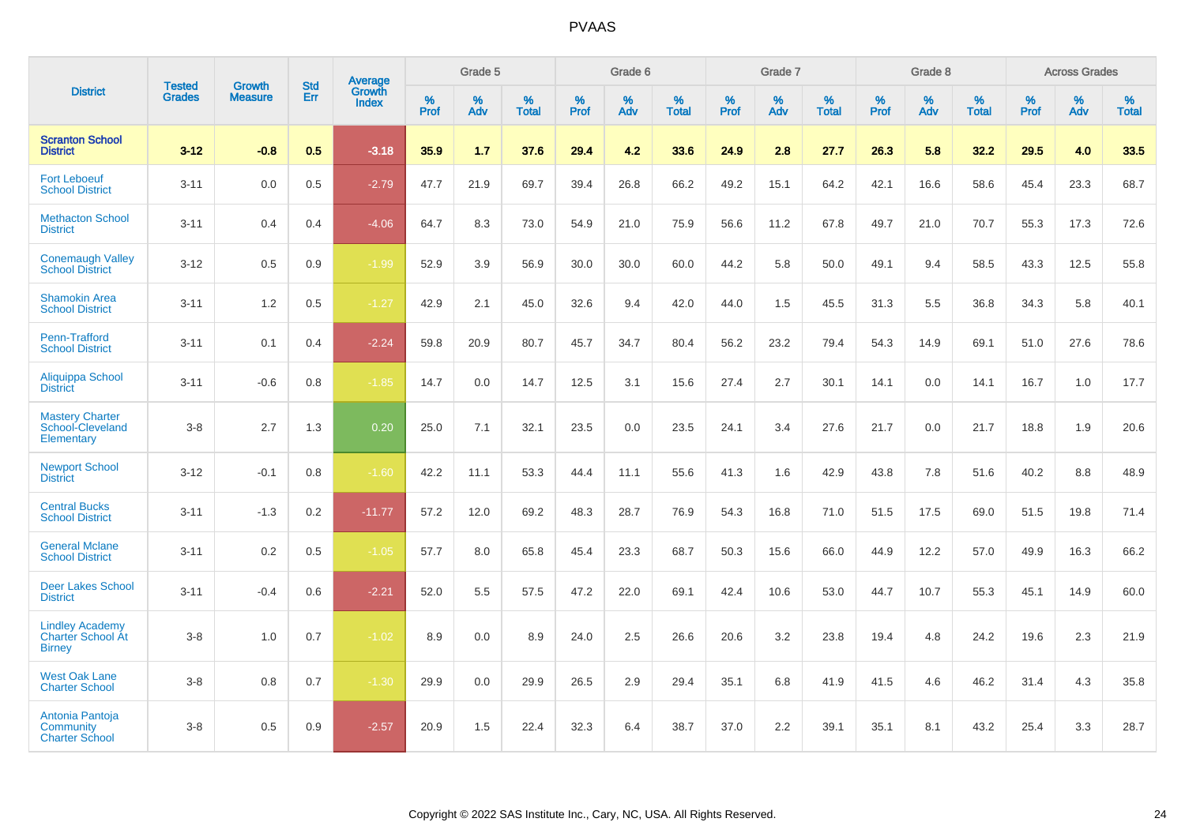# PVAAS

| District | Tested Grades | Growth Measure | Std Err | Average Growth Index | Grade 5 | | | Grade 6 | | | Grade 7 | | | Grade 8 | | | Across Grades | | |
|---|---|---|---|---|---|---|---|---|---|---|---|---|---|---|---|---|---|---|---|
| | | | | | % Prof | % Adv | % Total | % Prof | % Adv | % Total | % Prof | % Adv | % Total | % Prof | % Adv | % Total | % Prof | % Adv | % Total |
| **Scranton School District** | **3-12** | **-0.8** | **0.5** | **-3.18** | **35.9** | **1.7** | **37.6** | **29.4** | **4.2** | **33.6** | **24.9** | **2.8** | **27.7** | **26.3** | **5.8** | **32.2** | **29.5** | **4.0** | **33.5** |
| Fort Leboeuf School District | 3-11 | 0.0 | 0.5 | -2.79 | 47.7 | 21.9 | 69.7 | 39.4 | 26.8 | 66.2 | 49.2 | 15.1 | 64.2 | 42.1 | 16.6 | 58.6 | 45.4 | 23.3 | 68.7 |
| Methacton School District | 3-11 | 0.4 | 0.4 | -4.06 | 64.7 | 8.3 | 73.0 | 54.9 | 21.0 | 75.9 | 56.6 | 11.2 | 67.8 | 49.7 | 21.0 | 70.7 | 55.3 | 17.3 | 72.6 |
| Conemaugh Valley School District | 3-12 | 0.5 | 0.9 | -1.99 | 52.9 | 3.9 | 56.9 | 30.0 | 30.0 | 60.0 | 44.2 | 5.8 | 50.0 | 49.1 | 9.4 | 58.5 | 43.3 | 12.5 | 55.8 |
| Shamokin Area School District | 3-11 | 1.2 | 0.5 | -1.27 | 42.9 | 2.1 | 45.0 | 32.6 | 9.4 | 42.0 | 44.0 | 1.5 | 45.5 | 31.3 | 5.5 | 36.8 | 34.3 | 5.8 | 40.1 |
| Penn-Trafford School District | 3-11 | 0.1 | 0.4 | -2.24 | 59.8 | 20.9 | 80.7 | 45.7 | 34.7 | 80.4 | 56.2 | 23.2 | 79.4 | 54.3 | 14.9 | 69.1 | 51.0 | 27.6 | 78.6 |
| Aliquippa School District | 3-11 | -0.6 | 0.8 | -1.85 | 14.7 | 0.0 | 14.7 | 12.5 | 3.1 | 15.6 | 27.4 | 2.7 | 30.1 | 14.1 | 0.0 | 14.1 | 16.7 | 1.0 | 17.7 |
| Mastery Charter School-Cleveland Elementary | 3-8 | 2.7 | 1.3 | 0.20 | 25.0 | 7.1 | 32.1 | 23.5 | 0.0 | 23.5 | 24.1 | 3.4 | 27.6 | 21.7 | 0.0 | 21.7 | 18.8 | 1.9 | 20.6 |
| Newport School District | 3-12 | -0.1 | 0.8 | -1.60 | 42.2 | 11.1 | 53.3 | 44.4 | 11.1 | 55.6 | 41.3 | 1.6 | 42.9 | 43.8 | 7.8 | 51.6 | 40.2 | 8.8 | 48.9 |
| Central Bucks School District | 3-11 | -1.3 | 0.2 | -11.77 | 57.2 | 12.0 | 69.2 | 48.3 | 28.7 | 76.9 | 54.3 | 16.8 | 71.0 | 51.5 | 17.5 | 69.0 | 51.5 | 19.8 | 71.4 |
| General Mclane School District | 3-11 | 0.2 | 0.5 | -1.05 | 57.7 | 8.0 | 65.8 | 45.4 | 23.3 | 68.7 | 50.3 | 15.6 | 66.0 | 44.9 | 12.2 | 57.0 | 49.9 | 16.3 | 66.2 |
| Deer Lakes School District | 3-11 | -0.4 | 0.6 | -2.21 | 52.0 | 5.5 | 57.5 | 47.2 | 22.0 | 69.1 | 42.4 | 10.6 | 53.0 | 44.7 | 10.7 | 55.3 | 45.1 | 14.9 | 60.0 |
| Lindley Academy Charter School At Birney | 3-8 | 1.0 | 0.7 | -1.02 | 8.9 | 0.0 | 8.9 | 24.0 | 2.5 | 26.6 | 20.6 | 3.2 | 23.8 | 19.4 | 4.8 | 24.2 | 19.6 | 2.3 | 21.9 |
| West Oak Lane Charter School | 3-8 | 0.8 | 0.7 | -1.30 | 29.9 | 0.0 | 29.9 | 26.5 | 2.9 | 29.4 | 35.1 | 6.8 | 41.9 | 41.5 | 4.6 | 46.2 | 31.4 | 4.3 | 35.8 |
| Antonia Pantoja Community Charter School | 3-8 | 0.5 | 0.9 | -2.57 | 20.9 | 1.5 | 22.4 | 32.3 | 6.4 | 38.7 | 37.0 | 2.2 | 39.1 | 35.1 | 8.1 | 43.2 | 25.4 | 3.3 | 28.7 |

Copyright © 2022 SAS Institute Inc., Cary, NC, USA. All Rights Reserved.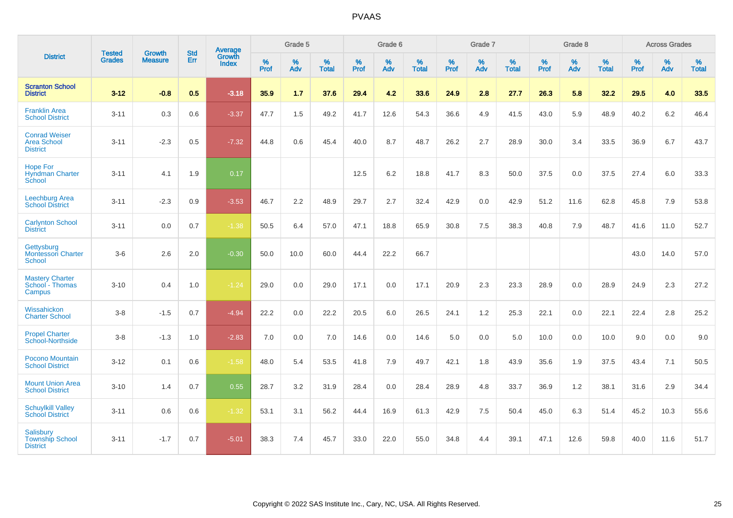# PVAAS

| District | Tested Grades | Growth Measure | Std Err | Average Growth Index | Grade 5 | | | Grade 6 | | | Grade 7 | | | Grade 8 | | | Across Grades | | |
|---|---|---|---|---|---|---|---|---|---|---|---|---|---|---|---|---|---|---|---|
| | | | | | % Prof | % Adv | % Total | % Prof | % Adv | % Total | % Prof | % Adv | % Total | % Prof | % Adv | % Total | % Prof | % Adv | % Total |
| **Scranton School District** | **3-12** | **-0.8** | **0.5** | **-3.18** | **35.9** | **1.7** | **37.6** | **29.4** | **4.2** | **33.6** | **24.9** | **2.8** | **27.7** | **26.3** | **5.8** | **32.2** | **29.5** | **4.0** | **33.5** |
| Franklin Area School District | 3-11 | 0.3 | 0.6 | -3.37 | 47.7 | 1.5 | 49.2 | 41.7 | 12.6 | 54.3 | 36.6 | 4.9 | 41.5 | 43.0 | 5.9 | 48.9 | 40.2 | 6.2 | 46.4 |
| Conrad Weiser Area School District | 3-11 | -2.3 | 0.5 | -7.32 | 44.8 | 0.6 | 45.4 | 40.0 | 8.7 | 48.7 | 26.2 | 2.7 | 28.9 | 30.0 | 3.4 | 33.5 | 36.9 | 6.7 | 43.7 |
| Hope For Hyndman Charter School | 3-11 | 4.1 | 1.9 | 0.17 | | | | 12.5 | 6.2 | 18.8 | 41.7 | 8.3 | 50.0 | 37.5 | 0.0 | 37.5 | 27.4 | 6.0 | 33.3 |
| Leechburg Area School District | 3-11 | -2.3 | 0.9 | -3.53 | 46.7 | 2.2 | 48.9 | 29.7 | 2.7 | 32.4 | 42.9 | 0.0 | 42.9 | 51.2 | 11.6 | 62.8 | 45.8 | 7.9 | 53.8 |
| Carlynton School District | 3-11 | 0.0 | 0.7 | -1.38 | 50.5 | 6.4 | 57.0 | 47.1 | 18.8 | 65.9 | 30.8 | 7.5 | 38.3 | 40.8 | 7.9 | 48.7 | 41.6 | 11.0 | 52.7 |
| Gettysburg Montessori Charter School | 3-6 | 2.6 | 2.0 | -0.30 | 50.0 | 10.0 | 60.0 | 44.4 | 22.2 | 66.7 | | | | | | | 43.0 | 14.0 | 57.0 |
| Mastery Charter School - Thomas Campus | 3-10 | 0.4 | 1.0 | -1.24 | 29.0 | 0.0 | 29.0 | 17.1 | 0.0 | 17.1 | 20.9 | 2.3 | 23.3 | 28.9 | 0.0 | 28.9 | 24.9 | 2.3 | 27.2 |
| Wissahickon Charter School | 3-8 | -1.5 | 0.7 | -4.94 | 22.2 | 0.0 | 22.2 | 20.5 | 6.0 | 26.5 | 24.1 | 1.2 | 25.3 | 22.1 | 0.0 | 22.1 | 22.4 | 2.8 | 25.2 |
| Propel Charter School-Northside | 3-8 | -1.3 | 1.0 | -2.83 | 7.0 | 0.0 | 7.0 | 14.6 | 0.0 | 14.6 | 5.0 | 0.0 | 5.0 | 10.0 | 0.0 | 10.0 | 9.0 | 0.0 | 9.0 |
| Pocono Mountain School District | 3-12 | 0.1 | 0.6 | -1.58 | 48.0 | 5.4 | 53.5 | 41.8 | 7.9 | 49.7 | 42.1 | 1.8 | 43.9 | 35.6 | 1.9 | 37.5 | 43.4 | 7.1 | 50.5 |
| Mount Union Area School District | 3-10 | 1.4 | 0.7 | 0.55 | 28.7 | 3.2 | 31.9 | 28.4 | 0.0 | 28.4 | 28.9 | 4.8 | 33.7 | 36.9 | 1.2 | 38.1 | 31.6 | 2.9 | 34.4 |
| Schuylkill Valley School District | 3-11 | 0.6 | 0.6 | -1.32 | 53.1 | 3.1 | 56.2 | 44.4 | 16.9 | 61.3 | 42.9 | 7.5 | 50.4 | 45.0 | 6.3 | 51.4 | 45.2 | 10.3 | 55.6 |
| Salisbury Township School District | 3-11 | -1.7 | 0.7 | -5.01 | 38.3 | 7.4 | 45.7 | 33.0 | 22.0 | 55.0 | 34.8 | 4.4 | 39.1 | 47.1 | 12.6 | 59.8 | 40.0 | 11.6 | 51.7 |

Copyright © 2022 SAS Institute Inc., Cary, NC, USA. All Rights Reserved.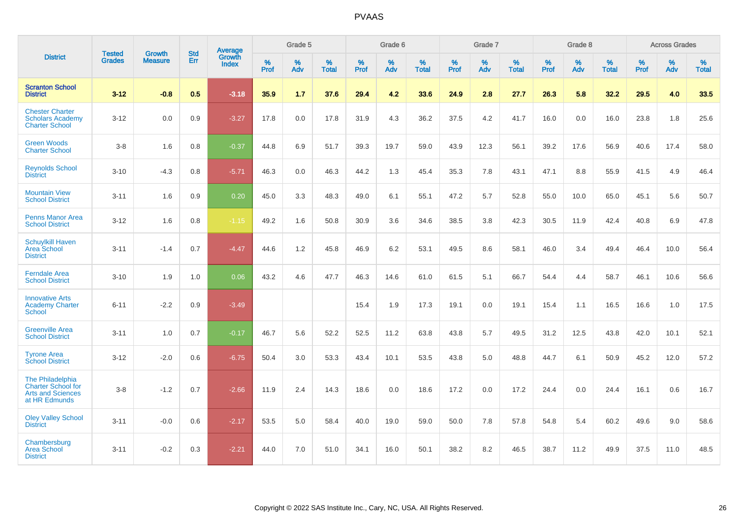| District | Tested Grades | Growth Measure | Std Err | Average Growth Index | Grade 5 | | | Grade 6 | | | Grade 7 | | | Grade 8 | | | Across Grades | | |
|---|---|---|---|---|---|---|---|---|---|---|---|---|---|---|---|---|---|---|---|
| | | | | | % Prof | % Adv | % Total | % Prof | % Adv | % Total | % Prof | % Adv | % Total | % Prof | % Adv | % Total | % Prof | % Adv | % Total |
| **Scranton School District** | **3-12** | **-0.8** | **0.5** | **-3.18** | **35.9** | **1.7** | **37.6** | **29.4** | **4.2** | **33.6** | **24.9** | **2.8** | **27.7** | **26.3** | **5.8** | **32.2** | **29.5** | **4.0** | **33.5** |
| Chester Charter Scholars Academy Charter School | 3-12 | 0.0 | 0.9 | -3.27 | 17.8 | 0.0 | 17.8 | 31.9 | 4.3 | 36.2 | 37.5 | 4.2 | 41.7 | 16.0 | 0.0 | 16.0 | 23.8 | 1.8 | 25.6 |
| Green Woods Charter School | 3-8 | 1.6 | 0.8 | -0.37 | 44.8 | 6.9 | 51.7 | 39.3 | 19.7 | 59.0 | 43.9 | 12.3 | 56.1 | 39.2 | 17.6 | 56.9 | 40.6 | 17.4 | 58.0 |
| Reynolds School District | 3-10 | -4.3 | 0.8 | -5.71 | 46.3 | 0.0 | 46.3 | 44.2 | 1.3 | 45.4 | 35.3 | 7.8 | 43.1 | 47.1 | 8.8 | 55.9 | 41.5 | 4.9 | 46.4 |
| Mountain View School District | 3-11 | 1.6 | 0.9 | 0.20 | 45.0 | 3.3 | 48.3 | 49.0 | 6.1 | 55.1 | 47.2 | 5.7 | 52.8 | 55.0 | 10.0 | 65.0 | 45.1 | 5.6 | 50.7 |
| Penns Manor Area School District | 3-12 | 1.6 | 0.8 | -1.15 | 49.2 | 1.6 | 50.8 | 30.9 | 3.6 | 34.6 | 38.5 | 3.8 | 42.3 | 30.5 | 11.9 | 42.4 | 40.8 | 6.9 | 47.8 |
| Schuylkill Haven Area School District | 3-11 | -1.4 | 0.7 | -4.47 | 44.6 | 1.2 | 45.8 | 46.9 | 6.2 | 53.1 | 49.5 | 8.6 | 58.1 | 46.0 | 3.4 | 49.4 | 46.4 | 10.0 | 56.4 |
| Ferndale Area School District | 3-10 | 1.9 | 1.0 | 0.06 | 43.2 | 4.6 | 47.7 | 46.3 | 14.6 | 61.0 | 61.5 | 5.1 | 66.7 | 54.4 | 4.4 | 58.7 | 46.1 | 10.6 | 56.6 |
| Innovative Arts Academy Charter School | 6-11 | -2.2 | 0.9 | -3.49 | | | | 15.4 | 1.9 | 17.3 | 19.1 | 0.0 | 19.1 | 15.4 | 1.1 | 16.5 | 16.6 | 1.0 | 17.5 |
| Greenville Area School District | 3-11 | 1.0 | 0.7 | -0.17 | 46.7 | 5.6 | 52.2 | 52.5 | 11.2 | 63.8 | 43.8 | 5.7 | 49.5 | 31.2 | 12.5 | 43.8 | 42.0 | 10.1 | 52.1 |
| Tyrone Area School District | 3-12 | -2.0 | 0.6 | -6.75 | 50.4 | 3.0 | 53.3 | 43.4 | 10.1 | 53.5 | 43.8 | 5.0 | 48.8 | 44.7 | 6.1 | 50.9 | 45.2 | 12.0 | 57.2 |
| The Philadelphia Charter School for Arts and Sciences at HR Edmunds | 3-8 | -1.2 | 0.7 | -2.66 | 11.9 | 2.4 | 14.3 | 18.6 | 0.0 | 18.6 | 17.2 | 0.0 | 17.2 | 24.4 | 0.0 | 24.4 | 16.1 | 0.6 | 16.7 |
| Oley Valley School District | 3-11 | -0.0 | 0.6 | -2.17 | 53.5 | 5.0 | 58.4 | 40.0 | 19.0 | 59.0 | 50.0 | 7.8 | 57.8 | 54.8 | 5.4 | 60.2 | 49.6 | 9.0 | 58.6 |
| Chambersburg Area School District | 3-11 | -0.2 | 0.3 | -2.21 | 44.0 | 7.0 | 51.0 | 34.1 | 16.0 | 50.1 | 38.2 | 8.2 | 46.5 | 38.7 | 11.2 | 49.9 | 37.5 | 11.0 | 48.5 |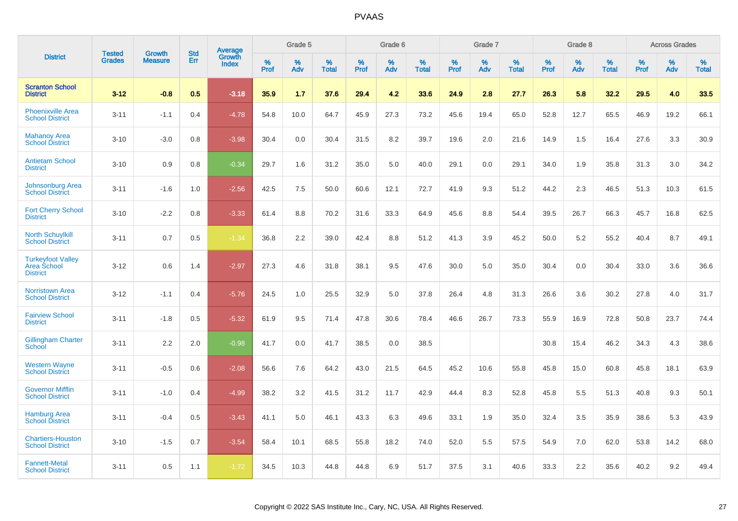# PVAAS

| District | Tested Grades | Growth Measure | Std Err | Average Growth Index | Grade 5 | | | Grade 6 | | | Grade 7 | | | Grade 8 | | | Across Grades | | |
|---|---|---|---|---|---|---|---|---|---|---|---|---|---|---|---|---|---|---|---|
| | | | | | % Prof | % Adv | % Total | % Prof | % Adv | % Total | % Prof | % Adv | % Total | % Prof | % Adv | % Total | % Prof | % Adv | % Total |
| **Scranton School District** | **3-12** | **-0.8** | **0.5** | **-3.18** | **35.9** | **1.7** | **37.6** | **29.4** | **4.2** | **33.6** | **24.9** | **2.8** | **27.7** | **26.3** | **5.8** | **32.2** | **29.5** | **4.0** | **33.5** |
| Phoenixville Area School District | 3-11 | -1.1 | 0.4 | -4.78 | 54.8 | 10.0 | 64.7 | 45.9 | 27.3 | 73.2 | 45.6 | 19.4 | 65.0 | 52.8 | 12.7 | 65.5 | 46.9 | 19.2 | 66.1 |
| Mahanoy Area School District | 3-10 | -3.0 | 0.8 | -3.98 | 30.4 | 0.0 | 30.4 | 31.5 | 8.2 | 39.7 | 19.6 | 2.0 | 21.6 | 14.9 | 1.5 | 16.4 | 27.6 | 3.3 | 30.9 |
| Antietam School District | 3-10 | 0.9 | 0.8 | -0.34 | 29.7 | 1.6 | 31.2 | 35.0 | 5.0 | 40.0 | 29.1 | 0.0 | 29.1 | 34.0 | 1.9 | 35.8 | 31.3 | 3.0 | 34.2 |
| Johnsonburg Area School District | 3-11 | -1.6 | 1.0 | -2.56 | 42.5 | 7.5 | 50.0 | 60.6 | 12.1 | 72.7 | 41.9 | 9.3 | 51.2 | 44.2 | 2.3 | 46.5 | 51.3 | 10.3 | 61.5 |
| Fort Cherry School District | 3-10 | -2.2 | 0.8 | -3.33 | 61.4 | 8.8 | 70.2 | 31.6 | 33.3 | 64.9 | 45.6 | 8.8 | 54.4 | 39.5 | 26.7 | 66.3 | 45.7 | 16.8 | 62.5 |
| North Schuylkill School District | 3-11 | 0.7 | 0.5 | -1.34 | 36.8 | 2.2 | 39.0 | 42.4 | 8.8 | 51.2 | 41.3 | 3.9 | 45.2 | 50.0 | 5.2 | 55.2 | 40.4 | 8.7 | 49.1 |
| Turkeyfoot Valley Area School District | 3-12 | 0.6 | 1.4 | -2.97 | 27.3 | 4.6 | 31.8 | 38.1 | 9.5 | 47.6 | 30.0 | 5.0 | 35.0 | 30.4 | 0.0 | 30.4 | 33.0 | 3.6 | 36.6 |
| Norristown Area School District | 3-12 | -1.1 | 0.4 | -5.76 | 24.5 | 1.0 | 25.5 | 32.9 | 5.0 | 37.8 | 26.4 | 4.8 | 31.3 | 26.6 | 3.6 | 30.2 | 27.8 | 4.0 | 31.7 |
| Fairview School District | 3-11 | -1.8 | 0.5 | -5.32 | 61.9 | 9.5 | 71.4 | 47.8 | 30.6 | 78.4 | 46.6 | 26.7 | 73.3 | 55.9 | 16.9 | 72.8 | 50.8 | 23.7 | 74.4 |
| Gillingham Charter School | 3-11 | 2.2 | 2.0 | -0.98 | 41.7 | 0.0 | 41.7 | 38.5 | 0.0 | 38.5 | | | | 30.8 | 15.4 | 46.2 | 34.3 | 4.3 | 38.6 |
| Western Wayne School District | 3-11 | -0.5 | 0.6 | -2.08 | 56.6 | 7.6 | 64.2 | 43.0 | 21.5 | 64.5 | 45.2 | 10.6 | 55.8 | 45.8 | 15.0 | 60.8 | 45.8 | 18.1 | 63.9 |
| Governor Mifflin School District | 3-11 | -1.0 | 0.4 | -4.99 | 38.2 | 3.2 | 41.5 | 31.2 | 11.7 | 42.9 | 44.4 | 8.3 | 52.8 | 45.8 | 5.5 | 51.3 | 40.8 | 9.3 | 50.1 |
| Hamburg Area School District | 3-11 | -0.4 | 0.5 | -3.43 | 41.1 | 5.0 | 46.1 | 43.3 | 6.3 | 49.6 | 33.1 | 1.9 | 35.0 | 32.4 | 3.5 | 35.9 | 38.6 | 5.3 | 43.9 |
| Chartiers-Houston School District | 3-10 | -1.5 | 0.7 | -3.54 | 58.4 | 10.1 | 68.5 | 55.8 | 18.2 | 74.0 | 52.0 | 5.5 | 57.5 | 54.9 | 7.0 | 62.0 | 53.8 | 14.2 | 68.0 |
| Fannett-Metal School District | 3-11 | 0.5 | 1.1 | -1.72 | 34.5 | 10.3 | 44.8 | 44.8 | 6.9 | 51.7 | 37.5 | 3.1 | 40.6 | 33.3 | 2.2 | 35.6 | 40.2 | 9.2 | 49.4 |

Copyright © 2022 SAS Institute Inc., Cary, NC, USA. All Rights Reserved.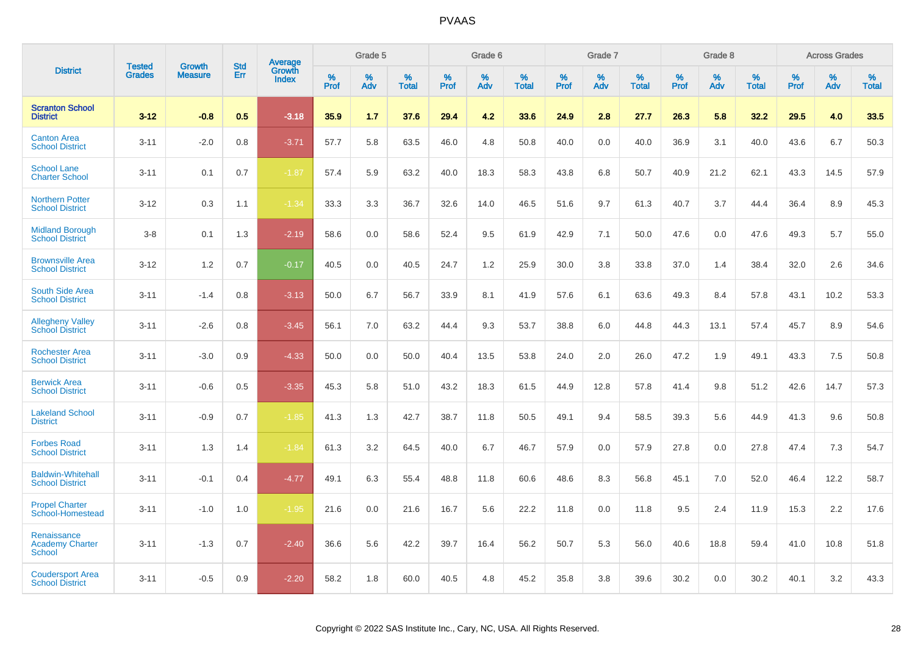# PVAAS

| District | Tested Grades | Growth Measure | Std Err | Average Growth Index | Grade 5 | | | Grade 6 | | | Grade 7 | | | Grade 8 | | | Across Grades | | |
|---|---|---|---|---|---|---|---|---|---|---|---|---|---|---|---|---|---|---|---|
| | | | | | % Prof | % Adv | % Total | % Prof | % Adv | % Total | % Prof | % Adv | % Total | % Prof | % Adv | % Total | % Prof | % Adv | % Total |
| **Scranton School District** | **3-12** | **-0.8** | **0.5** | **-3.18** | **35.9** | **1.7** | **37.6** | **29.4** | **4.2** | **33.6** | **24.9** | **2.8** | **27.7** | **26.3** | **5.8** | **32.2** | **29.5** | **4.0** | **33.5** |
| Canton Area School District | 3-11 | -2.0 | 0.8 | -3.71 | 57.7 | 5.8 | 63.5 | 46.0 | 4.8 | 50.8 | 40.0 | 0.0 | 40.0 | 36.9 | 3.1 | 40.0 | 43.6 | 6.7 | 50.3 |
| School Lane Charter School | 3-11 | 0.1 | 0.7 | -1.87 | 57.4 | 5.9 | 63.2 | 40.0 | 18.3 | 58.3 | 43.8 | 6.8 | 50.7 | 40.9 | 21.2 | 62.1 | 43.3 | 14.5 | 57.9 |
| Northern Potter School District | 3-12 | 0.3 | 1.1 | -1.34 | 33.3 | 3.3 | 36.7 | 32.6 | 14.0 | 46.5 | 51.6 | 9.7 | 61.3 | 40.7 | 3.7 | 44.4 | 36.4 | 8.9 | 45.3 |
| Midland Borough School District | 3-8 | 0.1 | 1.3 | -2.19 | 58.6 | 0.0 | 58.6 | 52.4 | 9.5 | 61.9 | 42.9 | 7.1 | 50.0 | 47.6 | 0.0 | 47.6 | 49.3 | 5.7 | 55.0 |
| Brownsville Area School District | 3-12 | 1.2 | 0.7 | -0.17 | 40.5 | 0.0 | 40.5 | 24.7 | 1.2 | 25.9 | 30.0 | 3.8 | 33.8 | 37.0 | 1.4 | 38.4 | 32.0 | 2.6 | 34.6 |
| South Side Area School District | 3-11 | -1.4 | 0.8 | -3.13 | 50.0 | 6.7 | 56.7 | 33.9 | 8.1 | 41.9 | 57.6 | 6.1 | 63.6 | 49.3 | 8.4 | 57.8 | 43.1 | 10.2 | 53.3 |
| Allegheny Valley School District | 3-11 | -2.6 | 0.8 | -3.45 | 56.1 | 7.0 | 63.2 | 44.4 | 9.3 | 53.7 | 38.8 | 6.0 | 44.8 | 44.3 | 13.1 | 57.4 | 45.7 | 8.9 | 54.6 |
| Rochester Area School District | 3-11 | -3.0 | 0.9 | -4.33 | 50.0 | 0.0 | 50.0 | 40.4 | 13.5 | 53.8 | 24.0 | 2.0 | 26.0 | 47.2 | 1.9 | 49.1 | 43.3 | 7.5 | 50.8 |
| Berwick Area School District | 3-11 | -0.6 | 0.5 | -3.35 | 45.3 | 5.8 | 51.0 | 43.2 | 18.3 | 61.5 | 44.9 | 12.8 | 57.8 | 41.4 | 9.8 | 51.2 | 42.6 | 14.7 | 57.3 |
| Lakeland School District | 3-11 | -0.9 | 0.7 | -1.85 | 41.3 | 1.3 | 42.7 | 38.7 | 11.8 | 50.5 | 49.1 | 9.4 | 58.5 | 39.3 | 5.6 | 44.9 | 41.3 | 9.6 | 50.8 |
| Forbes Road School District | 3-11 | 1.3 | 1.4 | -1.84 | 61.3 | 3.2 | 64.5 | 40.0 | 6.7 | 46.7 | 57.9 | 0.0 | 57.9 | 27.8 | 0.0 | 27.8 | 47.4 | 7.3 | 54.7 |
| Baldwin-Whitehall School District | 3-11 | -0.1 | 0.4 | -4.77 | 49.1 | 6.3 | 55.4 | 48.8 | 11.8 | 60.6 | 48.6 | 8.3 | 56.8 | 45.1 | 7.0 | 52.0 | 46.4 | 12.2 | 58.7 |
| Propel Charter School-Homestead | 3-11 | -1.0 | 1.0 | -1.95 | 21.6 | 0.0 | 21.6 | 16.7 | 5.6 | 22.2 | 11.8 | 0.0 | 11.8 | 9.5 | 2.4 | 11.9 | 15.3 | 2.2 | 17.6 |
| Renaissance Academy Charter School | 3-11 | -1.3 | 0.7 | -2.40 | 36.6 | 5.6 | 42.2 | 39.7 | 16.4 | 56.2 | 50.7 | 5.3 | 56.0 | 40.6 | 18.8 | 59.4 | 41.0 | 10.8 | 51.8 |
| Coudersport Area School District | 3-11 | -0.5 | 0.9 | -2.20 | 58.2 | 1.8 | 60.0 | 40.5 | 4.8 | 45.2 | 35.8 | 3.8 | 39.6 | 30.2 | 0.0 | 30.2 | 40.1 | 3.2 | 43.3 |

Copyright © 2022 SAS Institute Inc., Cary, NC, USA. All Rights Reserved.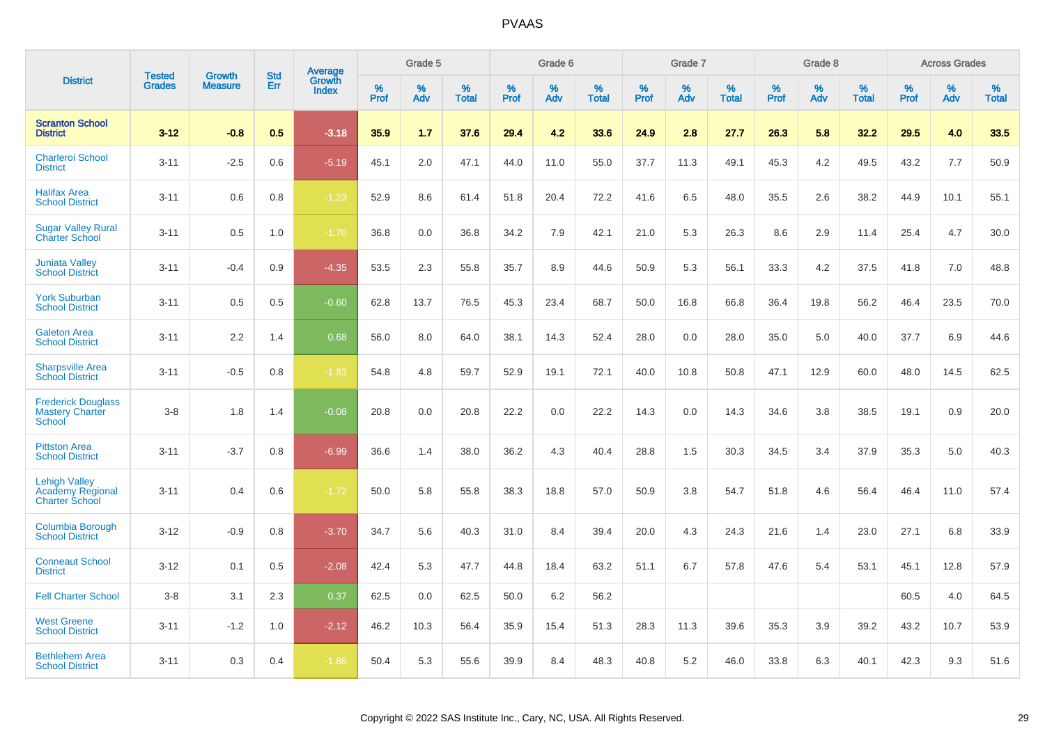# PVAAS

| District | Tested Grades | Growth Measure | Std Err | Average Growth Index | Grade 5 | | | Grade 6 | | | Grade 7 | | | Grade 8 | | | Across Grades | | |
|---|---|---|---|---|---|---|---|---|---|---|---|---|---|---|---|---|---|---|---|
| | | | | | % Prof | % Adv | % Total | % Prof | % Adv | % Total | % Prof | % Adv | % Total | % Prof | % Adv | % Total | % Prof | % Adv | % Total |
| **Scranton School District** | **3-12** | **-0.8** | **0.5** | **-3.18** | **35.9** | **1.7** | **37.6** | **29.4** | **4.2** | **33.6** | **24.9** | **2.8** | **27.7** | **26.3** | **5.8** | **32.2** | **29.5** | **4.0** | **33.5** |
| Charleroi School District | 3-11 | -2.5 | 0.6 | -5.19 | 45.1 | 2.0 | 47.1 | 44.0 | 11.0 | 55.0 | 37.7 | 11.3 | 49.1 | 45.3 | 4.2 | 49.5 | 43.2 | 7.7 | 50.9 |
| Halifax Area School District | 3-11 | 0.6 | 0.8 | -1.23 | 52.9 | 8.6 | 61.4 | 51.8 | 20.4 | 72.2 | 41.6 | 6.5 | 48.0 | 35.5 | 2.6 | 38.2 | 44.9 | 10.1 | 55.1 |
| Sugar Valley Rural Charter School | 3-11 | 0.5 | 1.0 | -1.70 | 36.8 | 0.0 | 36.8 | 34.2 | 7.9 | 42.1 | 21.0 | 5.3 | 26.3 | 8.6 | 2.9 | 11.4 | 25.4 | 4.7 | 30.0 |
| Juniata Valley School District | 3-11 | -0.4 | 0.9 | -4.35 | 53.5 | 2.3 | 55.8 | 35.7 | 8.9 | 44.6 | 50.9 | 5.3 | 56.1 | 33.3 | 4.2 | 37.5 | 41.8 | 7.0 | 48.8 |
| York Suburban School District | 3-11 | 0.5 | 0.5 | -0.60 | 62.8 | 13.7 | 76.5 | 45.3 | 23.4 | 68.7 | 50.0 | 16.8 | 66.8 | 36.4 | 19.8 | 56.2 | 46.4 | 23.5 | 70.0 |
| Galeton Area School District | 3-11 | 2.2 | 1.4 | 0.68 | 56.0 | 8.0 | 64.0 | 38.1 | 14.3 | 52.4 | 28.0 | 0.0 | 28.0 | 35.0 | 5.0 | 40.0 | 37.7 | 6.9 | 44.6 |
| Sharpsville Area School District | 3-11 | -0.5 | 0.8 | -1.83 | 54.8 | 4.8 | 59.7 | 52.9 | 19.1 | 72.1 | 40.0 | 10.8 | 50.8 | 47.1 | 12.9 | 60.0 | 48.0 | 14.5 | 62.5 |
| Frederick Douglass Mastery Charter School | 3-8 | 1.8 | 1.4 | -0.08 | 20.8 | 0.0 | 20.8 | 22.2 | 0.0 | 22.2 | 14.3 | 0.0 | 14.3 | 34.6 | 3.8 | 38.5 | 19.1 | 0.9 | 20.0 |
| Pittston Area School District | 3-11 | -3.7 | 0.8 | -6.99 | 36.6 | 1.4 | 38.0 | 36.2 | 4.3 | 40.4 | 28.8 | 1.5 | 30.3 | 34.5 | 3.4 | 37.9 | 35.3 | 5.0 | 40.3 |
| Lehigh Valley Academy Regional Charter School | 3-11 | 0.4 | 0.6 | -1.72 | 50.0 | 5.8 | 55.8 | 38.3 | 18.8 | 57.0 | 50.9 | 3.8 | 54.7 | 51.8 | 4.6 | 56.4 | 46.4 | 11.0 | 57.4 |
| Columbia Borough School District | 3-12 | -0.9 | 0.8 | -3.70 | 34.7 | 5.6 | 40.3 | 31.0 | 8.4 | 39.4 | 20.0 | 4.3 | 24.3 | 21.6 | 1.4 | 23.0 | 27.1 | 6.8 | 33.9 |
| Conneaut School District | 3-12 | 0.1 | 0.5 | -2.08 | 42.4 | 5.3 | 47.7 | 44.8 | 18.4 | 63.2 | 51.1 | 6.7 | 57.8 | 47.6 | 5.4 | 53.1 | 45.1 | 12.8 | 57.9 |
| Fell Charter School | 3-8 | 3.1 | 2.3 | 0.37 | 62.5 | 0.0 | 62.5 | 50.0 | 6.2 | 56.2 | | | | | | | 60.5 | 4.0 | 64.5 |
| West Greene School District | 3-11 | -1.2 | 1.0 | -2.12 | 46.2 | 10.3 | 56.4 | 35.9 | 15.4 | 51.3 | 28.3 | 11.3 | 39.6 | 35.3 | 3.9 | 39.2 | 43.2 | 10.7 | 53.9 |
| Bethlehem Area School District | 3-11 | 0.3 | 0.4 | -1.86 | 50.4 | 5.3 | 55.6 | 39.9 | 8.4 | 48.3 | 40.8 | 5.2 | 46.0 | 33.8 | 6.3 | 40.1 | 42.3 | 9.3 | 51.6 |

Copyright © 2022 SAS Institute Inc., Cary, NC, USA. All Rights Reserved.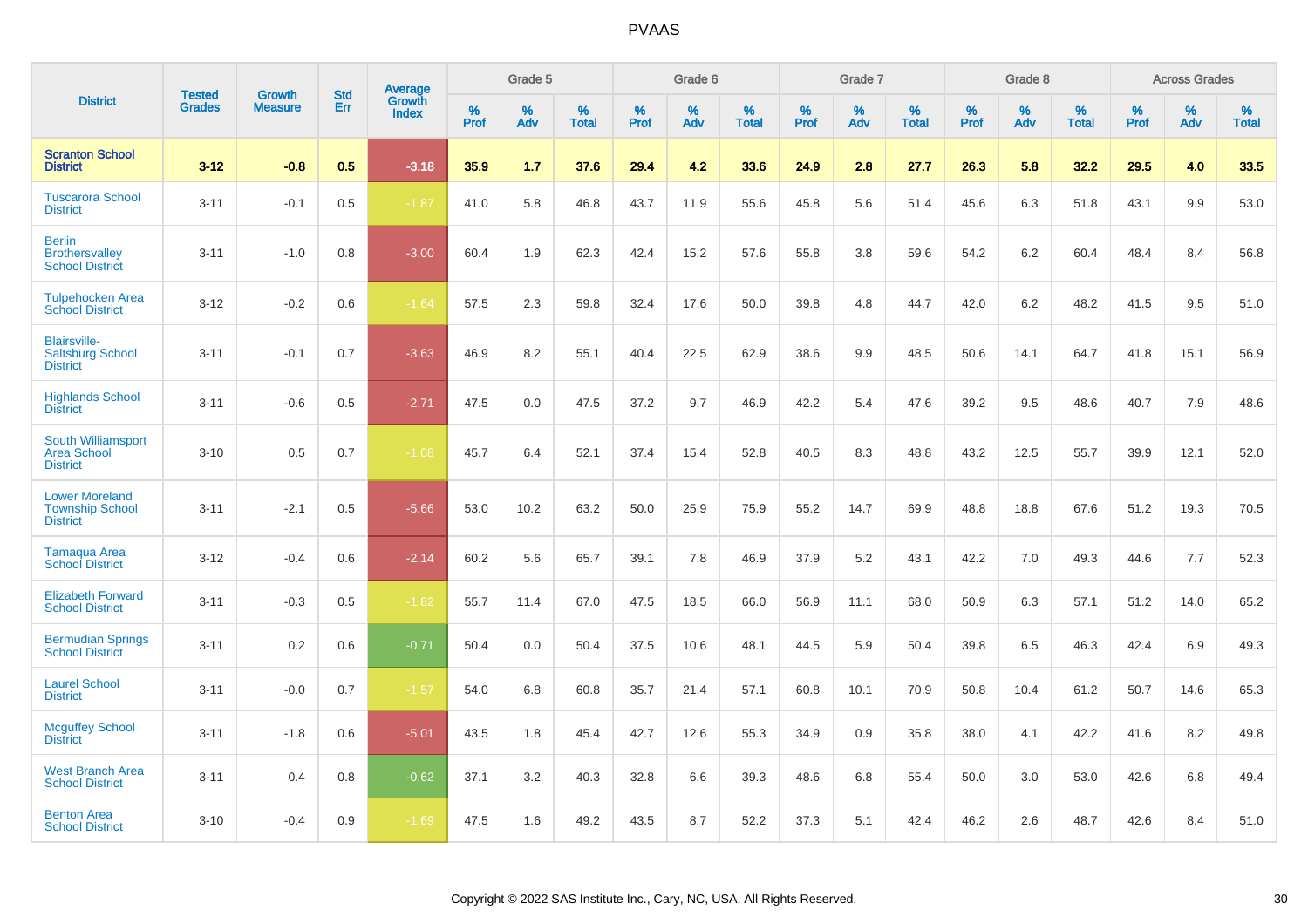# PVAAS

| District | Tested Grades | Growth Measure | Std Err | Average Growth Index | Grade 5 | | | Grade 6 | | | Grade 7 | | | Grade 8 | | | Across Grades | | |
|---|---|---|---|---|---|---|---|---|---|---|---|---|---|---|---|---|---|---|---|
| | | | | | % Prof | % Adv | % Total | % Prof | % Adv | % Total | % Prof | % Adv | % Total | % Prof | % Adv | % Total | % Prof | % Adv | % Total |
| **Scranton School District** | **3-12** | **-0.8** | **0.5** | **-3.18** | **35.9** | **1.7** | **37.6** | **29.4** | **4.2** | **33.6** | **24.9** | **2.8** | **27.7** | **26.3** | **5.8** | **32.2** | **29.5** | **4.0** | **33.5** |
| Tuscarora School District | 3-11 | -0.1 | 0.5 | -1.87 | 41.0 | 5.8 | 46.8 | 43.7 | 11.9 | 55.6 | 45.8 | 5.6 | 51.4 | 45.6 | 6.3 | 51.8 | 43.1 | 9.9 | 53.0 |
| Berlin Brothersvalley School District | 3-11 | -1.0 | 0.8 | -3.00 | 60.4 | 1.9 | 62.3 | 42.4 | 15.2 | 57.6 | 55.8 | 3.8 | 59.6 | 54.2 | 6.2 | 60.4 | 48.4 | 8.4 | 56.8 |
| Tulpehocken Area School District | 3-12 | -0.2 | 0.6 | -1.64 | 57.5 | 2.3 | 59.8 | 32.4 | 17.6 | 50.0 | 39.8 | 4.8 | 44.7 | 42.0 | 6.2 | 48.2 | 41.5 | 9.5 | 51.0 |
| Blairsville-Saltsburg School District | 3-11 | -0.1 | 0.7 | -3.63 | 46.9 | 8.2 | 55.1 | 40.4 | 22.5 | 62.9 | 38.6 | 9.9 | 48.5 | 50.6 | 14.1 | 64.7 | 41.8 | 15.1 | 56.9 |
| Highlands School District | 3-11 | -0.6 | 0.5 | -2.71 | 47.5 | 0.0 | 47.5 | 37.2 | 9.7 | 46.9 | 42.2 | 5.4 | 47.6 | 39.2 | 9.5 | 48.6 | 40.7 | 7.9 | 48.6 |
| South Williamsport Area School District | 3-10 | 0.5 | 0.7 | -1.08 | 45.7 | 6.4 | 52.1 | 37.4 | 15.4 | 52.8 | 40.5 | 8.3 | 48.8 | 43.2 | 12.5 | 55.7 | 39.9 | 12.1 | 52.0 |
| Lower Moreland Township School District | 3-11 | -2.1 | 0.5 | -5.66 | 53.0 | 10.2 | 63.2 | 50.0 | 25.9 | 75.9 | 55.2 | 14.7 | 69.9 | 48.8 | 18.8 | 67.6 | 51.2 | 19.3 | 70.5 |
| Tamaqua Area School District | 3-12 | -0.4 | 0.6 | -2.14 | 60.2 | 5.6 | 65.7 | 39.1 | 7.8 | 46.9 | 37.9 | 5.2 | 43.1 | 42.2 | 7.0 | 49.3 | 44.6 | 7.7 | 52.3 |
| Elizabeth Forward School District | 3-11 | -0.3 | 0.5 | -1.82 | 55.7 | 11.4 | 67.0 | 47.5 | 18.5 | 66.0 | 56.9 | 11.1 | 68.0 | 50.9 | 6.3 | 57.1 | 51.2 | 14.0 | 65.2 |
| Bermudian Springs School District | 3-11 | 0.2 | 0.6 | -0.71 | 50.4 | 0.0 | 50.4 | 37.5 | 10.6 | 48.1 | 44.5 | 5.9 | 50.4 | 39.8 | 6.5 | 46.3 | 42.4 | 6.9 | 49.3 |
| Laurel School District | 3-11 | -0.0 | 0.7 | -1.57 | 54.0 | 6.8 | 60.8 | 35.7 | 21.4 | 57.1 | 60.8 | 10.1 | 70.9 | 50.8 | 10.4 | 61.2 | 50.7 | 14.6 | 65.3 |
| Mcguffey School District | 3-11 | -1.8 | 0.6 | -5.01 | 43.5 | 1.8 | 45.4 | 42.7 | 12.6 | 55.3 | 34.9 | 0.9 | 35.8 | 38.0 | 4.1 | 42.2 | 41.6 | 8.2 | 49.8 |
| West Branch Area School District | 3-11 | 0.4 | 0.8 | -0.62 | 37.1 | 3.2 | 40.3 | 32.8 | 6.6 | 39.3 | 48.6 | 6.8 | 55.4 | 50.0 | 3.0 | 53.0 | 42.6 | 6.8 | 49.4 |
| Benton Area School District | 3-10 | -0.4 | 0.9 | -1.69 | 47.5 | 1.6 | 49.2 | 43.5 | 8.7 | 52.2 | 37.3 | 5.1 | 42.4 | 46.2 | 2.6 | 48.7 | 42.6 | 8.4 | 51.0 |

Copyright © 2022 SAS Institute Inc., Cary, NC, USA. All Rights Reserved.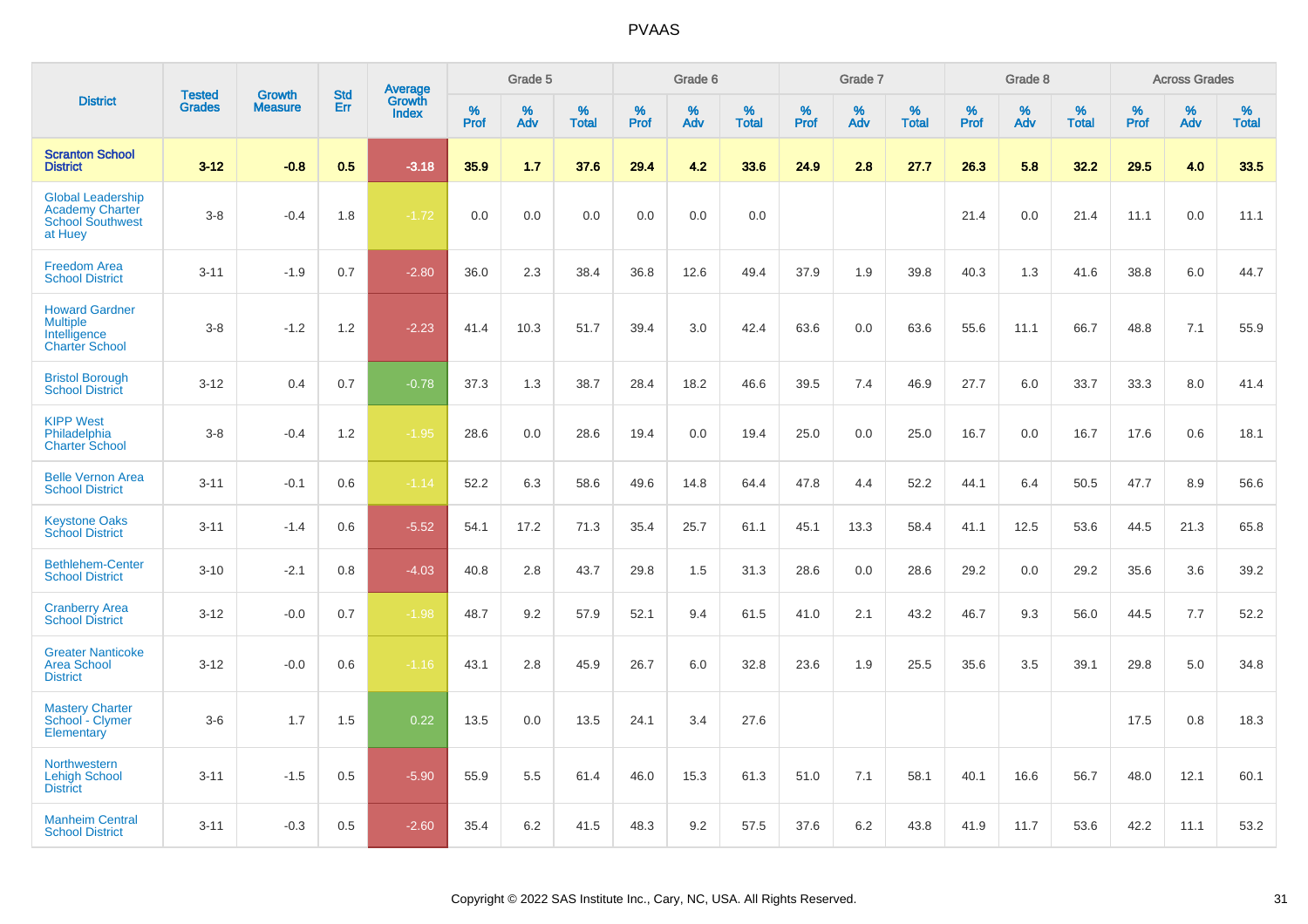| District | Tested Grades | Growth Measure | Std Err | Average Growth Index | Grade 5 | | | Grade 6 | | | Grade 7 | | | Grade 8 | | | Across Grades | | |
|---|---|---|---|---|---|---|---|---|---|---|---|---|---|---|---|---|---|---|---|
| | | | | | % Prof | % Adv | % Total | % Prof | % Adv | % Total | % Prof | % Adv | % Total | % Prof | % Adv | % Total | % Prof | % Adv | % Total |
| **Scranton School District** | **3-12** | **-0.8** | **0.5** | **-3.18** | **35.9** | **1.7** | **37.6** | **29.4** | **4.2** | **33.6** | **24.9** | **2.8** | **27.7** | **26.3** | **5.8** | **32.2** | **29.5** | **4.0** | **33.5** |
| Global Leadership Academy Charter School Southwest at Huey | 3-8 | -0.4 | 1.8 | -1.72 | 0.0 | 0.0 | 0.0 | 0.0 | 0.0 | 0.0 | | | | 21.4 | 0.0 | 21.4 | 11.1 | 0.0 | 11.1 |
| Freedom Area School District | 3-11 | -1.9 | 0.7 | -2.80 | 36.0 | 2.3 | 38.4 | 36.8 | 12.6 | 49.4 | 37.9 | 1.9 | 39.8 | 40.3 | 1.3 | 41.6 | 38.8 | 6.0 | 44.7 |
| Howard Gardner Multiple Intelligence Charter School | 3-8 | -1.2 | 1.2 | -2.23 | 41.4 | 10.3 | 51.7 | 39.4 | 3.0 | 42.4 | 63.6 | 0.0 | 63.6 | 55.6 | 11.1 | 66.7 | 48.8 | 7.1 | 55.9 |
| Bristol Borough School District | 3-12 | 0.4 | 0.7 | -0.78 | 37.3 | 1.3 | 38.7 | 28.4 | 18.2 | 46.6 | 39.5 | 7.4 | 46.9 | 27.7 | 6.0 | 33.7 | 33.3 | 8.0 | 41.4 |
| KIPP West Philadelphia Charter School | 3-8 | -0.4 | 1.2 | -1.95 | 28.6 | 0.0 | 28.6 | 19.4 | 0.0 | 19.4 | 25.0 | 0.0 | 25.0 | 16.7 | 0.0 | 16.7 | 17.6 | 0.6 | 18.1 |
| Belle Vernon Area School District | 3-11 | -0.1 | 0.6 | -1.14 | 52.2 | 6.3 | 58.6 | 49.6 | 14.8 | 64.4 | 47.8 | 4.4 | 52.2 | 44.1 | 6.4 | 50.5 | 47.7 | 8.9 | 56.6 |
| Keystone Oaks School District | 3-11 | -1.4 | 0.6 | -5.52 | 54.1 | 17.2 | 71.3 | 35.4 | 25.7 | 61.1 | 45.1 | 13.3 | 58.4 | 41.1 | 12.5 | 53.6 | 44.5 | 21.3 | 65.8 |
| Bethlehem-Center School District | 3-10 | -2.1 | 0.8 | -4.03 | 40.8 | 2.8 | 43.7 | 29.8 | 1.5 | 31.3 | 28.6 | 0.0 | 28.6 | 29.2 | 0.0 | 29.2 | 35.6 | 3.6 | 39.2 |
| Cranberry Area School District | 3-12 | -0.0 | 0.7 | -1.98 | 48.7 | 9.2 | 57.9 | 52.1 | 9.4 | 61.5 | 41.0 | 2.1 | 43.2 | 46.7 | 9.3 | 56.0 | 44.5 | 7.7 | 52.2 |
| Greater Nanticoke Area School District | 3-12 | -0.0 | 0.6 | -1.16 | 43.1 | 2.8 | 45.9 | 26.7 | 6.0 | 32.8 | 23.6 | 1.9 | 25.5 | 35.6 | 3.5 | 39.1 | 29.8 | 5.0 | 34.8 |
| Mastery Charter School - Clymer Elementary | 3-6 | 1.7 | 1.5 | 0.22 | 13.5 | 0.0 | 13.5 | 24.1 | 3.4 | 27.6 | | | | | | | 17.5 | 0.8 | 18.3 |
| Northwestern Lehigh School District | 3-11 | -1.5 | 0.5 | -5.90 | 55.9 | 5.5 | 61.4 | 46.0 | 15.3 | 61.3 | 51.0 | 7.1 | 58.1 | 40.1 | 16.6 | 56.7 | 48.0 | 12.1 | 60.1 |
| Manheim Central School District | 3-11 | -0.3 | 0.5 | -2.60 | 35.4 | 6.2 | 41.5 | 48.3 | 9.2 | 57.5 | 37.6 | 6.2 | 43.8 | 41.9 | 11.7 | 53.6 | 42.2 | 11.1 | 53.2 |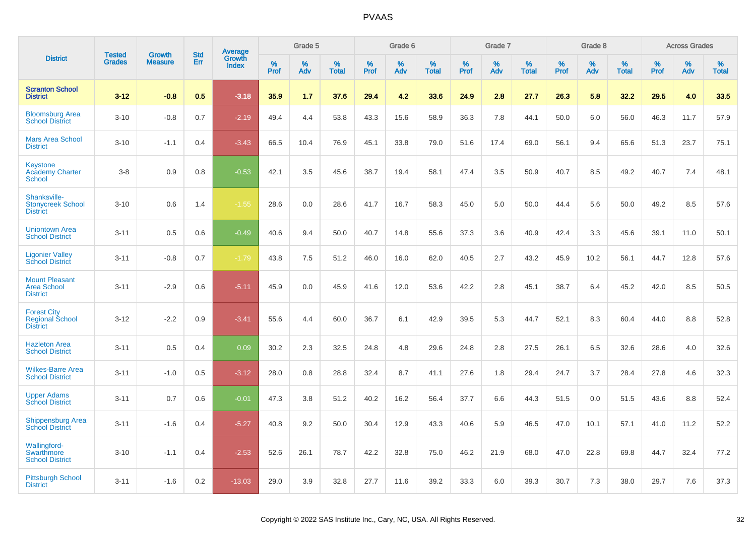# PVAAS

| District | Tested Grades | Growth Measure | Std Err | Average Growth Index | Grade 5 | | | Grade 6 | | | Grade 7 | | | Grade 8 | | | Across Grades | | |
|---|---|---|---|---|---|---|---|---|---|---|---|---|---|---|---|---|---|---|---|
| | | | | | % Prof | % Adv | % Total | % Prof | % Adv | % Total | % Prof | % Adv | % Total | % Prof | % Adv | % Total | % Prof | % Adv | % Total |
| **Scranton School District** | **3-12** | **-0.8** | **0.5** | **-3.18** | **35.9** | **1.7** | **37.6** | **29.4** | **4.2** | **33.6** | **24.9** | **2.8** | **27.7** | **26.3** | **5.8** | **32.2** | **29.5** | **4.0** | **33.5** |
| Bloomsburg Area School District | 3-10 | -0.8 | 0.7 | -2.19 | 49.4 | 4.4 | 53.8 | 43.3 | 15.6 | 58.9 | 36.3 | 7.8 | 44.1 | 50.0 | 6.0 | 56.0 | 46.3 | 11.7 | 57.9 |
| Mars Area School District | 3-10 | -1.1 | 0.4 | -3.43 | 66.5 | 10.4 | 76.9 | 45.1 | 33.8 | 79.0 | 51.6 | 17.4 | 69.0 | 56.1 | 9.4 | 65.6 | 51.3 | 23.7 | 75.1 |
| Keystone Academy Charter School | 3-8 | 0.9 | 0.8 | -0.53 | 42.1 | 3.5 | 45.6 | 38.7 | 19.4 | 58.1 | 47.4 | 3.5 | 50.9 | 40.7 | 8.5 | 49.2 | 40.7 | 7.4 | 48.1 |
| Shanksville-Stonycreek School District | 3-10 | 0.6 | 1.4 | -1.55 | 28.6 | 0.0 | 28.6 | 41.7 | 16.7 | 58.3 | 45.0 | 5.0 | 50.0 | 44.4 | 5.6 | 50.0 | 49.2 | 8.5 | 57.6 |
| Uniontown Area School District | 3-11 | 0.5 | 0.6 | -0.49 | 40.6 | 9.4 | 50.0 | 40.7 | 14.8 | 55.6 | 37.3 | 3.6 | 40.9 | 42.4 | 3.3 | 45.6 | 39.1 | 11.0 | 50.1 |
| Ligonier Valley School District | 3-11 | -0.8 | 0.7 | -1.79 | 43.8 | 7.5 | 51.2 | 46.0 | 16.0 | 62.0 | 40.5 | 2.7 | 43.2 | 45.9 | 10.2 | 56.1 | 44.7 | 12.8 | 57.6 |
| Mount Pleasant Area School District | 3-11 | -2.9 | 0.6 | -5.11 | 45.9 | 0.0 | 45.9 | 41.6 | 12.0 | 53.6 | 42.2 | 2.8 | 45.1 | 38.7 | 6.4 | 45.2 | 42.0 | 8.5 | 50.5 |
| Forest City Regional School District | 3-12 | -2.2 | 0.9 | -3.41 | 55.6 | 4.4 | 60.0 | 36.7 | 6.1 | 42.9 | 39.5 | 5.3 | 44.7 | 52.1 | 8.3 | 60.4 | 44.0 | 8.8 | 52.8 |
| Hazleton Area School District | 3-11 | 0.5 | 0.4 | 0.09 | 30.2 | 2.3 | 32.5 | 24.8 | 4.8 | 29.6 | 24.8 | 2.8 | 27.5 | 26.1 | 6.5 | 32.6 | 28.6 | 4.0 | 32.6 |
| Wilkes-Barre Area School District | 3-11 | -1.0 | 0.5 | -3.12 | 28.0 | 0.8 | 28.8 | 32.4 | 8.7 | 41.1 | 27.6 | 1.8 | 29.4 | 24.7 | 3.7 | 28.4 | 27.8 | 4.6 | 32.3 |
| Upper Adams School District | 3-11 | 0.7 | 0.6 | -0.01 | 47.3 | 3.8 | 51.2 | 40.2 | 16.2 | 56.4 | 37.7 | 6.6 | 44.3 | 51.5 | 0.0 | 51.5 | 43.6 | 8.8 | 52.4 |
| Shippensburg Area School District | 3-11 | -1.6 | 0.4 | -5.27 | 40.8 | 9.2 | 50.0 | 30.4 | 12.9 | 43.3 | 40.6 | 5.9 | 46.5 | 47.0 | 10.1 | 57.1 | 41.0 | 11.2 | 52.2 |
| Wallingford-Swarthmore School District | 3-10 | -1.1 | 0.4 | -2.53 | 52.6 | 26.1 | 78.7 | 42.2 | 32.8 | 75.0 | 46.2 | 21.9 | 68.0 | 47.0 | 22.8 | 69.8 | 44.7 | 32.4 | 77.2 |
| Pittsburgh School District | 3-11 | -1.6 | 0.2 | -13.03 | 29.0 | 3.9 | 32.8 | 27.7 | 11.6 | 39.2 | 33.3 | 6.0 | 39.3 | 30.7 | 7.3 | 38.0 | 29.7 | 7.6 | 37.3 |

Copyright © 2022 SAS Institute Inc., Cary, NC, USA. All Rights Reserved.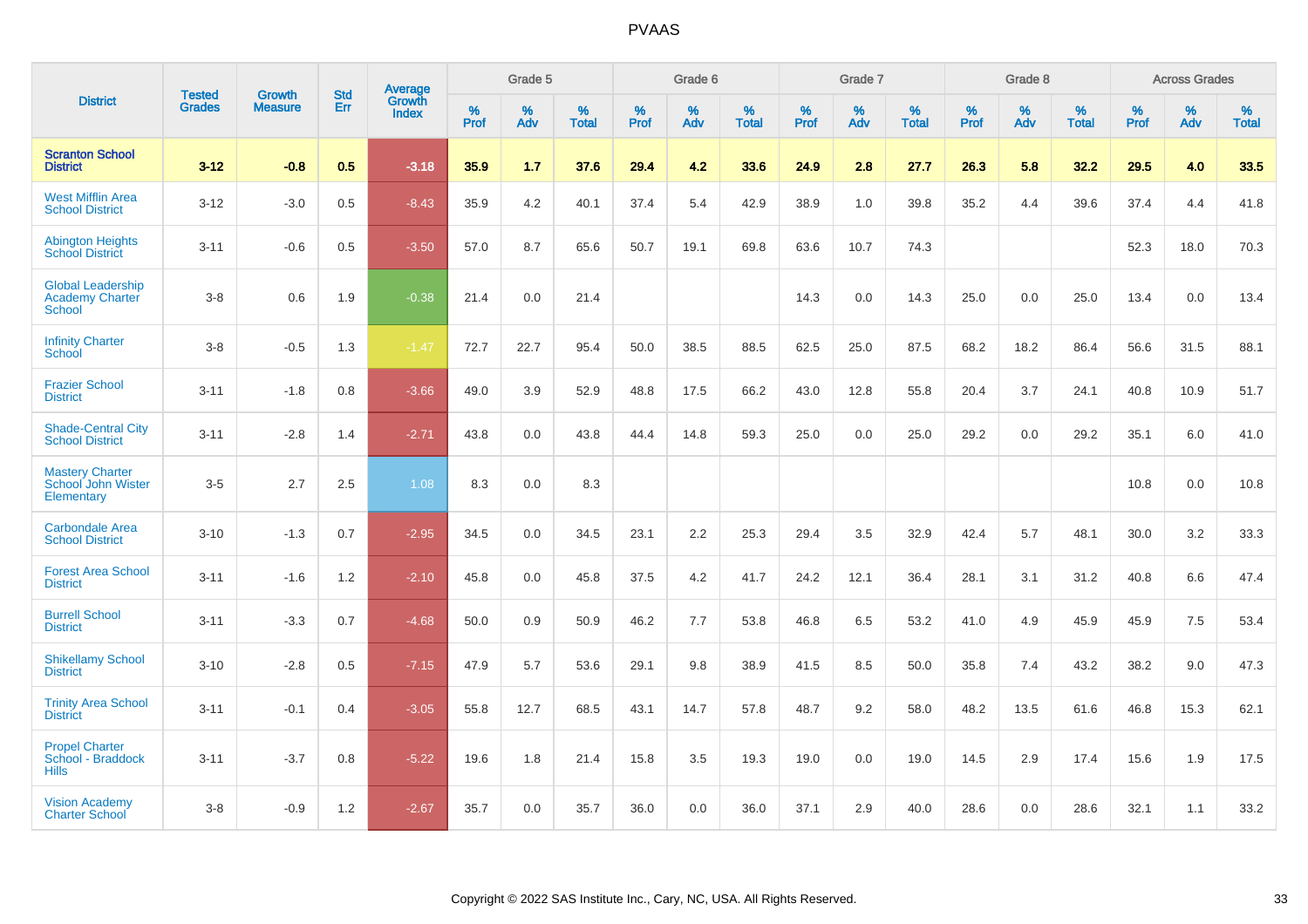# PVAAS

| District | Tested Grades | Growth Measure | Std Err | Average Growth Index | Grade 5 | | | Grade 6 | | | Grade 7 | | | Grade 8 | | | Across Grades | | |
|---|---|---|---|---|---|---|---|---|---|---|---|---|---|---|---|---|---|---|---|
| | | | | | % Prof | % Adv | % Total | % Prof | % Adv | % Total | % Prof | % Adv | % Total | % Prof | % Adv | % Total | % Prof | % Adv | % Total |
| **Scranton School District** | **3-12** | **-0.8** | **0.5** | **-3.18** | **35.9** | **1.7** | **37.6** | **29.4** | **4.2** | **33.6** | **24.9** | **2.8** | **27.7** | **26.3** | **5.8** | **32.2** | **29.5** | **4.0** | **33.5** |
| West Mifflin Area School District | 3-12 | -3.0 | 0.5 | -8.43 | 35.9 | 4.2 | 40.1 | 37.4 | 5.4 | 42.9 | 38.9 | 1.0 | 39.8 | 35.2 | 4.4 | 39.6 | 37.4 | 4.4 | 41.8 |
| Abington Heights School District | 3-11 | -0.6 | 0.5 | -3.50 | 57.0 | 8.7 | 65.6 | 50.7 | 19.1 | 69.8 | 63.6 | 10.7 | 74.3 | | | | 52.3 | 18.0 | 70.3 |
| Global Leadership Academy Charter School | 3-8 | 0.6 | 1.9 | -0.38 | 21.4 | 0.0 | 21.4 | | | | 14.3 | 0.0 | 14.3 | 25.0 | 0.0 | 25.0 | 13.4 | 0.0 | 13.4 |
| Infinity Charter School | 3-8 | -0.5 | 1.3 | -1.47 | 72.7 | 22.7 | 95.4 | 50.0 | 38.5 | 88.5 | 62.5 | 25.0 | 87.5 | 68.2 | 18.2 | 86.4 | 56.6 | 31.5 | 88.1 |
| Frazier School District | 3-11 | -1.8 | 0.8 | -3.66 | 49.0 | 3.9 | 52.9 | 48.8 | 17.5 | 66.2 | 43.0 | 12.8 | 55.8 | 20.4 | 3.7 | 24.1 | 40.8 | 10.9 | 51.7 |
| Shade-Central City School District | 3-11 | -2.8 | 1.4 | -2.71 | 43.8 | 0.0 | 43.8 | 44.4 | 14.8 | 59.3 | 25.0 | 0.0 | 25.0 | 29.2 | 0.0 | 29.2 | 35.1 | 6.0 | 41.0 |
| Mastery Charter School John Wister Elementary | 3-5 | 2.7 | 2.5 | 1.08 | 8.3 | 0.0 | 8.3 | | | | | | | | | | 10.8 | 0.0 | 10.8 |
| Carbondale Area School District | 3-10 | -1.3 | 0.7 | -2.95 | 34.5 | 0.0 | 34.5 | 23.1 | 2.2 | 25.3 | 29.4 | 3.5 | 32.9 | 42.4 | 5.7 | 48.1 | 30.0 | 3.2 | 33.3 |
| Forest Area School District | 3-11 | -1.6 | 1.2 | -2.10 | 45.8 | 0.0 | 45.8 | 37.5 | 4.2 | 41.7 | 24.2 | 12.1 | 36.4 | 28.1 | 3.1 | 31.2 | 40.8 | 6.6 | 47.4 |
| Burrell School District | 3-11 | -3.3 | 0.7 | -4.68 | 50.0 | 0.9 | 50.9 | 46.2 | 7.7 | 53.8 | 46.8 | 6.5 | 53.2 | 41.0 | 4.9 | 45.9 | 45.9 | 7.5 | 53.4 |
| Shikellamy School District | 3-10 | -2.8 | 0.5 | -7.15 | 47.9 | 5.7 | 53.6 | 29.1 | 9.8 | 38.9 | 41.5 | 8.5 | 50.0 | 35.8 | 7.4 | 43.2 | 38.2 | 9.0 | 47.3 |
| Trinity Area School District | 3-11 | -0.1 | 0.4 | -3.05 | 55.8 | 12.7 | 68.5 | 43.1 | 14.7 | 57.8 | 48.7 | 9.2 | 58.0 | 48.2 | 13.5 | 61.6 | 46.8 | 15.3 | 62.1 |
| Propel Charter School - Braddock Hills | 3-11 | -3.7 | 0.8 | -5.22 | 19.6 | 1.8 | 21.4 | 15.8 | 3.5 | 19.3 | 19.0 | 0.0 | 19.0 | 14.5 | 2.9 | 17.4 | 15.6 | 1.9 | 17.5 |
| Vision Academy Charter School | 3-8 | -0.9 | 1.2 | -2.67 | 35.7 | 0.0 | 35.7 | 36.0 | 0.0 | 36.0 | 37.1 | 2.9 | 40.0 | 28.6 | 0.0 | 28.6 | 32.1 | 1.1 | 33.2 |

Copyright © 2022 SAS Institute Inc., Cary, NC, USA. All Rights Reserved.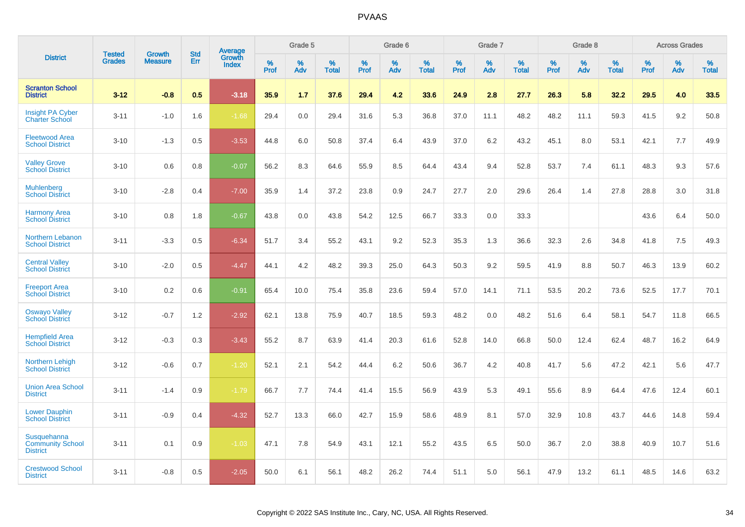# PVAAS

| District | Tested Grades | Growth Measure | Std Err | Average Growth Index | Grade 5 | | | Grade 6 | | | Grade 7 | | | Grade 8 | | | Across Grades | | |
|---|---|---|---|---|---|---|---|---|---|---|---|---|---|---|---|---|---|---|---|
| | | | | | % Prof | % Adv | % Total | % Prof | % Adv | % Total | % Prof | % Adv | % Total | % Prof | % Adv | % Total | % Prof | % Adv | % Total |
| **Scranton School District** | **3-12** | **-0.8** | **0.5** | **-3.18** | **35.9** | **1.7** | **37.6** | **29.4** | **4.2** | **33.6** | **24.9** | **2.8** | **27.7** | **26.3** | **5.8** | **32.2** | **29.5** | **4.0** | **33.5** |
| Insight PA Cyber Charter School | 3-11 | -1.0 | 1.6 | -1.68 | 29.4 | 0.0 | 29.4 | 31.6 | 5.3 | 36.8 | 37.0 | 11.1 | 48.2 | 48.2 | 11.1 | 59.3 | 41.5 | 9.2 | 50.8 |
| Fleetwood Area School District | 3-10 | -1.3 | 0.5 | -3.53 | 44.8 | 6.0 | 50.8 | 37.4 | 6.4 | 43.9 | 37.0 | 6.2 | 43.2 | 45.1 | 8.0 | 53.1 | 42.1 | 7.7 | 49.9 |
| Valley Grove School District | 3-10 | 0.6 | 0.8 | -0.07 | 56.2 | 8.3 | 64.6 | 55.9 | 8.5 | 64.4 | 43.4 | 9.4 | 52.8 | 53.7 | 7.4 | 61.1 | 48.3 | 9.3 | 57.6 |
| Muhlenberg School District | 3-10 | -2.8 | 0.4 | -7.00 | 35.9 | 1.4 | 37.2 | 23.8 | 0.9 | 24.7 | 27.7 | 2.0 | 29.6 | 26.4 | 1.4 | 27.8 | 28.8 | 3.0 | 31.8 |
| Harmony Area School District | 3-10 | 0.8 | 1.8 | -0.67 | 43.8 | 0.0 | 43.8 | 54.2 | 12.5 | 66.7 | 33.3 | 0.0 | 33.3 | | | | 43.6 | 6.4 | 50.0 |
| Northern Lebanon School District | 3-11 | -3.3 | 0.5 | -6.34 | 51.7 | 3.4 | 55.2 | 43.1 | 9.2 | 52.3 | 35.3 | 1.3 | 36.6 | 32.3 | 2.6 | 34.8 | 41.8 | 7.5 | 49.3 |
| Central Valley School District | 3-10 | -2.0 | 0.5 | -4.47 | 44.1 | 4.2 | 48.2 | 39.3 | 25.0 | 64.3 | 50.3 | 9.2 | 59.5 | 41.9 | 8.8 | 50.7 | 46.3 | 13.9 | 60.2 |
| Freeport Area School District | 3-10 | 0.2 | 0.6 | -0.91 | 65.4 | 10.0 | 75.4 | 35.8 | 23.6 | 59.4 | 57.0 | 14.1 | 71.1 | 53.5 | 20.2 | 73.6 | 52.5 | 17.7 | 70.1 |
| Oswayo Valley School District | 3-12 | -0.7 | 1.2 | -2.92 | 62.1 | 13.8 | 75.9 | 40.7 | 18.5 | 59.3 | 48.2 | 0.0 | 48.2 | 51.6 | 6.4 | 58.1 | 54.7 | 11.8 | 66.5 |
| Hempfield Area School District | 3-12 | -0.3 | 0.3 | -3.43 | 55.2 | 8.7 | 63.9 | 41.4 | 20.3 | 61.6 | 52.8 | 14.0 | 66.8 | 50.0 | 12.4 | 62.4 | 48.7 | 16.2 | 64.9 |
| Northern Lehigh School District | 3-12 | -0.6 | 0.7 | -1.20 | 52.1 | 2.1 | 54.2 | 44.4 | 6.2 | 50.6 | 36.7 | 4.2 | 40.8 | 41.7 | 5.6 | 47.2 | 42.1 | 5.6 | 47.7 |
| Union Area School District | 3-11 | -1.4 | 0.9 | -1.79 | 66.7 | 7.7 | 74.4 | 41.4 | 15.5 | 56.9 | 43.9 | 5.3 | 49.1 | 55.6 | 8.9 | 64.4 | 47.6 | 12.4 | 60.1 |
| Lower Dauphin School District | 3-11 | -0.9 | 0.4 | -4.32 | 52.7 | 13.3 | 66.0 | 42.7 | 15.9 | 58.6 | 48.9 | 8.1 | 57.0 | 32.9 | 10.8 | 43.7 | 44.6 | 14.8 | 59.4 |
| Susquehanna Community School District | 3-11 | 0.1 | 0.9 | -1.03 | 47.1 | 7.8 | 54.9 | 43.1 | 12.1 | 55.2 | 43.5 | 6.5 | 50.0 | 36.7 | 2.0 | 38.8 | 40.9 | 10.7 | 51.6 |
| Crestwood School District | 3-11 | -0.8 | 0.5 | -2.05 | 50.0 | 6.1 | 56.1 | 48.2 | 26.2 | 74.4 | 51.1 | 5.0 | 56.1 | 47.9 | 13.2 | 61.1 | 48.5 | 14.6 | 63.2 |

Copyright © 2022 SAS Institute Inc., Cary, NC, USA. All Rights Reserved.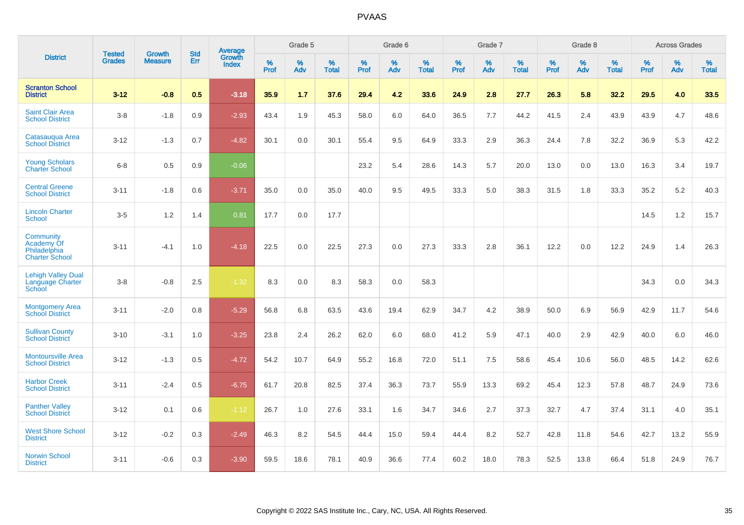# PVAAS

| District | Tested Grades | Growth Measure | Std Err | Average Growth Index | Grade 5 | | | Grade 6 | | | Grade 7 | | | Grade 8 | | | Across Grades | | |
|---|---|---|---|---|---|---|---|---|---|---|---|---|---|---|---|---|---|---|---|
| | | | | | % Prof | % Adv | % Total | % Prof | % Adv | % Total | % Prof | % Adv | % Total | % Prof | % Adv | % Total | % Prof | % Adv | % Total |
| **Scranton School District** | **3-12** | **-0.8** | **0.5** | **-3.18** | **35.9** | **1.7** | **37.6** | **29.4** | **4.2** | **33.6** | **24.9** | **2.8** | **27.7** | **26.3** | **5.8** | **32.2** | **29.5** | **4.0** | **33.5** |
| Saint Clair Area School District | 3-8 | -1.8 | 0.9 | -2.93 | 43.4 | 1.9 | 45.3 | 58.0 | 6.0 | 64.0 | 36.5 | 7.7 | 44.2 | 41.5 | 2.4 | 43.9 | 43.9 | 4.7 | 48.6 |
| Catasauqua Area School District | 3-12 | -1.3 | 0.7 | -4.82 | 30.1 | 0.0 | 30.1 | 55.4 | 9.5 | 64.9 | 33.3 | 2.9 | 36.3 | 24.4 | 7.8 | 32.2 | 36.9 | 5.3 | 42.2 |
| Young Scholars Charter School | 6-8 | 0.5 | 0.9 | -0.06 | | | | 23.2 | 5.4 | 28.6 | 14.3 | 5.7 | 20.0 | 13.0 | 0.0 | 13.0 | 16.3 | 3.4 | 19.7 |
| Central Greene School District | 3-11 | -1.8 | 0.6 | -3.71 | 35.0 | 0.0 | 35.0 | 40.0 | 9.5 | 49.5 | 33.3 | 5.0 | 38.3 | 31.5 | 1.8 | 33.3 | 35.2 | 5.2 | 40.3 |
| Lincoln Charter School | 3-5 | 1.2 | 1.4 | 0.81 | 17.7 | 0.0 | 17.7 | | | | | | | | | | 14.5 | 1.2 | 15.7 |
| Community Academy Of Philadelphia Charter School | 3-11 | -4.1 | 1.0 | -4.18 | 22.5 | 0.0 | 22.5 | 27.3 | 0.0 | 27.3 | 33.3 | 2.8 | 36.1 | 12.2 | 0.0 | 12.2 | 24.9 | 1.4 | 26.3 |
| Lehigh Valley Dual Language Charter School | 3-8 | -0.8 | 2.5 | -1.32 | 8.3 | 0.0 | 8.3 | 58.3 | 0.0 | 58.3 | | | | | | | 34.3 | 0.0 | 34.3 |
| Montgomery Area School District | 3-11 | -2.0 | 0.8 | -5.29 | 56.8 | 6.8 | 63.5 | 43.6 | 19.4 | 62.9 | 34.7 | 4.2 | 38.9 | 50.0 | 6.9 | 56.9 | 42.9 | 11.7 | 54.6 |
| Sullivan County School District | 3-10 | -3.1 | 1.0 | -3.25 | 23.8 | 2.4 | 26.2 | 62.0 | 6.0 | 68.0 | 41.2 | 5.9 | 47.1 | 40.0 | 2.9 | 42.9 | 40.0 | 6.0 | 46.0 |
| Montoursville Area School District | 3-12 | -1.3 | 0.5 | -4.72 | 54.2 | 10.7 | 64.9 | 55.2 | 16.8 | 72.0 | 51.1 | 7.5 | 58.6 | 45.4 | 10.6 | 56.0 | 48.5 | 14.2 | 62.6 |
| Harbor Creek School District | 3-11 | -2.4 | 0.5 | -6.75 | 61.7 | 20.8 | 82.5 | 37.4 | 36.3 | 73.7 | 55.9 | 13.3 | 69.2 | 45.4 | 12.3 | 57.8 | 48.7 | 24.9 | 73.6 |
| Panther Valley School District | 3-12 | 0.1 | 0.6 | -1.12 | 26.7 | 1.0 | 27.6 | 33.1 | 1.6 | 34.7 | 34.6 | 2.7 | 37.3 | 32.7 | 4.7 | 37.4 | 31.1 | 4.0 | 35.1 |
| West Shore School District | 3-12 | -0.2 | 0.3 | -2.49 | 46.3 | 8.2 | 54.5 | 44.4 | 15.0 | 59.4 | 44.4 | 8.2 | 52.7 | 42.8 | 11.8 | 54.6 | 42.7 | 13.2 | 55.9 |
| Norwin School District | 3-11 | -0.6 | 0.3 | -3.90 | 59.5 | 18.6 | 78.1 | 40.9 | 36.6 | 77.4 | 60.2 | 18.0 | 78.3 | 52.5 | 13.8 | 66.4 | 51.8 | 24.9 | 76.7 |

Copyright © 2022 SAS Institute Inc., Cary, NC, USA. All Rights Reserved.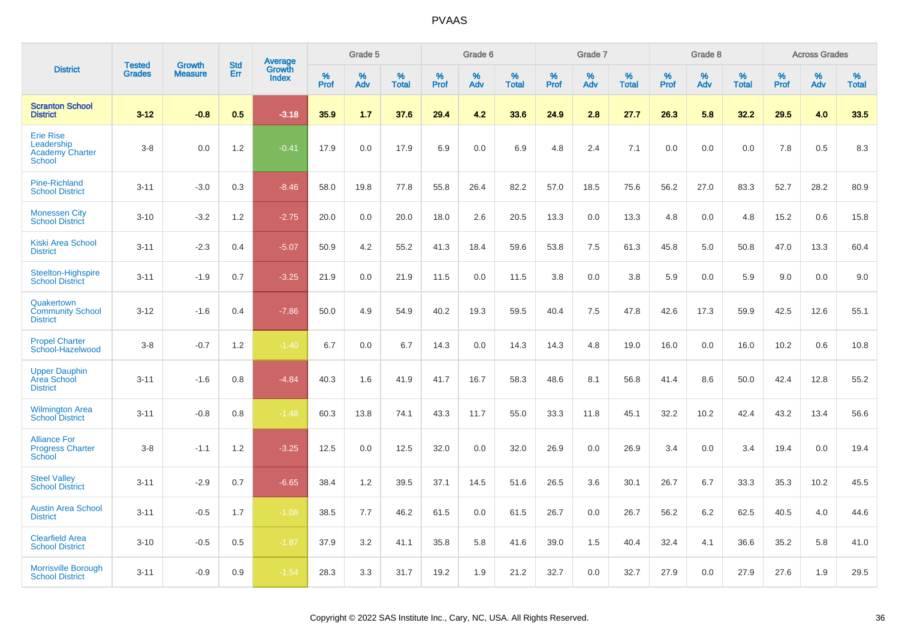# PVAAS

| District | Tested Grades | Growth Measure | Std Err | Average Growth Index | Grade 5 | | | Grade 6 | | | Grade 7 | | | Grade 8 | | | Across Grades | | |
|---|---|---|---|---|---|---|---|---|---|---|---|---|---|---|---|---|---|---|---|
| | | | | | % Prof | % Adv | % Total | % Prof | % Adv | % Total | % Prof | % Adv | % Total | % Prof | % Adv | % Total | % Prof | % Adv | % Total |
| **Scranton School District** | **3-12** | **-0.8** | **0.5** | **-3.18** | **35.9** | **1.7** | **37.6** | **29.4** | **4.2** | **33.6** | **24.9** | **2.8** | **27.7** | **26.3** | **5.8** | **32.2** | **29.5** | **4.0** | **33.5** |
| Erie Rise Leadership Academy Charter School | 3-8 | 0.0 | 1.2 | -0.41 | 17.9 | 0.0 | 17.9 | 6.9 | 0.0 | 6.9 | 4.8 | 2.4 | 7.1 | 0.0 | 0.0 | 0.0 | 7.8 | 0.5 | 8.3 |
| Pine-Richland School District | 3-11 | -3.0 | 0.3 | -8.46 | 58.0 | 19.8 | 77.8 | 55.8 | 26.4 | 82.2 | 57.0 | 18.5 | 75.6 | 56.2 | 27.0 | 83.3 | 52.7 | 28.2 | 80.9 |
| Monessen City School District | 3-10 | -3.2 | 1.2 | -2.75 | 20.0 | 0.0 | 20.0 | 18.0 | 2.6 | 20.5 | 13.3 | 0.0 | 13.3 | 4.8 | 0.0 | 4.8 | 15.2 | 0.6 | 15.8 |
| Kiski Area School District | 3-11 | -2.3 | 0.4 | -5.07 | 50.9 | 4.2 | 55.2 | 41.3 | 18.4 | 59.6 | 53.8 | 7.5 | 61.3 | 45.8 | 5.0 | 50.8 | 47.0 | 13.3 | 60.4 |
| Steelton-Highspire School District | 3-11 | -1.9 | 0.7 | -3.25 | 21.9 | 0.0 | 21.9 | 11.5 | 0.0 | 11.5 | 3.8 | 0.0 | 3.8 | 5.9 | 0.0 | 5.9 | 9.0 | 0.0 | 9.0 |
| Quakertown Community School District | 3-12 | -1.6 | 0.4 | -7.86 | 50.0 | 4.9 | 54.9 | 40.2 | 19.3 | 59.5 | 40.4 | 7.5 | 47.8 | 42.6 | 17.3 | 59.9 | 42.5 | 12.6 | 55.1 |
| Propel Charter School-Hazelwood | 3-8 | -0.7 | 1.2 | -1.40 | 6.7 | 0.0 | 6.7 | 14.3 | 0.0 | 14.3 | 14.3 | 4.8 | 19.0 | 16.0 | 0.0 | 16.0 | 10.2 | 0.6 | 10.8 |
| Upper Dauphin Area School District | 3-11 | -1.6 | 0.8 | -4.84 | 40.3 | 1.6 | 41.9 | 41.7 | 16.7 | 58.3 | 48.6 | 8.1 | 56.8 | 41.4 | 8.6 | 50.0 | 42.4 | 12.8 | 55.2 |
| Wilmington Area School District | 3-11 | -0.8 | 0.8 | -1.48 | 60.3 | 13.8 | 74.1 | 43.3 | 11.7 | 55.0 | 33.3 | 11.8 | 45.1 | 32.2 | 10.2 | 42.4 | 43.2 | 13.4 | 56.6 |
| Alliance For Progress Charter School | 3-8 | -1.1 | 1.2 | -3.25 | 12.5 | 0.0 | 12.5 | 32.0 | 0.0 | 32.0 | 26.9 | 0.0 | 26.9 | 3.4 | 0.0 | 3.4 | 19.4 | 0.0 | 19.4 |
| Steel Valley School District | 3-11 | -2.9 | 0.7 | -6.65 | 38.4 | 1.2 | 39.5 | 37.1 | 14.5 | 51.6 | 26.5 | 3.6 | 30.1 | 26.7 | 6.7 | 33.3 | 35.3 | 10.2 | 45.5 |
| Austin Area School District | 3-11 | -0.5 | 1.7 | -1.08 | 38.5 | 7.7 | 46.2 | 61.5 | 0.0 | 61.5 | 26.7 | 0.0 | 26.7 | 56.2 | 6.2 | 62.5 | 40.5 | 4.0 | 44.6 |
| Clearfield Area School District | 3-10 | -0.5 | 0.5 | -1.87 | 37.9 | 3.2 | 41.1 | 35.8 | 5.8 | 41.6 | 39.0 | 1.5 | 40.4 | 32.4 | 4.1 | 36.6 | 35.2 | 5.8 | 41.0 |
| Morrisville Borough School District | 3-11 | -0.9 | 0.9 | -1.54 | 28.3 | 3.3 | 31.7 | 19.2 | 1.9 | 21.2 | 32.7 | 0.0 | 32.7 | 27.9 | 0.0 | 27.9 | 27.6 | 1.9 | 29.5 |

Copyright © 2022 SAS Institute Inc., Cary, NC, USA. All Rights Reserved.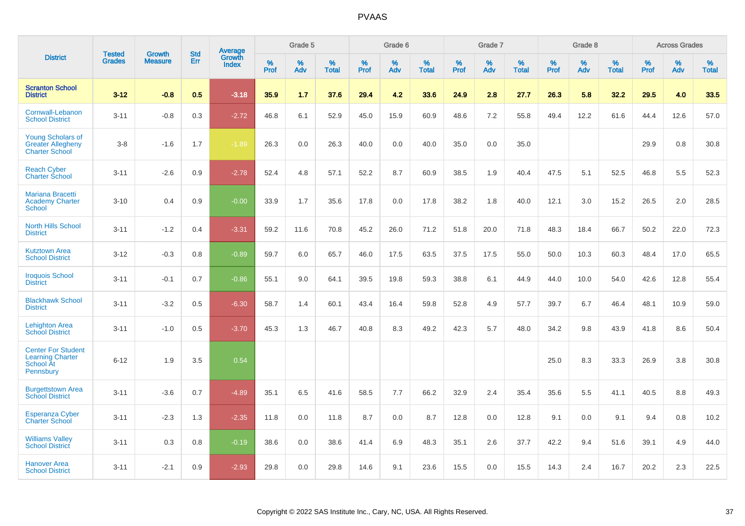# PVAAS

| District | Tested Grades | Growth Measure | Std Err | Average Growth Index | Grade 5 | | | Grade 6 | | | Grade 7 | | | Grade 8 | | | Across Grades | | |
|---|---|---|---|---|---|---|---|---|---|---|---|---|---|---|---|---|---|---|---|
| | | | | | % Prof | % Adv | % Total | % Prof | % Adv | % Total | % Prof | % Adv | % Total | % Prof | % Adv | % Total | % Prof | % Adv | % Total |
| **Scranton School District** | **3-12** | **-0.8** | **0.5** | **-3.18** | **35.9** | **1.7** | **37.6** | **29.4** | **4.2** | **33.6** | **24.9** | **2.8** | **27.7** | **26.3** | **5.8** | **32.2** | **29.5** | **4.0** | **33.5** |
| Cornwall-Lebanon School District | 3-11 | -0.8 | 0.3 | -2.72 | 46.8 | 6.1 | 52.9 | 45.0 | 15.9 | 60.9 | 48.6 | 7.2 | 55.8 | 49.4 | 12.2 | 61.6 | 44.4 | 12.6 | 57.0 |
| Young Scholars of Greater Allegheny Charter School | 3-8 | -1.6 | 1.7 | -1.89 | 26.3 | 0.0 | 26.3 | 40.0 | 0.0 | 40.0 | 35.0 | 0.0 | 35.0 | | | | 29.9 | 0.8 | 30.8 |
| Reach Cyber Charter School | 3-11 | -2.6 | 0.9 | -2.78 | 52.4 | 4.8 | 57.1 | 52.2 | 8.7 | 60.9 | 38.5 | 1.9 | 40.4 | 47.5 | 5.1 | 52.5 | 46.8 | 5.5 | 52.3 |
| Mariana Bracetti Academy Charter School | 3-10 | 0.4 | 0.9 | -0.00 | 33.9 | 1.7 | 35.6 | 17.8 | 0.0 | 17.8 | 38.2 | 1.8 | 40.0 | 12.1 | 3.0 | 15.2 | 26.5 | 2.0 | 28.5 |
| North Hills School District | 3-11 | -1.2 | 0.4 | -3.31 | 59.2 | 11.6 | 70.8 | 45.2 | 26.0 | 71.2 | 51.8 | 20.0 | 71.8 | 48.3 | 18.4 | 66.7 | 50.2 | 22.0 | 72.3 |
| Kutztown Area School District | 3-12 | -0.3 | 0.8 | -0.89 | 59.7 | 6.0 | 65.7 | 46.0 | 17.5 | 63.5 | 37.5 | 17.5 | 55.0 | 50.0 | 10.3 | 60.3 | 48.4 | 17.0 | 65.5 |
| Iroquois School District | 3-11 | -0.1 | 0.7 | -0.86 | 55.1 | 9.0 | 64.1 | 39.5 | 19.8 | 59.3 | 38.8 | 6.1 | 44.9 | 44.0 | 10.0 | 54.0 | 42.6 | 12.8 | 55.4 |
| Blackhawk School District | 3-11 | -3.2 | 0.5 | -6.30 | 58.7 | 1.4 | 60.1 | 43.4 | 16.4 | 59.8 | 52.8 | 4.9 | 57.7 | 39.7 | 6.7 | 46.4 | 48.1 | 10.9 | 59.0 |
| Lehighton Area School District | 3-11 | -1.0 | 0.5 | -3.70 | 45.3 | 1.3 | 46.7 | 40.8 | 8.3 | 49.2 | 42.3 | 5.7 | 48.0 | 34.2 | 9.8 | 43.9 | 41.8 | 8.6 | 50.4 |
| Center For Student Learning Charter School At Pennsbury | 6-12 | 1.9 | 3.5 | 0.54 | | | | | | | | | | 25.0 | 8.3 | 33.3 | 26.9 | 3.8 | 30.8 |
| Burgettstown Area School District | 3-11 | -3.6 | 0.7 | -4.89 | 35.1 | 6.5 | 41.6 | 58.5 | 7.7 | 66.2 | 32.9 | 2.4 | 35.4 | 35.6 | 5.5 | 41.1 | 40.5 | 8.8 | 49.3 |
| Esperanza Cyber Charter School | 3-11 | -2.3 | 1.3 | -2.35 | 11.8 | 0.0 | 11.8 | 8.7 | 0.0 | 8.7 | 12.8 | 0.0 | 12.8 | 9.1 | 0.0 | 9.1 | 9.4 | 0.8 | 10.2 |
| Williams Valley School District | 3-11 | 0.3 | 0.8 | -0.19 | 38.6 | 0.0 | 38.6 | 41.4 | 6.9 | 48.3 | 35.1 | 2.6 | 37.7 | 42.2 | 9.4 | 51.6 | 39.1 | 4.9 | 44.0 |
| Hanover Area School District | 3-11 | -2.1 | 0.9 | -2.93 | 29.8 | 0.0 | 29.8 | 14.6 | 9.1 | 23.6 | 15.5 | 0.0 | 15.5 | 14.3 | 2.4 | 16.7 | 20.2 | 2.3 | 22.5 |

Copyright © 2022 SAS Institute Inc., Cary, NC, USA. All Rights Reserved.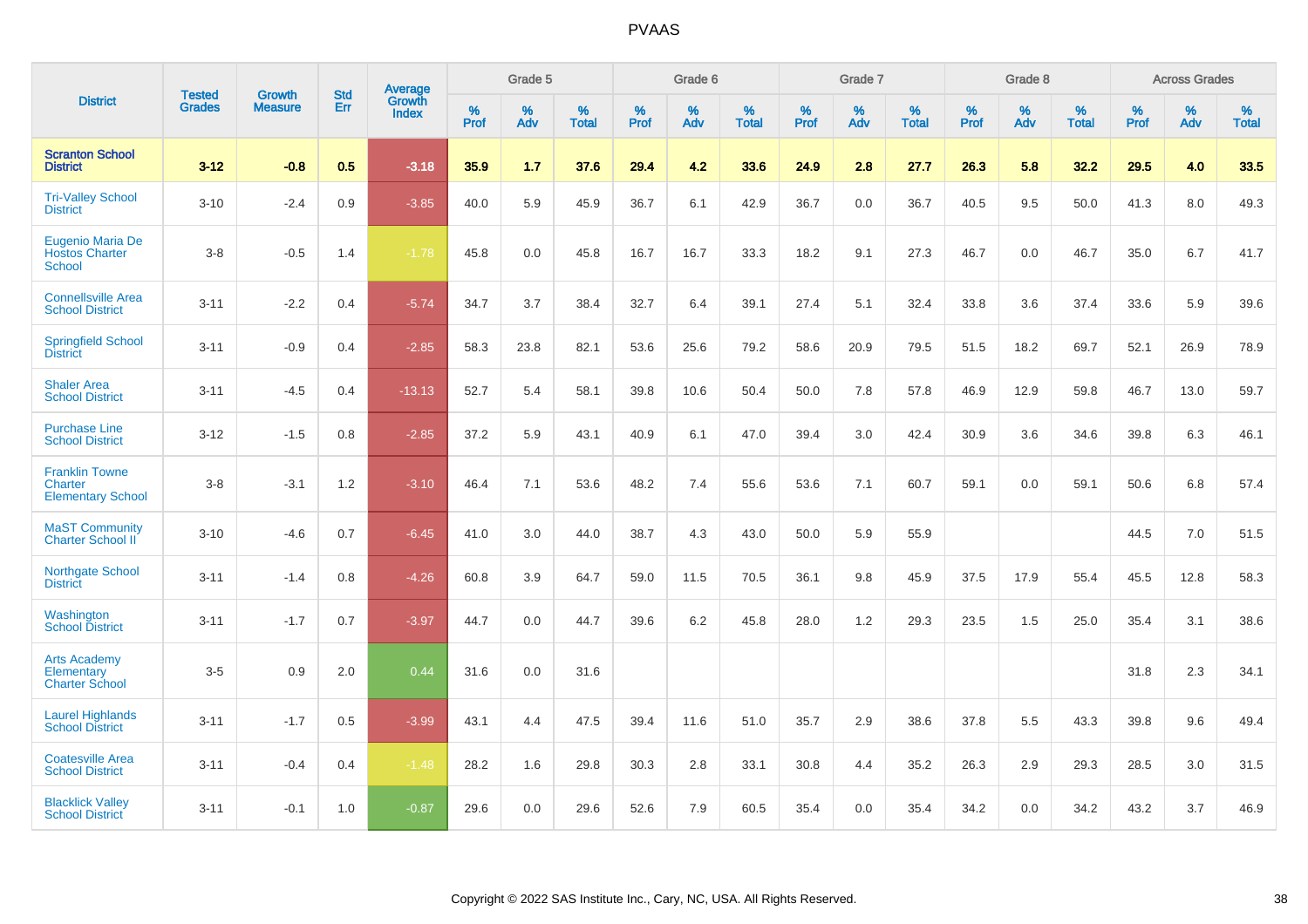| District | Tested Grades | Growth Measure | Std Err | Average Growth Index | Grade 5 | | | Grade 6 | | | Grade 7 | | | Grade 8 | | | Across Grades | | |
|---|---|---|---|---|---|---|---|---|---|---|---|---|---|---|---|---|---|---|---|
| | | | | | % Prof | % Adv | % Total | % Prof | % Adv | % Total | % Prof | % Adv | % Total | % Prof | % Adv | % Total | % Prof | % Adv | % Total |
| **Scranton School District** | **3-12** | **-0.8** | **0.5** | **-3.18** | **35.9** | **1.7** | **37.6** | **29.4** | **4.2** | **33.6** | **24.9** | **2.8** | **27.7** | **26.3** | **5.8** | **32.2** | **29.5** | **4.0** | **33.5** |
| Tri-Valley School District | 3-10 | -2.4 | 0.9 | -3.85 | 40.0 | 5.9 | 45.9 | 36.7 | 6.1 | 42.9 | 36.7 | 0.0 | 36.7 | 40.5 | 9.5 | 50.0 | 41.3 | 8.0 | 49.3 |
| Eugenio Maria De Hostos Charter School | 3-8 | -0.5 | 1.4 | -1.78 | 45.8 | 0.0 | 45.8 | 16.7 | 16.7 | 33.3 | 18.2 | 9.1 | 27.3 | 46.7 | 0.0 | 46.7 | 35.0 | 6.7 | 41.7 |
| Connellsville Area School District | 3-11 | -2.2 | 0.4 | -5.74 | 34.7 | 3.7 | 38.4 | 32.7 | 6.4 | 39.1 | 27.4 | 5.1 | 32.4 | 33.8 | 3.6 | 37.4 | 33.6 | 5.9 | 39.6 |
| Springfield School District | 3-11 | -0.9 | 0.4 | -2.85 | 58.3 | 23.8 | 82.1 | 53.6 | 25.6 | 79.2 | 58.6 | 20.9 | 79.5 | 51.5 | 18.2 | 69.7 | 52.1 | 26.9 | 78.9 |
| Shaler Area School District | 3-11 | -4.5 | 0.4 | -13.13 | 52.7 | 5.4 | 58.1 | 39.8 | 10.6 | 50.4 | 50.0 | 7.8 | 57.8 | 46.9 | 12.9 | 59.8 | 46.7 | 13.0 | 59.7 |
| Purchase Line School District | 3-12 | -1.5 | 0.8 | -2.85 | 37.2 | 5.9 | 43.1 | 40.9 | 6.1 | 47.0 | 39.4 | 3.0 | 42.4 | 30.9 | 3.6 | 34.6 | 39.8 | 6.3 | 46.1 |
| Franklin Towne Charter Elementary School | 3-8 | -3.1 | 1.2 | -3.10 | 46.4 | 7.1 | 53.6 | 48.2 | 7.4 | 55.6 | 53.6 | 7.1 | 60.7 | 59.1 | 0.0 | 59.1 | 50.6 | 6.8 | 57.4 |
| MaST Community Charter School II | 3-10 | -4.6 | 0.7 | -6.45 | 41.0 | 3.0 | 44.0 | 38.7 | 4.3 | 43.0 | 50.0 | 5.9 | 55.9 | | | | 44.5 | 7.0 | 51.5 |
| Northgate School District | 3-11 | -1.4 | 0.8 | -4.26 | 60.8 | 3.9 | 64.7 | 59.0 | 11.5 | 70.5 | 36.1 | 9.8 | 45.9 | 37.5 | 17.9 | 55.4 | 45.5 | 12.8 | 58.3 |
| Washington School District | 3-11 | -1.7 | 0.7 | -3.97 | 44.7 | 0.0 | 44.7 | 39.6 | 6.2 | 45.8 | 28.0 | 1.2 | 29.3 | 23.5 | 1.5 | 25.0 | 35.4 | 3.1 | 38.6 |
| Arts Academy Elementary Charter School | 3-5 | 0.9 | 2.0 | 0.44 | 31.6 | 0.0 | 31.6 | | | | | | | | | | 31.8 | 2.3 | 34.1 |
| Laurel Highlands School District | 3-11 | -1.7 | 0.5 | -3.99 | 43.1 | 4.4 | 47.5 | 39.4 | 11.6 | 51.0 | 35.7 | 2.9 | 38.6 | 37.8 | 5.5 | 43.3 | 39.8 | 9.6 | 49.4 |
| Coatesville Area School District | 3-11 | -0.4 | 0.4 | -1.48 | 28.2 | 1.6 | 29.8 | 30.3 | 2.8 | 33.1 | 30.8 | 4.4 | 35.2 | 26.3 | 2.9 | 29.3 | 28.5 | 3.0 | 31.5 |
| Blacklick Valley School District | 3-11 | -0.1 | 1.0 | -0.87 | 29.6 | 0.0 | 29.6 | 52.6 | 7.9 | 60.5 | 35.4 | 0.0 | 35.4 | 34.2 | 0.0 | 34.2 | 43.2 | 3.7 | 46.9 |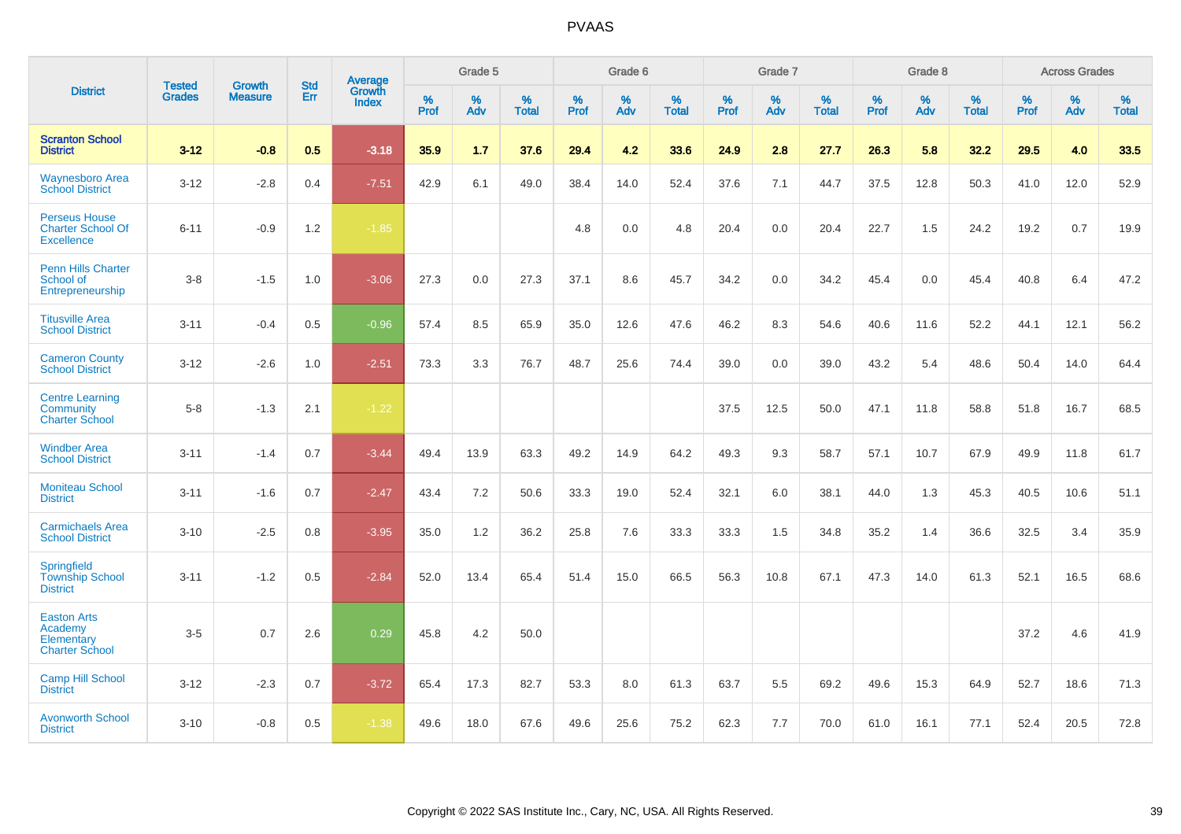# PVAAS

| District | Tested Grades | Growth Measure | Std Err | Average Growth Index | Grade 5 | | | Grade 6 | | | Grade 7 | | | Grade 8 | | | Across Grades | | |
|---|---|---|---|---|---|---|---|---|---|---|---|---|---|---|---|---|---|---|---|
| | | | | | % Prof | % Adv | % Total | % Prof | % Adv | % Total | % Prof | % Adv | % Total | % Prof | % Adv | % Total | % Prof | % Adv | % Total |
| **Scranton School District** | **3-12** | **-0.8** | **0.5** | **-3.18** | **35.9** | **1.7** | **37.6** | **29.4** | **4.2** | **33.6** | **24.9** | **2.8** | **27.7** | **26.3** | **5.8** | **32.2** | **29.5** | **4.0** | **33.5** |
| Waynesboro Area School District | 3-12 | -2.8 | 0.4 | -7.51 | 42.9 | 6.1 | 49.0 | 38.4 | 14.0 | 52.4 | 37.6 | 7.1 | 44.7 | 37.5 | 12.8 | 50.3 | 41.0 | 12.0 | 52.9 |
| Perseus House Charter School Of Excellence | 6-11 | -0.9 | 1.2 | -1.85 | | | | 4.8 | 0.0 | 4.8 | 20.4 | 0.0 | 20.4 | 22.7 | 1.5 | 24.2 | 19.2 | 0.7 | 19.9 |
| Penn Hills Charter School of Entrepreneurship | 3-8 | -1.5 | 1.0 | -3.06 | 27.3 | 0.0 | 27.3 | 37.1 | 8.6 | 45.7 | 34.2 | 0.0 | 34.2 | 45.4 | 0.0 | 45.4 | 40.8 | 6.4 | 47.2 |
| Titusville Area School District | 3-11 | -0.4 | 0.5 | -0.96 | 57.4 | 8.5 | 65.9 | 35.0 | 12.6 | 47.6 | 46.2 | 8.3 | 54.6 | 40.6 | 11.6 | 52.2 | 44.1 | 12.1 | 56.2 |
| Cameron County School District | 3-12 | -2.6 | 1.0 | -2.51 | 73.3 | 3.3 | 76.7 | 48.7 | 25.6 | 74.4 | 39.0 | 0.0 | 39.0 | 43.2 | 5.4 | 48.6 | 50.4 | 14.0 | 64.4 |
| Centre Learning Community Charter School | 5-8 | -1.3 | 2.1 | -1.22 | | | | | | | 37.5 | 12.5 | 50.0 | 47.1 | 11.8 | 58.8 | 51.8 | 16.7 | 68.5 |
| Windber Area School District | 3-11 | -1.4 | 0.7 | -3.44 | 49.4 | 13.9 | 63.3 | 49.2 | 14.9 | 64.2 | 49.3 | 9.3 | 58.7 | 57.1 | 10.7 | 67.9 | 49.9 | 11.8 | 61.7 |
| Moniteau School District | 3-11 | -1.6 | 0.7 | -2.47 | 43.4 | 7.2 | 50.6 | 33.3 | 19.0 | 52.4 | 32.1 | 6.0 | 38.1 | 44.0 | 1.3 | 45.3 | 40.5 | 10.6 | 51.1 |
| Carmichaels Area School District | 3-10 | -2.5 | 0.8 | -3.95 | 35.0 | 1.2 | 36.2 | 25.8 | 7.6 | 33.3 | 33.3 | 1.5 | 34.8 | 35.2 | 1.4 | 36.6 | 32.5 | 3.4 | 35.9 |
| Springfield Township School District | 3-11 | -1.2 | 0.5 | -2.84 | 52.0 | 13.4 | 65.4 | 51.4 | 15.0 | 66.5 | 56.3 | 10.8 | 67.1 | 47.3 | 14.0 | 61.3 | 52.1 | 16.5 | 68.6 |
| Easton Arts Academy Elementary Charter School | 3-5 | 0.7 | 2.6 | 0.29 | 45.8 | 4.2 | 50.0 | | | | | | | | | | 37.2 | 4.6 | 41.9 |
| Camp Hill School District | 3-12 | -2.3 | 0.7 | -3.72 | 65.4 | 17.3 | 82.7 | 53.3 | 8.0 | 61.3 | 63.7 | 5.5 | 69.2 | 49.6 | 15.3 | 64.9 | 52.7 | 18.6 | 71.3 |
| Avonworth School District | 3-10 | -0.8 | 0.5 | -1.38 | 49.6 | 18.0 | 67.6 | 49.6 | 25.6 | 75.2 | 62.3 | 7.7 | 70.0 | 61.0 | 16.1 | 77.1 | 52.4 | 20.5 | 72.8 |

Copyright © 2022 SAS Institute Inc., Cary, NC, USA. All Rights Reserved.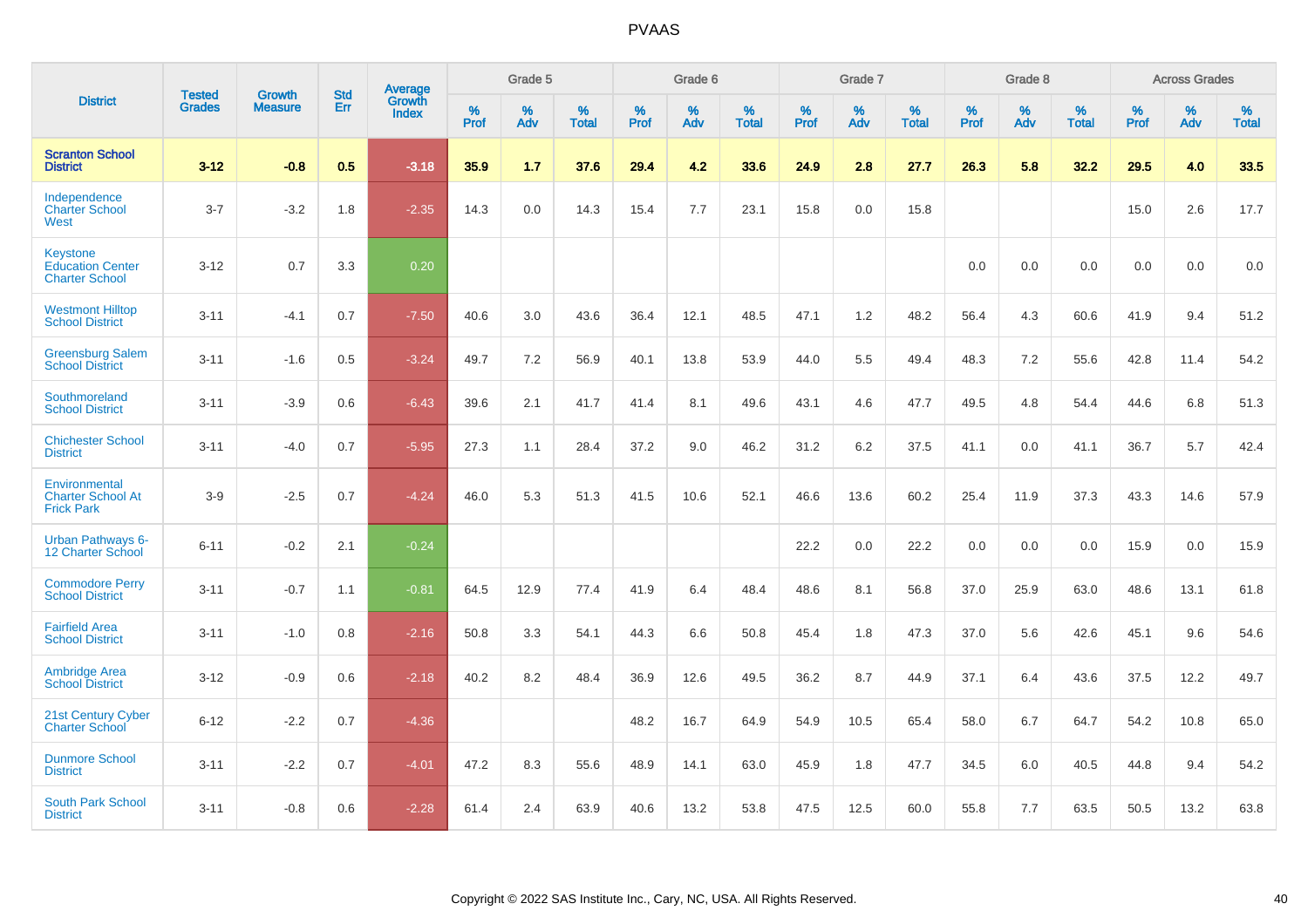# PVAAS

| District | Tested Grades | Growth Measure | Std Err | Average Growth Index | Grade 5 | | | Grade 6 | | | Grade 7 | | | Grade 8 | | | Across Grades | | |
|---|---|---|---|---|---|---|---|---|---|---|---|---|---|---|---|---|---|---|---|
| | | | | | % Prof | % Adv | % Total | % Prof | % Adv | % Total | % Prof | % Adv | % Total | % Prof | % Adv | % Total | % Prof | % Adv | % Total |
| **Scranton School District** | **3-12** | **-0.8** | **0.5** | **-3.18** | **35.9** | **1.7** | **37.6** | **29.4** | **4.2** | **33.6** | **24.9** | **2.8** | **27.7** | **26.3** | **5.8** | **32.2** | **29.5** | **4.0** | **33.5** |
| Independence Charter School West | 3-7 | -3.2 | 1.8 | -2.35 | 14.3 | 0.0 | 14.3 | 15.4 | 7.7 | 23.1 | 15.8 | 0.0 | 15.8 | | | | 15.0 | 2.6 | 17.7 |
| Keystone Education Center Charter School | 3-12 | 0.7 | 3.3 | 0.20 | | | | | | | | | | 0.0 | 0.0 | 0.0 | 0.0 | 0.0 | 0.0 |
| Westmont Hilltop School District | 3-11 | -4.1 | 0.7 | -7.50 | 40.6 | 3.0 | 43.6 | 36.4 | 12.1 | 48.5 | 47.1 | 1.2 | 48.2 | 56.4 | 4.3 | 60.6 | 41.9 | 9.4 | 51.2 |
| Greensburg Salem School District | 3-11 | -1.6 | 0.5 | -3.24 | 49.7 | 7.2 | 56.9 | 40.1 | 13.8 | 53.9 | 44.0 | 5.5 | 49.4 | 48.3 | 7.2 | 55.6 | 42.8 | 11.4 | 54.2 |
| Southmoreland School District | 3-11 | -3.9 | 0.6 | -6.43 | 39.6 | 2.1 | 41.7 | 41.4 | 8.1 | 49.6 | 43.1 | 4.6 | 47.7 | 49.5 | 4.8 | 54.4 | 44.6 | 6.8 | 51.3 |
| Chichester School District | 3-11 | -4.0 | 0.7 | -5.95 | 27.3 | 1.1 | 28.4 | 37.2 | 9.0 | 46.2 | 31.2 | 6.2 | 37.5 | 41.1 | 0.0 | 41.1 | 36.7 | 5.7 | 42.4 |
| Environmental Charter School At Frick Park | 3-9 | -2.5 | 0.7 | -4.24 | 46.0 | 5.3 | 51.3 | 41.5 | 10.6 | 52.1 | 46.6 | 13.6 | 60.2 | 25.4 | 11.9 | 37.3 | 43.3 | 14.6 | 57.9 |
| Urban Pathways 6-12 Charter School | 6-11 | -0.2 | 2.1 | -0.24 | | | | | | | 22.2 | 0.0 | 22.2 | 0.0 | 0.0 | 0.0 | 15.9 | 0.0 | 15.9 |
| Commodore Perry School District | 3-11 | -0.7 | 1.1 | -0.81 | 64.5 | 12.9 | 77.4 | 41.9 | 6.4 | 48.4 | 48.6 | 8.1 | 56.8 | 37.0 | 25.9 | 63.0 | 48.6 | 13.1 | 61.8 |
| Fairfield Area School District | 3-11 | -1.0 | 0.8 | -2.16 | 50.8 | 3.3 | 54.1 | 44.3 | 6.6 | 50.8 | 45.4 | 1.8 | 47.3 | 37.0 | 5.6 | 42.6 | 45.1 | 9.6 | 54.6 |
| Ambridge Area School District | 3-12 | -0.9 | 0.6 | -2.18 | 40.2 | 8.2 | 48.4 | 36.9 | 12.6 | 49.5 | 36.2 | 8.7 | 44.9 | 37.1 | 6.4 | 43.6 | 37.5 | 12.2 | 49.7 |
| 21st Century Cyber Charter School | 6-12 | -2.2 | 0.7 | -4.36 | | | | 48.2 | 16.7 | 64.9 | 54.9 | 10.5 | 65.4 | 58.0 | 6.7 | 64.7 | 54.2 | 10.8 | 65.0 |
| Dunmore School District | 3-11 | -2.2 | 0.7 | -4.01 | 47.2 | 8.3 | 55.6 | 48.9 | 14.1 | 63.0 | 45.9 | 1.8 | 47.7 | 34.5 | 6.0 | 40.5 | 44.8 | 9.4 | 54.2 |
| South Park School District | 3-11 | -0.8 | 0.6 | -2.28 | 61.4 | 2.4 | 63.9 | 40.6 | 13.2 | 53.8 | 47.5 | 12.5 | 60.0 | 55.8 | 7.7 | 63.5 | 50.5 | 13.2 | 63.8 |

Copyright © 2022 SAS Institute Inc., Cary, NC, USA. All Rights Reserved.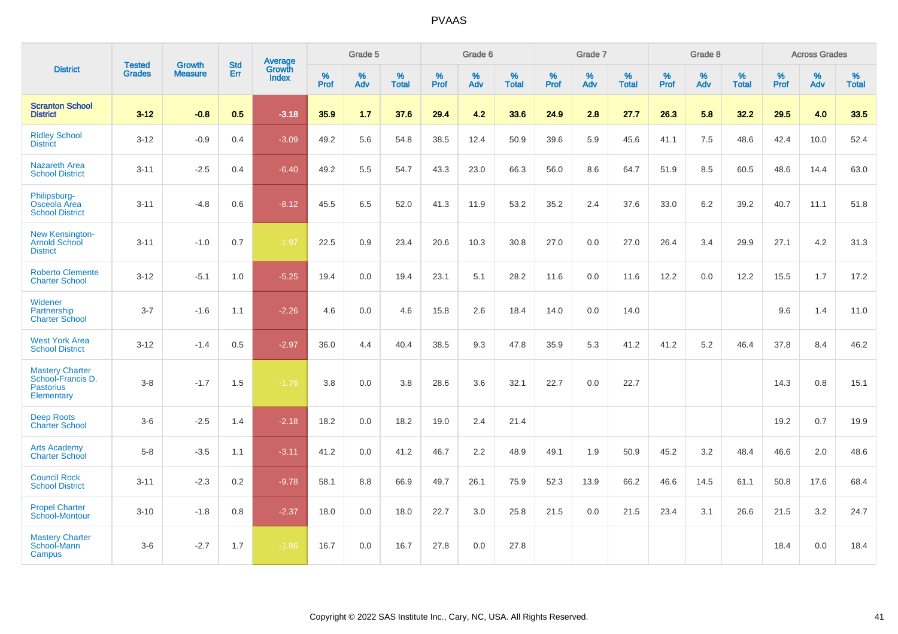| District | Tested Grades | Growth Measure | Std Err | Average Growth Index | Grade 5 | | | Grade 6 | | | Grade 7 | | | Grade 8 | | | Across Grades | | |
|---|---|---|---|---|---|---|---|---|---|---|---|---|---|---|---|---|---|---|---|
| | | | | | % Prof | % Adv | % Total | % Prof | % Adv | % Total | % Prof | % Adv | % Total | % Prof | % Adv | % Total | % Prof | % Adv | % Total |
| **Scranton School District** | **3-12** | **-0.8** | **0.5** | **-3.18** | **35.9** | **1.7** | **37.6** | **29.4** | **4.2** | **33.6** | **24.9** | **2.8** | **27.7** | **26.3** | **5.8** | **32.2** | **29.5** | **4.0** | **33.5** |
| Ridley School District | 3-12 | -0.9 | 0.4 | -3.09 | 49.2 | 5.6 | 54.8 | 38.5 | 12.4 | 50.9 | 39.6 | 5.9 | 45.6 | 41.1 | 7.5 | 48.6 | 42.4 | 10.0 | 52.4 |
| Nazareth Area School District | 3-11 | -2.5 | 0.4 | -6.40 | 49.2 | 5.5 | 54.7 | 43.3 | 23.0 | 66.3 | 56.0 | 8.6 | 64.7 | 51.9 | 8.5 | 60.5 | 48.6 | 14.4 | 63.0 |
| Philipsburg-Osceola Area School District | 3-11 | -4.8 | 0.6 | -8.12 | 45.5 | 6.5 | 52.0 | 41.3 | 11.9 | 53.2 | 35.2 | 2.4 | 37.6 | 33.0 | 6.2 | 39.2 | 40.7 | 11.1 | 51.8 |
| New Kensington-Arnold School District | 3-11 | -1.0 | 0.7 | -1.97 | 22.5 | 0.9 | 23.4 | 20.6 | 10.3 | 30.8 | 27.0 | 0.0 | 27.0 | 26.4 | 3.4 | 29.9 | 27.1 | 4.2 | 31.3 |
| Roberto Clemente Charter School | 3-12 | -5.1 | 1.0 | -5.25 | 19.4 | 0.0 | 19.4 | 23.1 | 5.1 | 28.2 | 11.6 | 0.0 | 11.6 | 12.2 | 0.0 | 12.2 | 15.5 | 1.7 | 17.2 |
| Widener Partnership Charter School | 3-7 | -1.6 | 1.1 | -2.26 | 4.6 | 0.0 | 4.6 | 15.8 | 2.6 | 18.4 | 14.0 | 0.0 | 14.0 | | | | 9.6 | 1.4 | 11.0 |
| West York Area School District | 3-12 | -1.4 | 0.5 | -2.97 | 36.0 | 4.4 | 40.4 | 38.5 | 9.3 | 47.8 | 35.9 | 5.3 | 41.2 | 41.2 | 5.2 | 46.4 | 37.8 | 8.4 | 46.2 |
| Mastery Charter School-Francis D. Pastorius Elementary | 3-8 | -1.7 | 1.5 | -1.76 | 3.8 | 0.0 | 3.8 | 28.6 | 3.6 | 32.1 | 22.7 | 0.0 | 22.7 | | | | 14.3 | 0.8 | 15.1 |
| Deep Roots Charter School | 3-6 | -2.5 | 1.4 | -2.18 | 18.2 | 0.0 | 18.2 | 19.0 | 2.4 | 21.4 | | | | | | | 19.2 | 0.7 | 19.9 |
| Arts Academy Charter School | 5-8 | -3.5 | 1.1 | -3.11 | 41.2 | 0.0 | 41.2 | 46.7 | 2.2 | 48.9 | 49.1 | 1.9 | 50.9 | 45.2 | 3.2 | 48.4 | 46.6 | 2.0 | 48.6 |
| Council Rock School District | 3-11 | -2.3 | 0.2 | -9.78 | 58.1 | 8.8 | 66.9 | 49.7 | 26.1 | 75.9 | 52.3 | 13.9 | 66.2 | 46.6 | 14.5 | 61.1 | 50.8 | 17.6 | 68.4 |
| Propel Charter School-Montour | 3-10 | -1.8 | 0.8 | -2.37 | 18.0 | 0.0 | 18.0 | 22.7 | 3.0 | 25.8 | 21.5 | 0.0 | 21.5 | 23.4 | 3.1 | 26.6 | 21.5 | 3.2 | 24.7 |
| Mastery Charter School-Mann Campus | 3-6 | -2.7 | 1.7 | -1.86 | 16.7 | 0.0 | 16.7 | 27.8 | 0.0 | 27.8 | | | | | | | 18.4 | 0.0 | 18.4 |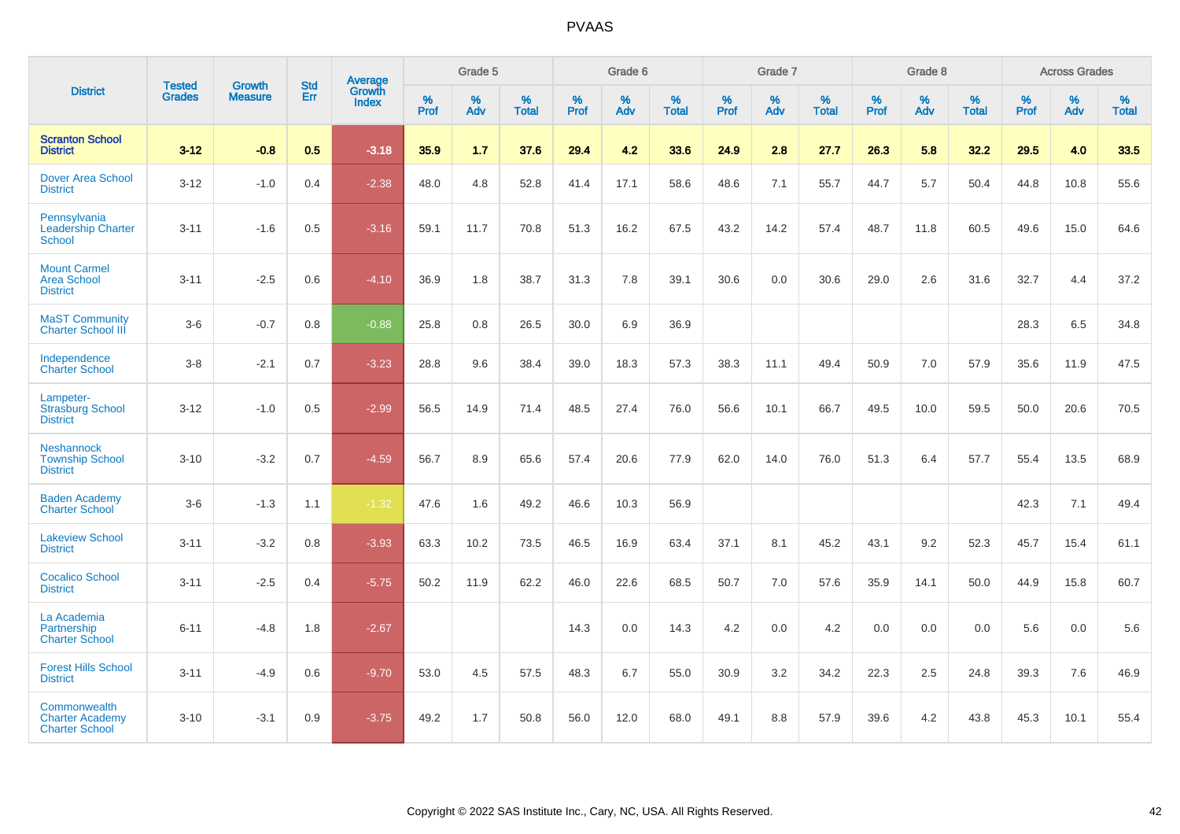# PVAAS

| District | Tested Grades | Growth Measure | Std Err | Average Growth Index | Grade 5 | | | Grade 6 | | | Grade 7 | | | Grade 8 | | | Across Grades | | |
|---|---|---|---|---|---|---|---|---|---|---|---|---|---|---|---|---|---|---|---|
| | | | | | % Prof | % Adv | % Total | % Prof | % Adv | % Total | % Prof | % Adv | % Total | % Prof | % Adv | % Total | % Prof | % Adv | % Total |
| **Scranton School District** | **3-12** | **-0.8** | **0.5** | **-3.18** | **35.9** | **1.7** | **37.6** | **29.4** | **4.2** | **33.6** | **24.9** | **2.8** | **27.7** | **26.3** | **5.8** | **32.2** | **29.5** | **4.0** | **33.5** |
| Dover Area School District | 3-12 | -1.0 | 0.4 | -2.38 | 48.0 | 4.8 | 52.8 | 41.4 | 17.1 | 58.6 | 48.6 | 7.1 | 55.7 | 44.7 | 5.7 | 50.4 | 44.8 | 10.8 | 55.6 |
| Pennsylvania Leadership Charter School | 3-11 | -1.6 | 0.5 | -3.16 | 59.1 | 11.7 | 70.8 | 51.3 | 16.2 | 67.5 | 43.2 | 14.2 | 57.4 | 48.7 | 11.8 | 60.5 | 49.6 | 15.0 | 64.6 |
| Mount Carmel Area School District | 3-11 | -2.5 | 0.6 | -4.10 | 36.9 | 1.8 | 38.7 | 31.3 | 7.8 | 39.1 | 30.6 | 0.0 | 30.6 | 29.0 | 2.6 | 31.6 | 32.7 | 4.4 | 37.2 |
| MaST Community Charter School III | 3-6 | -0.7 | 0.8 | -0.88 | 25.8 | 0.8 | 26.5 | 30.0 | 6.9 | 36.9 | | | | | | | 28.3 | 6.5 | 34.8 |
| Independence Charter School | 3-8 | -2.1 | 0.7 | -3.23 | 28.8 | 9.6 | 38.4 | 39.0 | 18.3 | 57.3 | 38.3 | 11.1 | 49.4 | 50.9 | 7.0 | 57.9 | 35.6 | 11.9 | 47.5 |
| Lampeter-Strasburg School District | 3-12 | -1.0 | 0.5 | -2.99 | 56.5 | 14.9 | 71.4 | 48.5 | 27.4 | 76.0 | 56.6 | 10.1 | 66.7 | 49.5 | 10.0 | 59.5 | 50.0 | 20.6 | 70.5 |
| Neshannock Township School District | 3-10 | -3.2 | 0.7 | -4.59 | 56.7 | 8.9 | 65.6 | 57.4 | 20.6 | 77.9 | 62.0 | 14.0 | 76.0 | 51.3 | 6.4 | 57.7 | 55.4 | 13.5 | 68.9 |
| Baden Academy Charter School | 3-6 | -1.3 | 1.1 | -1.32 | 47.6 | 1.6 | 49.2 | 46.6 | 10.3 | 56.9 | | | | | | | 42.3 | 7.1 | 49.4 |
| Lakeview School District | 3-11 | -3.2 | 0.8 | -3.93 | 63.3 | 10.2 | 73.5 | 46.5 | 16.9 | 63.4 | 37.1 | 8.1 | 45.2 | 43.1 | 9.2 | 52.3 | 45.7 | 15.4 | 61.1 |
| Cocalico School District | 3-11 | -2.5 | 0.4 | -5.75 | 50.2 | 11.9 | 62.2 | 46.0 | 22.6 | 68.5 | 50.7 | 7.0 | 57.6 | 35.9 | 14.1 | 50.0 | 44.9 | 15.8 | 60.7 |
| La Academia Partnership Charter School | 6-11 | -4.8 | 1.8 | -2.67 | | | | 14.3 | 0.0 | 14.3 | 4.2 | 0.0 | 4.2 | 0.0 | 0.0 | 0.0 | 5.6 | 0.0 | 5.6 |
| Forest Hills School District | 3-11 | -4.9 | 0.6 | -9.70 | 53.0 | 4.5 | 57.5 | 48.3 | 6.7 | 55.0 | 30.9 | 3.2 | 34.2 | 22.3 | 2.5 | 24.8 | 39.3 | 7.6 | 46.9 |
| Commonwealth Charter Academy Charter School | 3-10 | -3.1 | 0.9 | -3.75 | 49.2 | 1.7 | 50.8 | 56.0 | 12.0 | 68.0 | 49.1 | 8.8 | 57.9 | 39.6 | 4.2 | 43.8 | 45.3 | 10.1 | 55.4 |

Copyright © 2022 SAS Institute Inc., Cary, NC, USA. All Rights Reserved.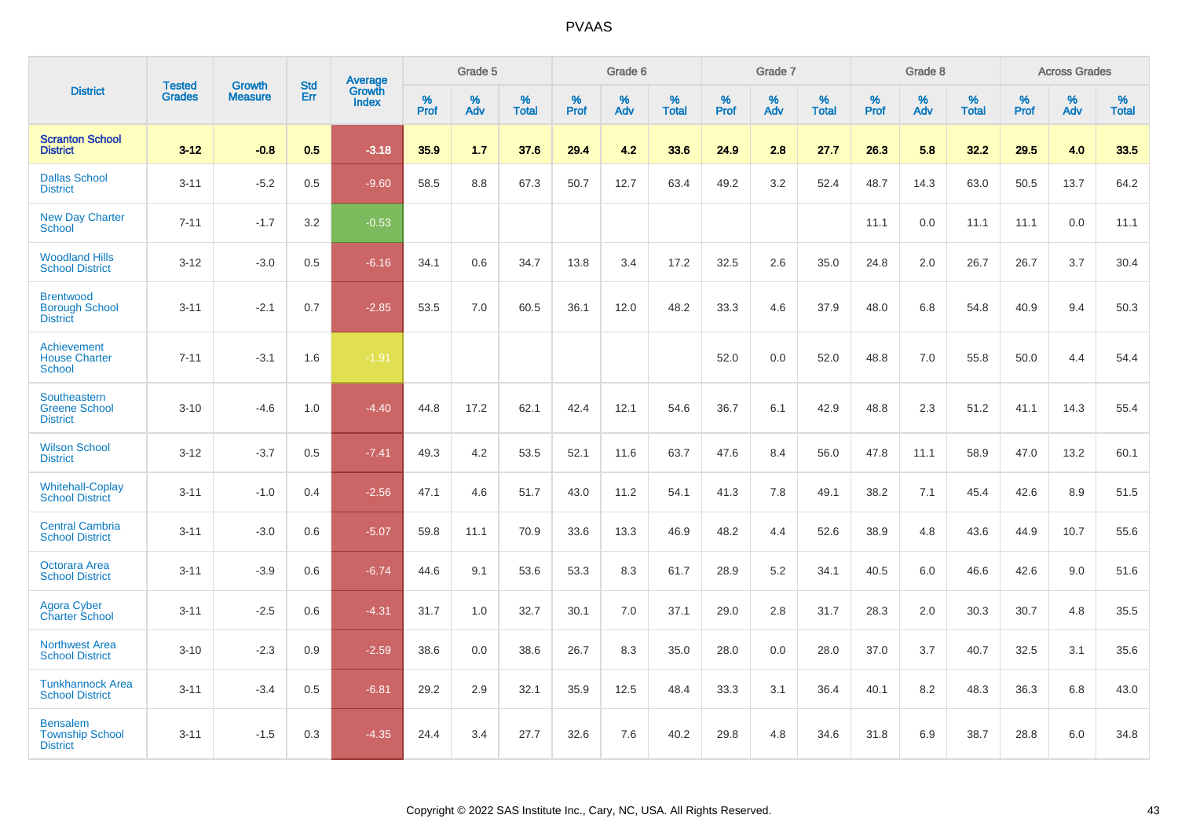# PVAAS

| District | Tested Grades | Growth Measure | Std Err | Average Growth Index | Grade 5 | | | Grade 6 | | | Grade 7 | | | Grade 8 | | | Across Grades | | |
|---|---|---|---|---|---|---|---|---|---|---|---|---|---|---|---|---|---|---|---|
| | | | | | % Prof | % Adv | % Total | % Prof | % Adv | % Total | % Prof | % Adv | % Total | % Prof | % Adv | % Total | % Prof | % Adv | % Total |
| **Scranton School District** | **3-12** | **-0.8** | **0.5** | **-3.18** | **35.9** | **1.7** | **37.6** | **29.4** | **4.2** | **33.6** | **24.9** | **2.8** | **27.7** | **26.3** | **5.8** | **32.2** | **29.5** | **4.0** | **33.5** |
| Dallas School District | 3-11 | -5.2 | 0.5 | -9.60 | 58.5 | 8.8 | 67.3 | 50.7 | 12.7 | 63.4 | 49.2 | 3.2 | 52.4 | 48.7 | 14.3 | 63.0 | 50.5 | 13.7 | 64.2 |
| New Day Charter School | 7-11 | -1.7 | 3.2 | -0.53 | | | | | | | | | | 11.1 | 0.0 | 11.1 | 11.1 | 0.0 | 11.1 |
| Woodland Hills School District | 3-12 | -3.0 | 0.5 | -6.16 | 34.1 | 0.6 | 34.7 | 13.8 | 3.4 | 17.2 | 32.5 | 2.6 | 35.0 | 24.8 | 2.0 | 26.7 | 26.7 | 3.7 | 30.4 |
| Brentwood Borough School District | 3-11 | -2.1 | 0.7 | -2.85 | 53.5 | 7.0 | 60.5 | 36.1 | 12.0 | 48.2 | 33.3 | 4.6 | 37.9 | 48.0 | 6.8 | 54.8 | 40.9 | 9.4 | 50.3 |
| Achievement House Charter School | 7-11 | -3.1 | 1.6 | -1.91 | | | | | | | 52.0 | 0.0 | 52.0 | 48.8 | 7.0 | 55.8 | 50.0 | 4.4 | 54.4 |
| Southeastern Greene School District | 3-10 | -4.6 | 1.0 | -4.40 | 44.8 | 17.2 | 62.1 | 42.4 | 12.1 | 54.6 | 36.7 | 6.1 | 42.9 | 48.8 | 2.3 | 51.2 | 41.1 | 14.3 | 55.4 |
| Wilson School District | 3-12 | -3.7 | 0.5 | -7.41 | 49.3 | 4.2 | 53.5 | 52.1 | 11.6 | 63.7 | 47.6 | 8.4 | 56.0 | 47.8 | 11.1 | 58.9 | 47.0 | 13.2 | 60.1 |
| Whitehall-Coplay School District | 3-11 | -1.0 | 0.4 | -2.56 | 47.1 | 4.6 | 51.7 | 43.0 | 11.2 | 54.1 | 41.3 | 7.8 | 49.1 | 38.2 | 7.1 | 45.4 | 42.6 | 8.9 | 51.5 |
| Central Cambria School District | 3-11 | -3.0 | 0.6 | -5.07 | 59.8 | 11.1 | 70.9 | 33.6 | 13.3 | 46.9 | 48.2 | 4.4 | 52.6 | 38.9 | 4.8 | 43.6 | 44.9 | 10.7 | 55.6 |
| Octorara Area School District | 3-11 | -3.9 | 0.6 | -6.74 | 44.6 | 9.1 | 53.6 | 53.3 | 8.3 | 61.7 | 28.9 | 5.2 | 34.1 | 40.5 | 6.0 | 46.6 | 42.6 | 9.0 | 51.6 |
| Agora Cyber Charter School | 3-11 | -2.5 | 0.6 | -4.31 | 31.7 | 1.0 | 32.7 | 30.1 | 7.0 | 37.1 | 29.0 | 2.8 | 31.7 | 28.3 | 2.0 | 30.3 | 30.7 | 4.8 | 35.5 |
| Northwest Area School District | 3-10 | -2.3 | 0.9 | -2.59 | 38.6 | 0.0 | 38.6 | 26.7 | 8.3 | 35.0 | 28.0 | 0.0 | 28.0 | 37.0 | 3.7 | 40.7 | 32.5 | 3.1 | 35.6 |
| Tunkhannock Area School District | 3-11 | -3.4 | 0.5 | -6.81 | 29.2 | 2.9 | 32.1 | 35.9 | 12.5 | 48.4 | 33.3 | 3.1 | 36.4 | 40.1 | 8.2 | 48.3 | 36.3 | 6.8 | 43.0 |
| Bensalem Township School District | 3-11 | -1.5 | 0.3 | -4.35 | 24.4 | 3.4 | 27.7 | 32.6 | 7.6 | 40.2 | 29.8 | 4.8 | 34.6 | 31.8 | 6.9 | 38.7 | 28.8 | 6.0 | 34.8 |

Copyright © 2022 SAS Institute Inc., Cary, NC, USA. All Rights Reserved.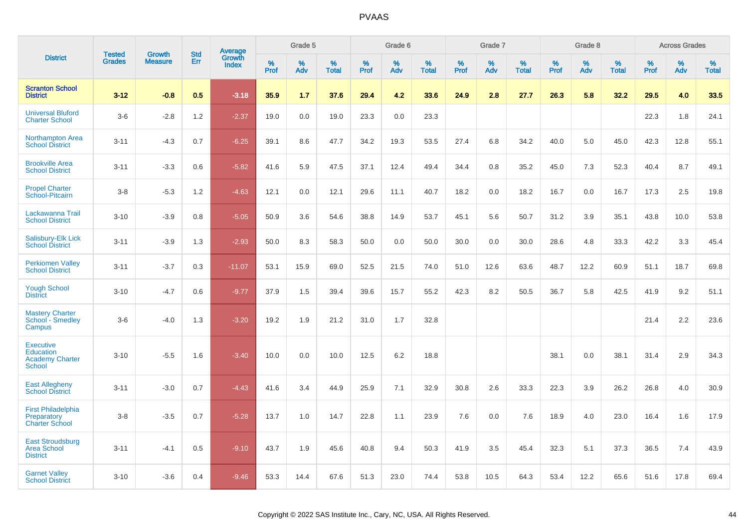# PVAAS

| District | Tested Grades | Growth Measure | Std Err | Average Growth Index | Grade 5 | | | Grade 6 | | | Grade 7 | | | Grade 8 | | | Across Grades | | |
|---|---|---|---|---|---|---|---|---|---|---|---|---|---|---|---|---|---|---|---|
| | | | | | % Prof | % Adv | % Total | % Prof | % Adv | % Total | % Prof | % Adv | % Total | % Prof | % Adv | % Total | % Prof | % Adv | % Total |
| **Scranton School District** | **3-12** | **-0.8** | **0.5** | **-3.18** | **35.9** | **1.7** | **37.6** | **29.4** | **4.2** | **33.6** | **24.9** | **2.8** | **27.7** | **26.3** | **5.8** | **32.2** | **29.5** | **4.0** | **33.5** |
| Universal Bluford Charter School | 3-6 | -2.8 | 1.2 | -2.37 | 19.0 | 0.0 | 19.0 | 23.3 | 0.0 | 23.3 | | | | | | | 22.3 | 1.8 | 24.1 |
| Northampton Area School District | 3-11 | -4.3 | 0.7 | -6.25 | 39.1 | 8.6 | 47.7 | 34.2 | 19.3 | 53.5 | 27.4 | 6.8 | 34.2 | 40.0 | 5.0 | 45.0 | 42.3 | 12.8 | 55.1 |
| Brookville Area School District | 3-11 | -3.3 | 0.6 | -5.82 | 41.6 | 5.9 | 47.5 | 37.1 | 12.4 | 49.4 | 34.4 | 0.8 | 35.2 | 45.0 | 7.3 | 52.3 | 40.4 | 8.7 | 49.1 |
| Propel Charter School-Pitcairn | 3-8 | -5.3 | 1.2 | -4.63 | 12.1 | 0.0 | 12.1 | 29.6 | 11.1 | 40.7 | 18.2 | 0.0 | 18.2 | 16.7 | 0.0 | 16.7 | 17.3 | 2.5 | 19.8 |
| Lackawanna Trail School District | 3-10 | -3.9 | 0.8 | -5.05 | 50.9 | 3.6 | 54.6 | 38.8 | 14.9 | 53.7 | 45.1 | 5.6 | 50.7 | 31.2 | 3.9 | 35.1 | 43.8 | 10.0 | 53.8 |
| Salisbury-Elk Lick School District | 3-11 | -3.9 | 1.3 | -2.93 | 50.0 | 8.3 | 58.3 | 50.0 | 0.0 | 50.0 | 30.0 | 0.0 | 30.0 | 28.6 | 4.8 | 33.3 | 42.2 | 3.3 | 45.4 |
| Perkiomen Valley School District | 3-11 | -3.7 | 0.3 | -11.07 | 53.1 | 15.9 | 69.0 | 52.5 | 21.5 | 74.0 | 51.0 | 12.6 | 63.6 | 48.7 | 12.2 | 60.9 | 51.1 | 18.7 | 69.8 |
| Yough School District | 3-10 | -4.7 | 0.6 | -9.77 | 37.9 | 1.5 | 39.4 | 39.6 | 15.7 | 55.2 | 42.3 | 8.2 | 50.5 | 36.7 | 5.8 | 42.5 | 41.9 | 9.2 | 51.1 |
| Mastery Charter School - Smedley Campus | 3-6 | -4.0 | 1.3 | -3.20 | 19.2 | 1.9 | 21.2 | 31.0 | 1.7 | 32.8 | | | | | | | 21.4 | 2.2 | 23.6 |
| Executive Education Academy Charter School | 3-10 | -5.5 | 1.6 | -3.40 | 10.0 | 0.0 | 10.0 | 12.5 | 6.2 | 18.8 | | | | 38.1 | 0.0 | 38.1 | 31.4 | 2.9 | 34.3 |
| East Allegheny School District | 3-11 | -3.0 | 0.7 | -4.43 | 41.6 | 3.4 | 44.9 | 25.9 | 7.1 | 32.9 | 30.8 | 2.6 | 33.3 | 22.3 | 3.9 | 26.2 | 26.8 | 4.0 | 30.9 |
| First Philadelphia Preparatory Charter School | 3-8 | -3.5 | 0.7 | -5.28 | 13.7 | 1.0 | 14.7 | 22.8 | 1.1 | 23.9 | 7.6 | 0.0 | 7.6 | 18.9 | 4.0 | 23.0 | 16.4 | 1.6 | 17.9 |
| East Stroudsburg Area School District | 3-11 | -4.1 | 0.5 | -9.10 | 43.7 | 1.9 | 45.6 | 40.8 | 9.4 | 50.3 | 41.9 | 3.5 | 45.4 | 32.3 | 5.1 | 37.3 | 36.5 | 7.4 | 43.9 |
| Garnet Valley School District | 3-10 | -3.6 | 0.4 | -9.46 | 53.3 | 14.4 | 67.6 | 51.3 | 23.0 | 74.4 | 53.8 | 10.5 | 64.3 | 53.4 | 12.2 | 65.6 | 51.6 | 17.8 | 69.4 |

Copyright © 2022 SAS Institute Inc., Cary, NC, USA. All Rights Reserved.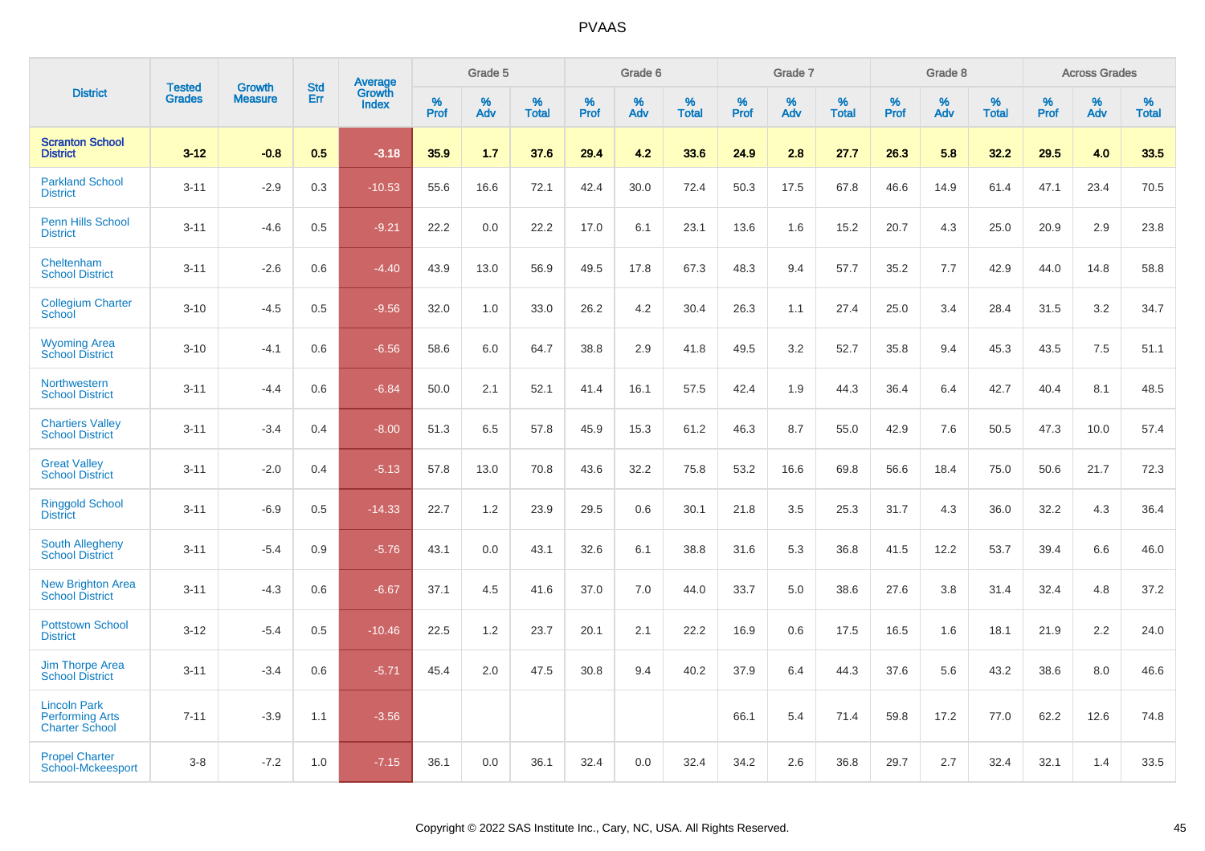# PVAAS

| District | Tested Grades | Growth Measure | Std Err | Average Growth Index | Grade 5 | | | Grade 6 | | | Grade 7 | | | Grade 8 | | | Across Grades | | |
|---|---|---|---|---|---|---|---|---|---|---|---|---|---|---|---|---|---|---|---|
| | | | | | % Prof | % Adv | % Total | % Prof | % Adv | % Total | % Prof | % Adv | % Total | % Prof | % Adv | % Total | % Prof | % Adv | % Total |
| **Scranton School District** | **3-12** | **-0.8** | **0.5** | **-3.18** | **35.9** | **1.7** | **37.6** | **29.4** | **4.2** | **33.6** | **24.9** | **2.8** | **27.7** | **26.3** | **5.8** | **32.2** | **29.5** | **4.0** | **33.5** |
| Parkland School District | 3-11 | -2.9 | 0.3 | -10.53 | 55.6 | 16.6 | 72.1 | 42.4 | 30.0 | 72.4 | 50.3 | 17.5 | 67.8 | 46.6 | 14.9 | 61.4 | 47.1 | 23.4 | 70.5 |
| Penn Hills School District | 3-11 | -4.6 | 0.5 | -9.21 | 22.2 | 0.0 | 22.2 | 17.0 | 6.1 | 23.1 | 13.6 | 1.6 | 15.2 | 20.7 | 4.3 | 25.0 | 20.9 | 2.9 | 23.8 |
| Cheltenham School District | 3-11 | -2.6 | 0.6 | -4.40 | 43.9 | 13.0 | 56.9 | 49.5 | 17.8 | 67.3 | 48.3 | 9.4 | 57.7 | 35.2 | 7.7 | 42.9 | 44.0 | 14.8 | 58.8 |
| Collegium Charter School | 3-10 | -4.5 | 0.5 | -9.56 | 32.0 | 1.0 | 33.0 | 26.2 | 4.2 | 30.4 | 26.3 | 1.1 | 27.4 | 25.0 | 3.4 | 28.4 | 31.5 | 3.2 | 34.7 |
| Wyoming Area School District | 3-10 | -4.1 | 0.6 | -6.56 | 58.6 | 6.0 | 64.7 | 38.8 | 2.9 | 41.8 | 49.5 | 3.2 | 52.7 | 35.8 | 9.4 | 45.3 | 43.5 | 7.5 | 51.1 |
| Northwestern School District | 3-11 | -4.4 | 0.6 | -6.84 | 50.0 | 2.1 | 52.1 | 41.4 | 16.1 | 57.5 | 42.4 | 1.9 | 44.3 | 36.4 | 6.4 | 42.7 | 40.4 | 8.1 | 48.5 |
| Chartiers Valley School District | 3-11 | -3.4 | 0.4 | -8.00 | 51.3 | 6.5 | 57.8 | 45.9 | 15.3 | 61.2 | 46.3 | 8.7 | 55.0 | 42.9 | 7.6 | 50.5 | 47.3 | 10.0 | 57.4 |
| Great Valley School District | 3-11 | -2.0 | 0.4 | -5.13 | 57.8 | 13.0 | 70.8 | 43.6 | 32.2 | 75.8 | 53.2 | 16.6 | 69.8 | 56.6 | 18.4 | 75.0 | 50.6 | 21.7 | 72.3 |
| Ringgold School District | 3-11 | -6.9 | 0.5 | -14.33 | 22.7 | 1.2 | 23.9 | 29.5 | 0.6 | 30.1 | 21.8 | 3.5 | 25.3 | 31.7 | 4.3 | 36.0 | 32.2 | 4.3 | 36.4 |
| South Allegheny School District | 3-11 | -5.4 | 0.9 | -5.76 | 43.1 | 0.0 | 43.1 | 32.6 | 6.1 | 38.8 | 31.6 | 5.3 | 36.8 | 41.5 | 12.2 | 53.7 | 39.4 | 6.6 | 46.0 |
| New Brighton Area School District | 3-11 | -4.3 | 0.6 | -6.67 | 37.1 | 4.5 | 41.6 | 37.0 | 7.0 | 44.0 | 33.7 | 5.0 | 38.6 | 27.6 | 3.8 | 31.4 | 32.4 | 4.8 | 37.2 |
| Pottstown School District | 3-12 | -5.4 | 0.5 | -10.46 | 22.5 | 1.2 | 23.7 | 20.1 | 2.1 | 22.2 | 16.9 | 0.6 | 17.5 | 16.5 | 1.6 | 18.1 | 21.9 | 2.2 | 24.0 |
| Jim Thorpe Area School District | 3-11 | -3.4 | 0.6 | -5.71 | 45.4 | 2.0 | 47.5 | 30.8 | 9.4 | 40.2 | 37.9 | 6.4 | 44.3 | 37.6 | 5.6 | 43.2 | 38.6 | 8.0 | 46.6 |
| Lincoln Park Performing Arts Charter School | 7-11 | -3.9 | 1.1 | -3.56 | | | | | | | 66.1 | 5.4 | 71.4 | 59.8 | 17.2 | 77.0 | 62.2 | 12.6 | 74.8 |
| Propel Charter School-Mckeesport | 3-8 | -7.2 | 1.0 | -7.15 | 36.1 | 0.0 | 36.1 | 32.4 | 0.0 | 32.4 | 34.2 | 2.6 | 36.8 | 29.7 | 2.7 | 32.4 | 32.1 | 1.4 | 33.5 |

Copyright © 2022 SAS Institute Inc., Cary, NC, USA. All Rights Reserved.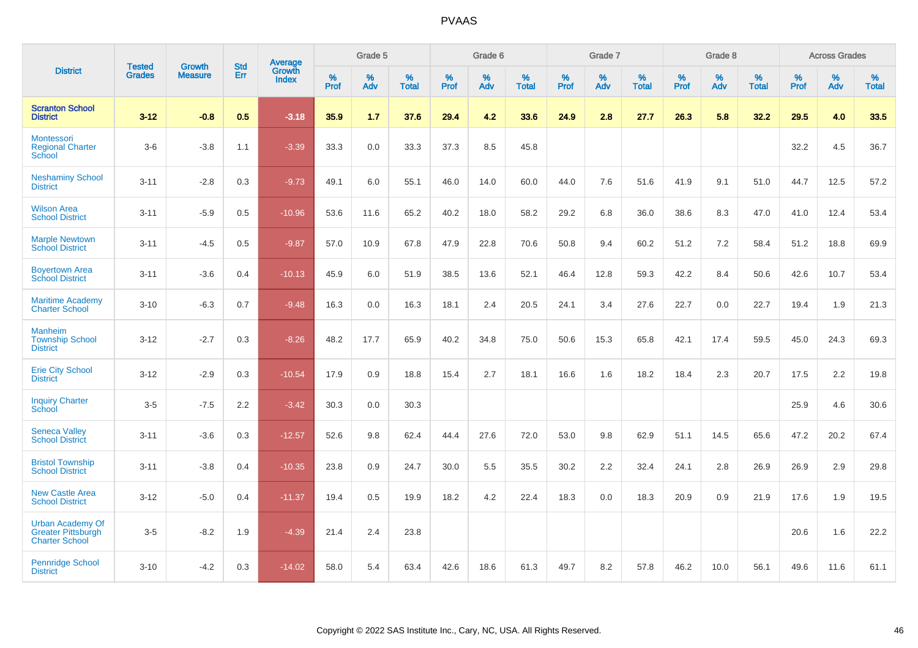| District | Tested Grades | Growth Measure | Std Err | Average Growth Index | Grade 5 | | | Grade 6 | | | Grade 7 | | | Grade 8 | | | Across Grades | | |
|---|---|---|---|---|---|---|---|---|---|---|---|---|---|---|---|---|---|---|---|
| | | | | | % Prof | % Adv | % Total | % Prof | % Adv | % Total | % Prof | % Adv | % Total | % Prof | % Adv | % Total | % Prof | % Adv | % Total |
| **Scranton School District** | **3-12** | **-0.8** | **0.5** | **-3.18** | **35.9** | **1.7** | **37.6** | **29.4** | **4.2** | **33.6** | **24.9** | **2.8** | **27.7** | **26.3** | **5.8** | **32.2** | **29.5** | **4.0** | **33.5** |
| Montessori Regional Charter School | 3-6 | -3.8 | 1.1 | -3.39 | 33.3 | 0.0 | 33.3 | 37.3 | 8.5 | 45.8 | | | | | | | 32.2 | 4.5 | 36.7 |
| Neshaminy School District | 3-11 | -2.8 | 0.3 | -9.73 | 49.1 | 6.0 | 55.1 | 46.0 | 14.0 | 60.0 | 44.0 | 7.6 | 51.6 | 41.9 | 9.1 | 51.0 | 44.7 | 12.5 | 57.2 |
| Wilson Area School District | 3-11 | -5.9 | 0.5 | -10.96 | 53.6 | 11.6 | 65.2 | 40.2 | 18.0 | 58.2 | 29.2 | 6.8 | 36.0 | 38.6 | 8.3 | 47.0 | 41.0 | 12.4 | 53.4 |
| Marple Newtown School District | 3-11 | -4.5 | 0.5 | -9.87 | 57.0 | 10.9 | 67.8 | 47.9 | 22.8 | 70.6 | 50.8 | 9.4 | 60.2 | 51.2 | 7.2 | 58.4 | 51.2 | 18.8 | 69.9 |
| Boyertown Area School District | 3-11 | -3.6 | 0.4 | -10.13 | 45.9 | 6.0 | 51.9 | 38.5 | 13.6 | 52.1 | 46.4 | 12.8 | 59.3 | 42.2 | 8.4 | 50.6 | 42.6 | 10.7 | 53.4 |
| Maritime Academy Charter School | 3-10 | -6.3 | 0.7 | -9.48 | 16.3 | 0.0 | 16.3 | 18.1 | 2.4 | 20.5 | 24.1 | 3.4 | 27.6 | 22.7 | 0.0 | 22.7 | 19.4 | 1.9 | 21.3 |
| Manheim Township School District | 3-12 | -2.7 | 0.3 | -8.26 | 48.2 | 17.7 | 65.9 | 40.2 | 34.8 | 75.0 | 50.6 | 15.3 | 65.8 | 42.1 | 17.4 | 59.5 | 45.0 | 24.3 | 69.3 |
| Erie City School District | 3-12 | -2.9 | 0.3 | -10.54 | 17.9 | 0.9 | 18.8 | 15.4 | 2.7 | 18.1 | 16.6 | 1.6 | 18.2 | 18.4 | 2.3 | 20.7 | 17.5 | 2.2 | 19.8 |
| Inquiry Charter School | 3-5 | -7.5 | 2.2 | -3.42 | 30.3 | 0.0 | 30.3 | | | | | | | | | | 25.9 | 4.6 | 30.6 |
| Seneca Valley School District | 3-11 | -3.6 | 0.3 | -12.57 | 52.6 | 9.8 | 62.4 | 44.4 | 27.6 | 72.0 | 53.0 | 9.8 | 62.9 | 51.1 | 14.5 | 65.6 | 47.2 | 20.2 | 67.4 |
| Bristol Township School District | 3-11 | -3.8 | 0.4 | -10.35 | 23.8 | 0.9 | 24.7 | 30.0 | 5.5 | 35.5 | 30.2 | 2.2 | 32.4 | 24.1 | 2.8 | 26.9 | 26.9 | 2.9 | 29.8 |
| New Castle Area School District | 3-12 | -5.0 | 0.4 | -11.37 | 19.4 | 0.5 | 19.9 | 18.2 | 4.2 | 22.4 | 18.3 | 0.0 | 18.3 | 20.9 | 0.9 | 21.9 | 17.6 | 1.9 | 19.5 |
| Urban Academy Of Greater Pittsburgh Charter School | 3-5 | -8.2 | 1.9 | -4.39 | 21.4 | 2.4 | 23.8 | | | | | | | | | | 20.6 | 1.6 | 22.2 |
| Pennridge School District | 3-10 | -4.2 | 0.3 | -14.02 | 58.0 | 5.4 | 63.4 | 42.6 | 18.6 | 61.3 | 49.7 | 8.2 | 57.8 | 46.2 | 10.0 | 56.1 | 49.6 | 11.6 | 61.1 |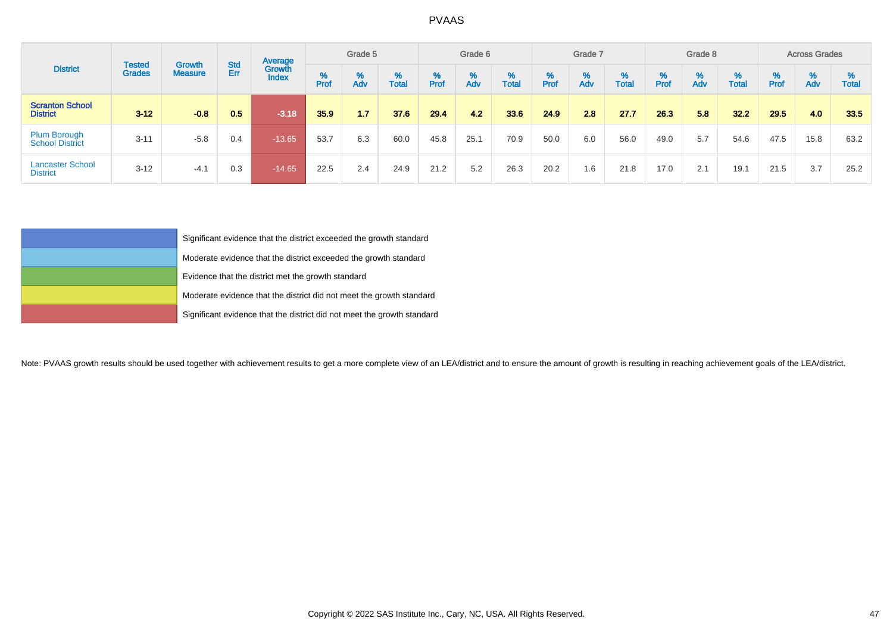# PVAAS

| District | Tested Grades | Growth Measure | Std Err | Average Growth Index | Grade 5 | | | Grade 6 | | | Grade 7 | | | Grade 8 | | | Across Grades | | |
|---|---|---|---|---|---|---|---|---|---|---|---|---|---|---|---|---|---|---|---|
| | | | | | % Prof | % Adv | % Total | % Prof | % Adv | % Total | % Prof | % Adv | % Total | % Prof | % Adv | % Total | % Prof | % Adv | % Total |
| **Scranton School District** | **3-12** | **-0.8** | **0.5** | **-3.18** | **35.9** | **1.7** | **37.6** | **29.4** | **4.2** | **33.6** | **24.9** | **2.8** | **27.7** | **26.3** | **5.8** | **32.2** | **29.5** | **4.0** | **33.5** |
| Plum Borough School District | 3-11 | -5.8 | 0.4 | -13.65 | 53.7 | 6.3 | 60.0 | 45.8 | 25.1 | 70.9 | 50.0 | 6.0 | 56.0 | 49.0 | 5.7 | 54.6 | 47.5 | 15.8 | 63.2 |
| Lancaster School District | 3-12 | -4.1 | 0.3 | -14.65 | 22.5 | 2.4 | 24.9 | 21.2 | 5.2 | 26.3 | 20.2 | 1.6 | 21.8 | 17.0 | 2.1 | 19.1 | 21.5 | 3.7 | 25.2 |

Significant evidence that the district exceeded the growth standard

Moderate evidence that the district exceeded the growth standard

Evidence that the district met the growth standard

Moderate evidence that the district did not meet the growth standard

Significant evidence that the district did not meet the growth standard

Note: PVAAS growth results should be used together with achievement results to get a more complete view of an LEA/district and to ensure the amount of growth is resulting in reaching achievement goals of the LEA/district.

Copyright © 2022 SAS Institute Inc., Cary, NC, USA. All Rights Reserved.